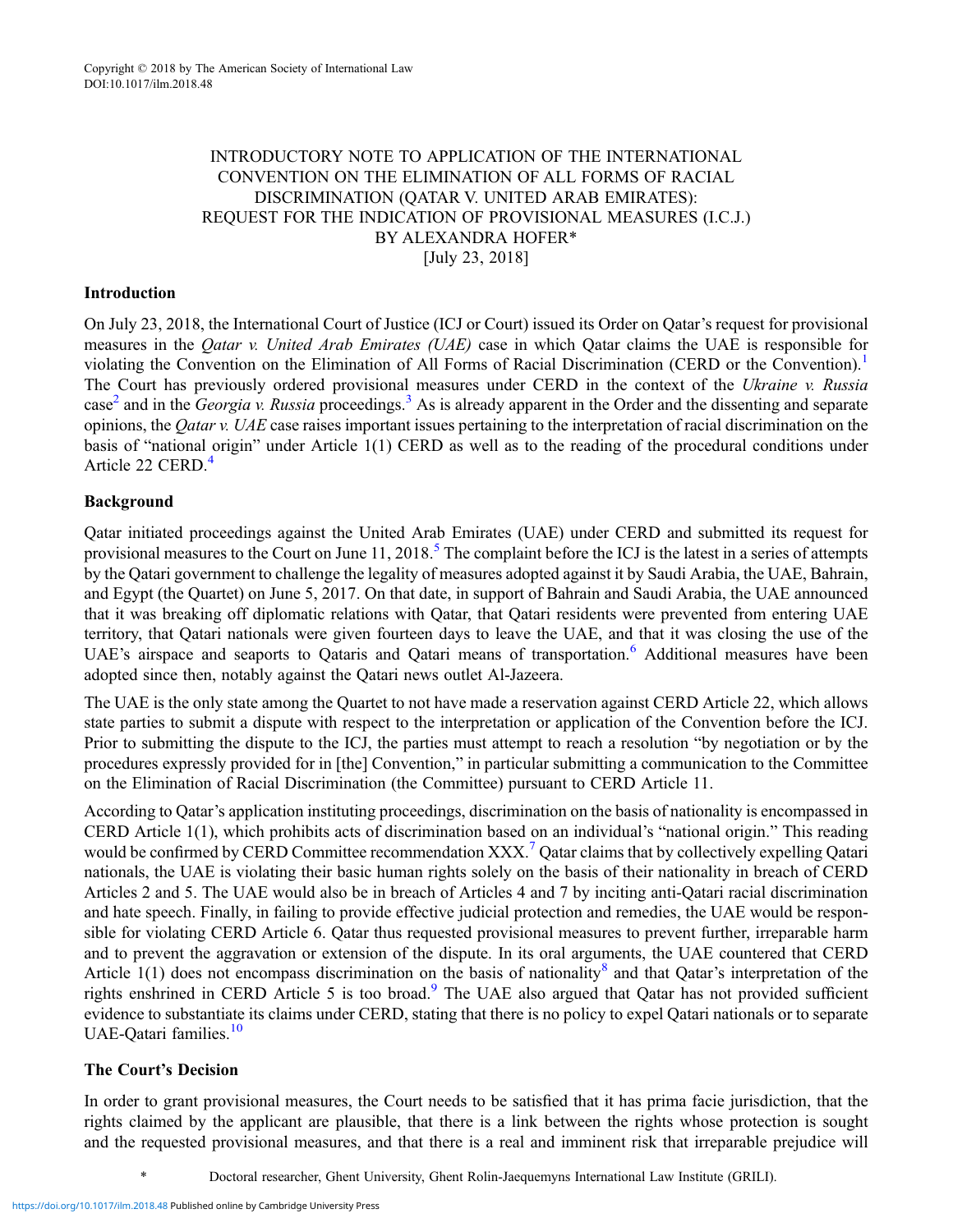Copyright © 2018 by The American Society of International Law
DOI:10.1017/ilm.2018.48

# INTRODUCTORY NOTE TO APPLICATION OF THE INTERNATIONAL CONVENTION ON THE ELIMINATION OF ALL FORMS OF RACIAL DISCRIMINATION (QATAR V. UNITED ARAB EMIRATES): REQUEST FOR THE INDICATION OF PROVISIONAL MEASURES (I.C.J.) BY ALEXANDRA HOFER*

[July 23, 2018]

## Introduction

On July 23, 2018, the International Court of Justice (ICJ or Court) issued its Order on Qatar's request for provisional measures in the *Qatar v. United Arab Emirates (UAE)* case in which Qatar claims the UAE is responsible for violating the Convention on the Elimination of All Forms of Racial Discrimination (CERD or the Convention).[1] The Court has previously ordered provisional measures under CERD in the context of the *Ukraine v. Russia* case[2] and in the *Georgia v. Russia* proceedings.[3] As is already apparent in the Order and the dissenting and separate opinions, the *Qatar v. UAE* case raises important issues pertaining to the interpretation of racial discrimination on the basis of "national origin" under Article 1(1) CERD as well as to the reading of the procedural conditions under Article 22 CERD.[4]

## Background

Qatar initiated proceedings against the United Arab Emirates (UAE) under CERD and submitted its request for provisional measures to the Court on June 11, 2018.[5] The complaint before the ICJ is the latest in a series of attempts by the Qatari government to challenge the legality of measures adopted against it by Saudi Arabia, the UAE, Bahrain, and Egypt (the Quartet) on June 5, 2017. On that date, in support of Bahrain and Saudi Arabia, the UAE announced that it was breaking off diplomatic relations with Qatar, that Qatari residents were prevented from entering UAE territory, that Qatari nationals were given fourteen days to leave the UAE, and that it was closing the use of the UAE's airspace and seaports to Qataris and Qatari means of transportation.[6] Additional measures have been adopted since then, notably against the Qatari news outlet Al-Jazeera.

The UAE is the only state among the Quartet to not have made a reservation against CERD Article 22, which allows state parties to submit a dispute with respect to the interpretation or application of the Convention before the ICJ. Prior to submitting the dispute to the ICJ, the parties must attempt to reach a resolution "by negotiation or by the procedures expressly provided for in [the] Convention," in particular submitting a communication to the Committee on the Elimination of Racial Discrimination (the Committee) pursuant to CERD Article 11.

According to Qatar's application instituting proceedings, discrimination on the basis of nationality is encompassed in CERD Article 1(1), which prohibits acts of discrimination based on an individual's "national origin." This reading would be confirmed by CERD Committee recommendation XXX.[7] Qatar claims that by collectively expelling Qatari nationals, the UAE is violating their basic human rights solely on the basis of their nationality in breach of CERD Articles 2 and 5. The UAE would also be in breach of Articles 4 and 7 by inciting anti-Qatari racial discrimination and hate speech. Finally, in failing to provide effective judicial protection and remedies, the UAE would be responsible for violating CERD Article 6. Qatar thus requested provisional measures to prevent further, irreparable harm and to prevent the aggravation or extension of the dispute. In its oral arguments, the UAE countered that CERD Article 1(1) does not encompass discrimination on the basis of nationality[8] and that Qatar's interpretation of the rights enshrined in CERD Article 5 is too broad.[9] The UAE also argued that Qatar has not provided sufficient evidence to substantiate its claims under CERD, stating that there is no policy to expel Qatari nationals or to separate UAE-Qatari families.[10]

## The Court's Decision

In order to grant provisional measures, the Court needs to be satisfied that it has prima facie jurisdiction, that the rights claimed by the applicant are plausible, that there is a link between the rights whose protection is sought and the requested provisional measures, and that there is a real and imminent risk that irreparable prejudice will

\* Doctoral researcher, Ghent University, Ghent Rolin-Jaequemyns International Law Institute (GRILI).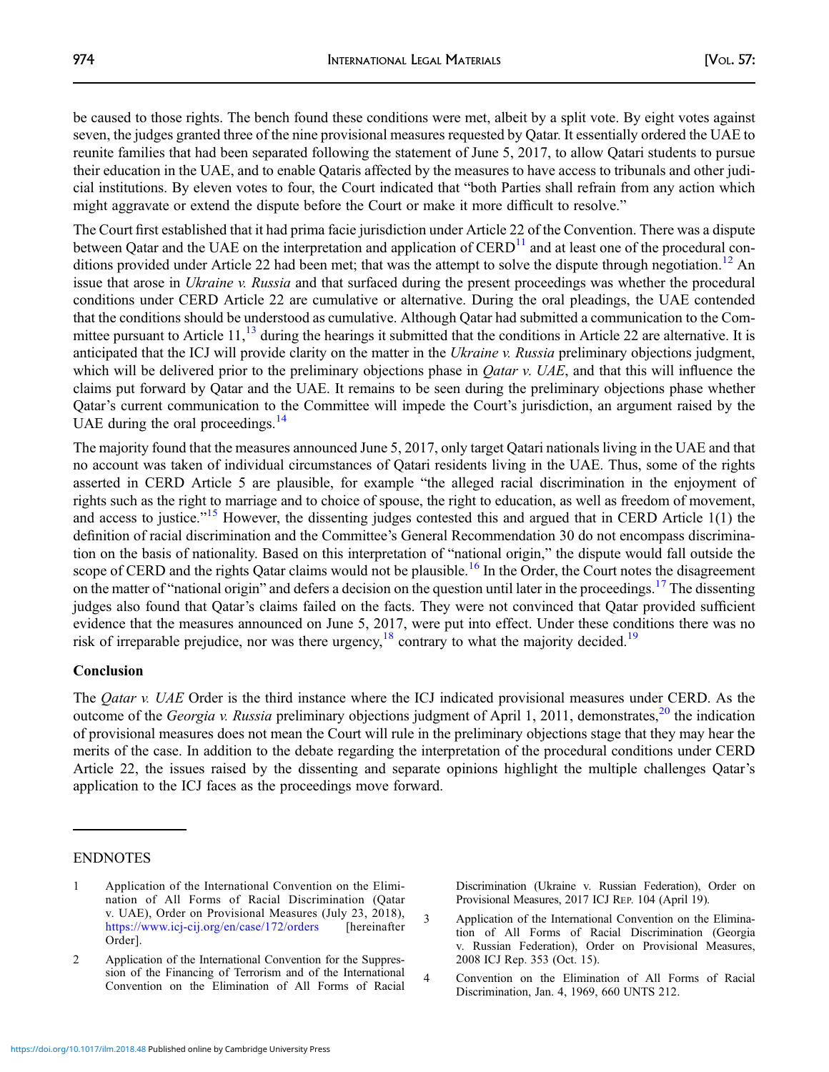be caused to those rights. The bench found these conditions were met, albeit by a split vote. By eight votes against seven, the judges granted three of the nine provisional measures requested by Qatar. It essentially ordered the UAE to reunite families that had been separated following the statement of June 5, 2017, to allow Qatari students to pursue their education in the UAE, and to enable Qataris affected by the measures to have access to tribunals and other judicial institutions. By eleven votes to four, the Court indicated that "both Parties shall refrain from any action which might aggravate or extend the dispute before the Court or make it more difficult to resolve."

The Court first established that it had prima facie jurisdiction under Article 22 of the Convention. There was a dispute between Qatar and the UAE on the interpretation and application of CERD[11] and at least one of the procedural conditions provided under Article 22 had been met; that was the attempt to solve the dispute through negotiation.[12] An issue that arose in *Ukraine v. Russia* and that surfaced during the present proceedings was whether the procedural conditions under CERD Article 22 are cumulative or alternative. During the oral pleadings, the UAE contended that the conditions should be understood as cumulative. Although Qatar had submitted a communication to the Committee pursuant to Article 11,[13] during the hearings it submitted that the conditions in Article 22 are alternative. It is anticipated that the ICJ will provide clarity on the matter in the *Ukraine v. Russia* preliminary objections judgment, which will be delivered prior to the preliminary objections phase in *Qatar v. UAE*, and that this will influence the claims put forward by Qatar and the UAE. It remains to be seen during the preliminary objections phase whether Qatar's current communication to the Committee will impede the Court's jurisdiction, an argument raised by the UAE during the oral proceedings.[14]

The majority found that the measures announced June 5, 2017, only target Qatari nationals living in the UAE and that no account was taken of individual circumstances of Qatari residents living in the UAE. Thus, some of the rights asserted in CERD Article 5 are plausible, for example "the alleged racial discrimination in the enjoyment of rights such as the right to marriage and to choice of spouse, the right to education, as well as freedom of movement, and access to justice."[15] However, the dissenting judges contested this and argued that in CERD Article 1(1) the definition of racial discrimination and the Committee's General Recommendation 30 do not encompass discrimination on the basis of nationality. Based on this interpretation of "national origin," the dispute would fall outside the scope of CERD and the rights Qatar claims would not be plausible.[16] In the Order, the Court notes the disagreement on the matter of "national origin" and defers a decision on the question until later in the proceedings.[17] The dissenting judges also found that Qatar's claims failed on the facts. They were not convinced that Qatar provided sufficient evidence that the measures announced on June 5, 2017, were put into effect. Under these conditions there was no risk of irreparable prejudice, nor was there urgency,[18] contrary to what the majority decided.[19]

## Conclusion

The *Qatar v. UAE* Order is the third instance where the ICJ indicated provisional measures under CERD. As the outcome of the *Georgia v. Russia* preliminary objections judgment of April 1, 2011, demonstrates,[20] the indication of provisional measures does not mean the Court will rule in the preliminary objections stage that they may hear the merits of the case. In addition to the debate regarding the interpretation of the procedural conditions under CERD Article 22, the issues raised by the dissenting and separate opinions highlight the multiple challenges Qatar's application to the ICJ faces as the proceedings move forward.

---

### ENDNOTES

1 Application of the International Convention on the Elimination of All Forms of Racial Discrimination (Qatar v. UAE), Order on Provisional Measures (July 23, 2018), https://www.icj-cij.org/en/case/172/orders [hereinafter Order].

2 Application of the International Convention for the Suppression of the Financing of Terrorism and of the International Convention on the Elimination of All Forms of Racial Discrimination (Ukraine v. Russian Federation), Order on Provisional Measures, 2017 ICJ REP. 104 (April 19).

3 Application of the International Convention on the Elimination of All Forms of Racial Discrimination (Georgia v. Russian Federation), Order on Provisional Measures, 2008 ICJ Rep. 353 (Oct. 15).

4 Convention on the Elimination of All Forms of Racial Discrimination, Jan. 4, 1969, 660 UNTS 212.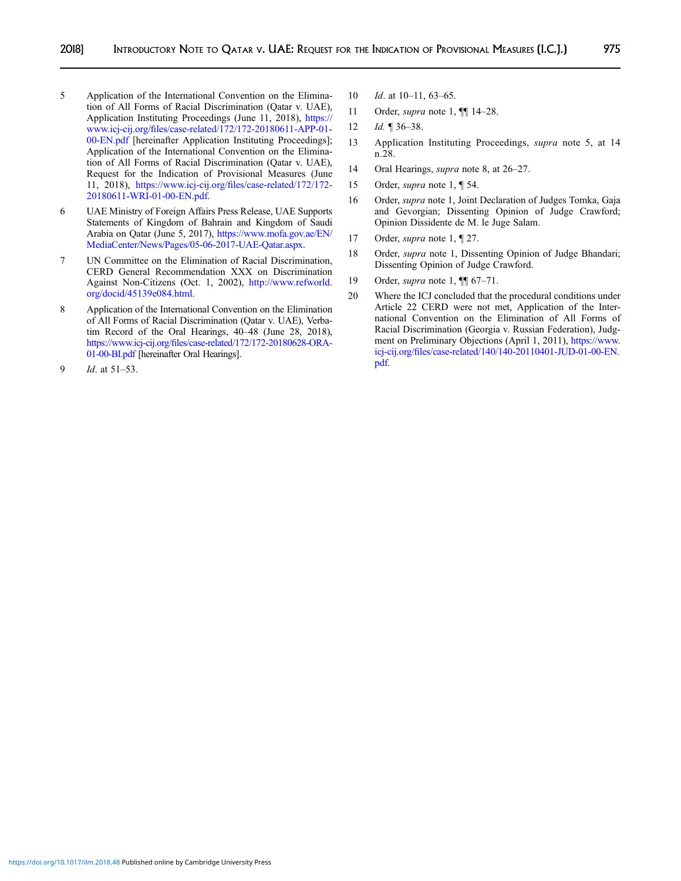5 Application of the International Convention on the Elimination of All Forms of Racial Discrimination (Qatar v. UAE), Application Instituting Proceedings (June 11, 2018), https://www.icj-cij.org/files/case-related/172/172-20180611-APP-01-00-EN.pdf [hereinafter Application Instituting Proceedings]; Application of the International Convention on the Elimination of All Forms of Racial Discrimination (Qatar v. UAE), Request for the Indication of Provisional Measures (June 11, 2018), https://www.icj-cij.org/files/case-related/172/172-20180611-WRI-01-00-EN.pdf.

6 UAE Ministry of Foreign Affairs Press Release, UAE Supports Statements of Kingdom of Bahrain and Kingdom of Saudi Arabia on Qatar (June 5, 2017), https://www.mofa.gov.ae/EN/MediaCenter/News/Pages/05-06-2017-UAE-Qatar.aspx.

7 UN Committee on the Elimination of Racial Discrimination, CERD General Recommendation XXX on Discrimination Against Non-Citizens (Oct. 1, 2002), http://www.refworld.org/docid/45139e084.html.

8 Application of the International Convention on the Elimination of All Forms of Racial Discrimination (Qatar v. UAE), Verbatim Record of the Oral Hearings, 40–48 (June 28, 2018), https://www.icj-cij.org/files/case-related/172/172-20180628-ORA-01-00-BI.pdf [hereinafter Oral Hearings].

9 *Id*. at 51–53.

10 *Id*. at 10–11, 63–65.

11 Order, *supra* note 1, ¶¶ 14–28.

12 *Id.* ¶ 36–38.

13 Application Instituting Proceedings, *supra* note 5, at 14 n.28.

14 Oral Hearings, *supra* note 8, at 26–27.

15 Order, *supra* note 1, ¶ 54.

16 Order, *supra* note 1, Joint Declaration of Judges Tomka, Gaja and Gevorgian; Dissenting Opinion of Judge Crawford; Opinion Dissidente de M. le Juge Salam.

17 Order, *supra* note 1, ¶ 27.

18 Order, *supra* note 1, Dissenting Opinion of Judge Bhandari; Dissenting Opinion of Judge Crawford.

19 Order, *supra* note 1, ¶¶ 67–71.

20 Where the ICJ concluded that the procedural conditions under Article 22 CERD were not met, Application of the International Convention on the Elimination of All Forms of Racial Discrimination (Georgia v. Russian Federation), Judgment on Preliminary Objections (April 1, 2011), https://www.icj-cij.org/files/case-related/140/140-20110401-JUD-01-00-EN.pdf.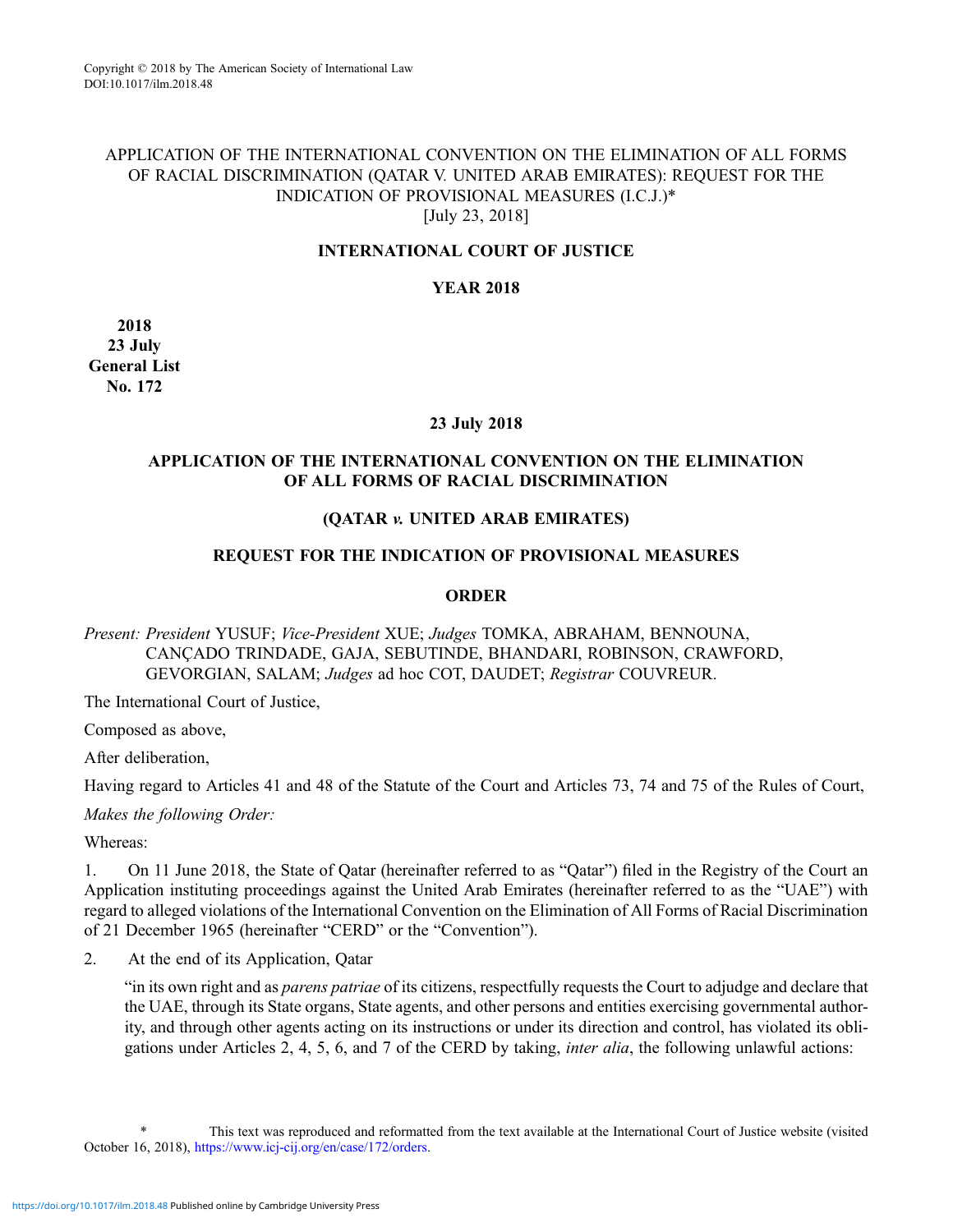Copyright © 2018 by The American Society of International Law
DOI:10.1017/ilm.2018.48

# APPLICATION OF THE INTERNATIONAL CONVENTION ON THE ELIMINATION OF ALL FORMS OF RACIAL DISCRIMINATION (QATAR V. UNITED ARAB EMIRATES): REQUEST FOR THE INDICATION OF PROVISIONAL MEASURES (I.C.J.)*

[July 23, 2018]

**INTERNATIONAL COURT OF JUSTICE**

**YEAR 2018**

**2018**
**23 July**
**General List**
**No. 172**

**23 July 2018**

**APPLICATION OF THE INTERNATIONAL CONVENTION ON THE ELIMINATION OF ALL FORMS OF RACIAL DISCRIMINATION**

**(QATAR *v.* UNITED ARAB EMIRATES)**

**REQUEST FOR THE INDICATION OF PROVISIONAL MEASURES**

**ORDER**

*Present: President* YUSUF; *Vice-President* XUE; *Judges* TOMKA, ABRAHAM, BENNOUNA, CANÇADO TRINDADE, GAJA, SEBUTINDE, BHANDARI, ROBINSON, CRAWFORD, GEVORGIAN, SALAM; *Judges* ad hoc COT, DAUDET; *Registrar* COUVREUR.

The International Court of Justice,

Composed as above,

After deliberation,

Having regard to Articles 41 and 48 of the Statute of the Court and Articles 73, 74 and 75 of the Rules of Court,

*Makes the following Order:*

Whereas:

1. On 11 June 2018, the State of Qatar (hereinafter referred to as "Qatar") filed in the Registry of the Court an Application instituting proceedings against the United Arab Emirates (hereinafter referred to as the "UAE") with regard to alleged violations of the International Convention on the Elimination of All Forms of Racial Discrimination of 21 December 1965 (hereinafter "CERD" or the "Convention").

2. At the end of its Application, Qatar

> "in its own right and as *parens patriae* of its citizens, respectfully requests the Court to adjudge and declare that the UAE, through its State organs, State agents, and other persons and entities exercising governmental authority, and through other agents acting on its instructions or under its direction and control, has violated its obligations under Articles 2, 4, 5, 6, and 7 of the CERD by taking, *inter alia*, the following unlawful actions:

\* This text was reproduced and reformatted from the text available at the International Court of Justice website (visited October 16, 2018), https://www.icj-cij.org/en/case/172/orders.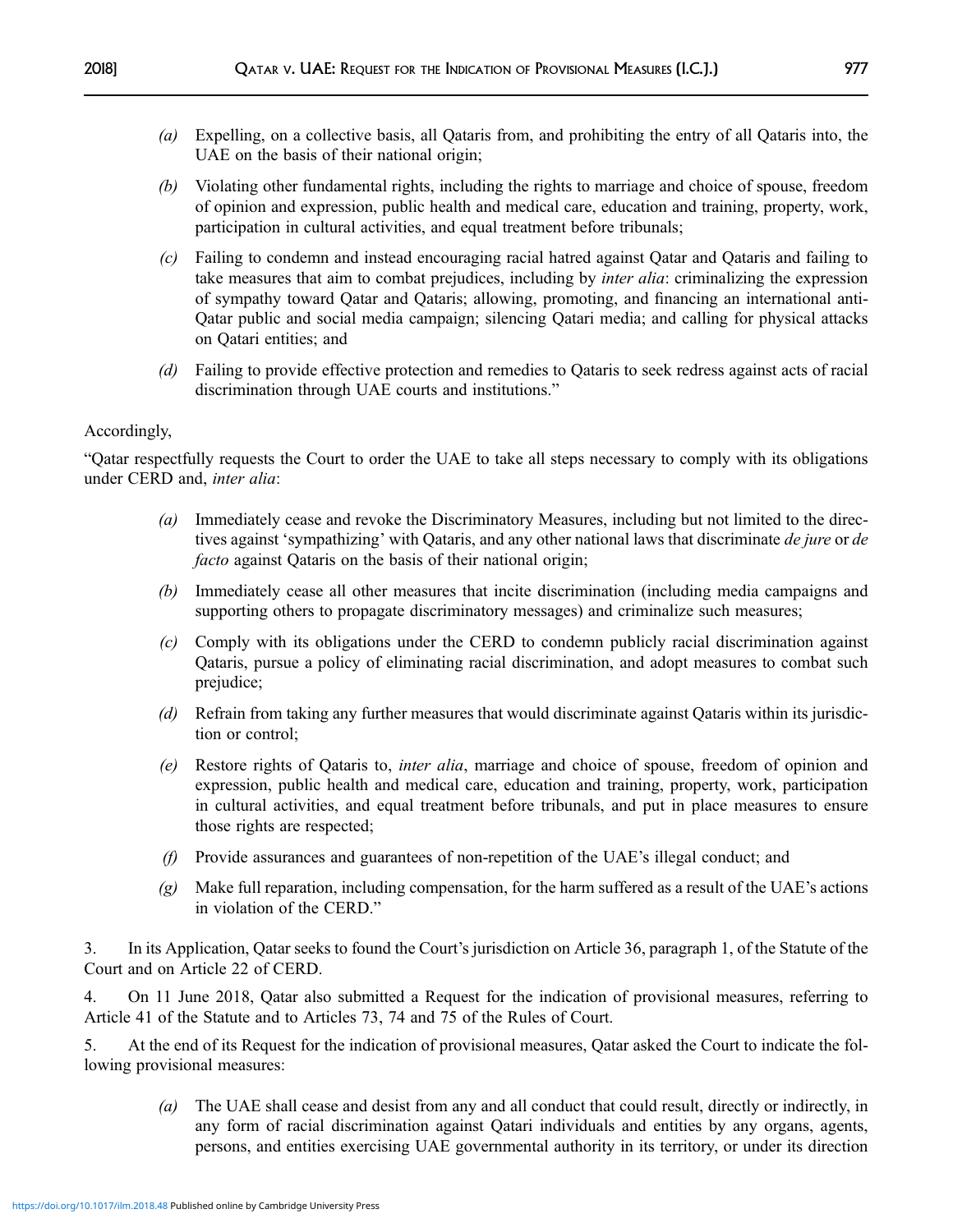*(a)* Expelling, on a collective basis, all Qataris from, and prohibiting the entry of all Qataris into, the UAE on the basis of their national origin;

*(b)* Violating other fundamental rights, including the rights to marriage and choice of spouse, freedom of opinion and expression, public health and medical care, education and training, property, work, participation in cultural activities, and equal treatment before tribunals;

*(c)* Failing to condemn and instead encouraging racial hatred against Qatar and Qataris and failing to take measures that aim to combat prejudices, including by *inter alia*: criminalizing the expression of sympathy toward Qatar and Qataris; allowing, promoting, and financing an international anti-Qatar public and social media campaign; silencing Qatari media; and calling for physical attacks on Qatari entities; and

*(d)* Failing to provide effective protection and remedies to Qataris to seek redress against acts of racial discrimination through UAE courts and institutions."

Accordingly,

"Qatar respectfully requests the Court to order the UAE to take all steps necessary to comply with its obligations under CERD and, *inter alia*:

*(a)* Immediately cease and revoke the Discriminatory Measures, including but not limited to the directives against 'sympathizing' with Qataris, and any other national laws that discriminate *de jure* or *de facto* against Qataris on the basis of their national origin;

*(b)* Immediately cease all other measures that incite discrimination (including media campaigns and supporting others to propagate discriminatory messages) and criminalize such measures;

*(c)* Comply with its obligations under the CERD to condemn publicly racial discrimination against Qataris, pursue a policy of eliminating racial discrimination, and adopt measures to combat such prejudice;

*(d)* Refrain from taking any further measures that would discriminate against Qataris within its jurisdiction or control;

*(e)* Restore rights of Qataris to, *inter alia*, marriage and choice of spouse, freedom of opinion and expression, public health and medical care, education and training, property, work, participation in cultural activities, and equal treatment before tribunals, and put in place measures to ensure those rights are respected;

*(f)* Provide assurances and guarantees of non-repetition of the UAE's illegal conduct; and

*(g)* Make full reparation, including compensation, for the harm suffered as a result of the UAE's actions in violation of the CERD."

3. In its Application, Qatar seeks to found the Court's jurisdiction on Article 36, paragraph 1, of the Statute of the Court and on Article 22 of CERD.

4. On 11 June 2018, Qatar also submitted a Request for the indication of provisional measures, referring to Article 41 of the Statute and to Articles 73, 74 and 75 of the Rules of Court.

5. At the end of its Request for the indication of provisional measures, Qatar asked the Court to indicate the following provisional measures:

*(a)* The UAE shall cease and desist from any and all conduct that could result, directly or indirectly, in any form of racial discrimination against Qatari individuals and entities by any organs, agents, persons, and entities exercising UAE governmental authority in its territory, or under its direction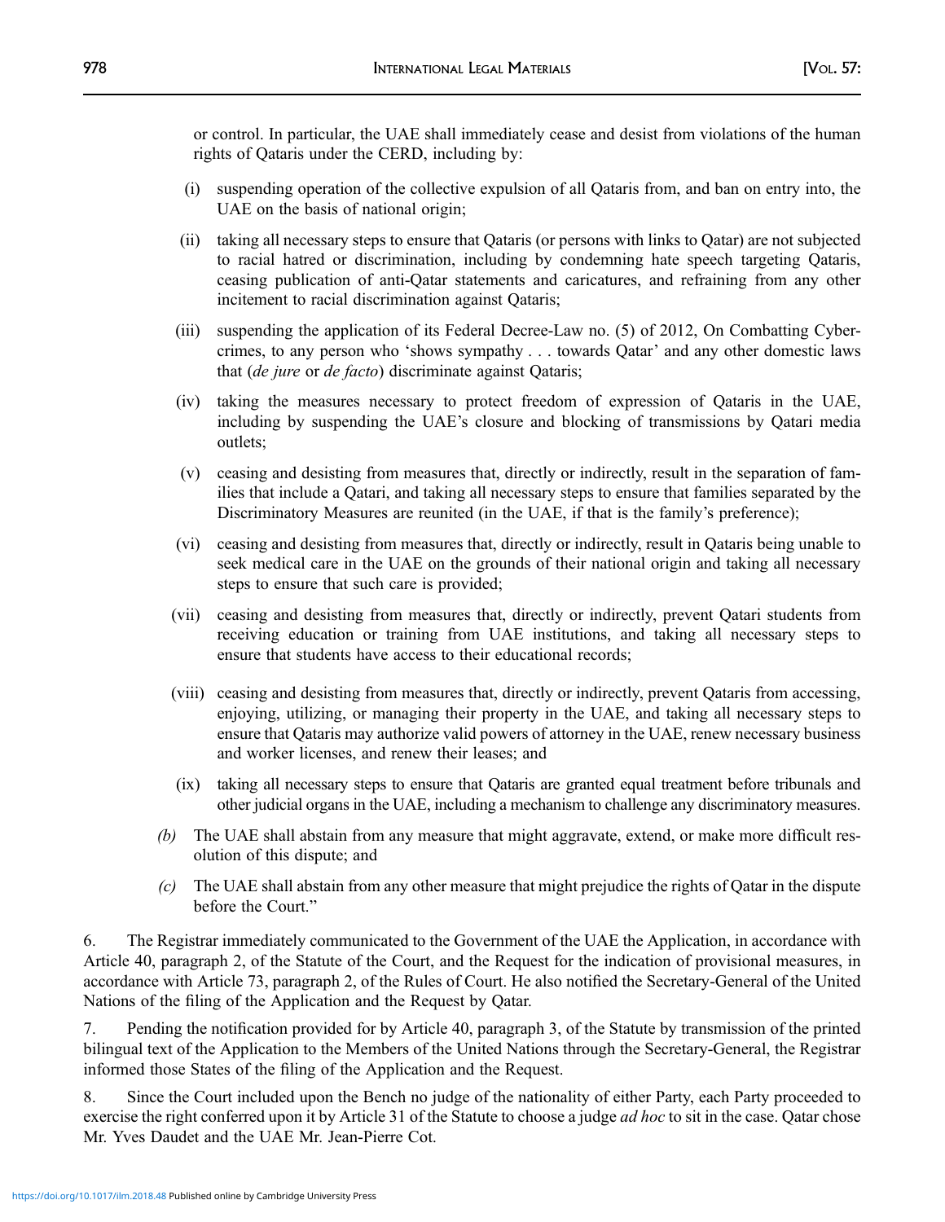or control. In particular, the UAE shall immediately cease and desist from violations of the human rights of Qataris under the CERD, including by:

(i) suspending operation of the collective expulsion of all Qataris from, and ban on entry into, the UAE on the basis of national origin;

(ii) taking all necessary steps to ensure that Qataris (or persons with links to Qatar) are not subjected to racial hatred or discrimination, including by condemning hate speech targeting Qataris, ceasing publication of anti-Qatar statements and caricatures, and refraining from any other incitement to racial discrimination against Qataris;

(iii) suspending the application of its Federal Decree-Law no. (5) of 2012, On Combatting Cyber-crimes, to any person who 'shows sympathy . . . towards Qatar' and any other domestic laws that (*de jure* or *de facto*) discriminate against Qataris;

(iv) taking the measures necessary to protect freedom of expression of Qataris in the UAE, including by suspending the UAE's closure and blocking of transmissions by Qatari media outlets;

(v) ceasing and desisting from measures that, directly or indirectly, result in the separation of families that include a Qatari, and taking all necessary steps to ensure that families separated by the Discriminatory Measures are reunited (in the UAE, if that is the family's preference);

(vi) ceasing and desisting from measures that, directly or indirectly, result in Qataris being unable to seek medical care in the UAE on the grounds of their national origin and taking all necessary steps to ensure that such care is provided;

(vii) ceasing and desisting from measures that, directly or indirectly, prevent Qatari students from receiving education or training from UAE institutions, and taking all necessary steps to ensure that students have access to their educational records;

(viii) ceasing and desisting from measures that, directly or indirectly, prevent Qataris from accessing, enjoying, utilizing, or managing their property in the UAE, and taking all necessary steps to ensure that Qataris may authorize valid powers of attorney in the UAE, renew necessary business and worker licenses, and renew their leases; and

(ix) taking all necessary steps to ensure that Qataris are granted equal treatment before tribunals and other judicial organs in the UAE, including a mechanism to challenge any discriminatory measures.

*(b)* The UAE shall abstain from any measure that might aggravate, extend, or make more difficult resolution of this dispute; and

*(c)* The UAE shall abstain from any other measure that might prejudice the rights of Qatar in the dispute before the Court."

6. The Registrar immediately communicated to the Government of the UAE the Application, in accordance with Article 40, paragraph 2, of the Statute of the Court, and the Request for the indication of provisional measures, in accordance with Article 73, paragraph 2, of the Rules of Court. He also notified the Secretary-General of the United Nations of the filing of the Application and the Request by Qatar.

7. Pending the notification provided for by Article 40, paragraph 3, of the Statute by transmission of the printed bilingual text of the Application to the Members of the United Nations through the Secretary-General, the Registrar informed those States of the filing of the Application and the Request.

8. Since the Court included upon the Bench no judge of the nationality of either Party, each Party proceeded to exercise the right conferred upon it by Article 31 of the Statute to choose a judge *ad hoc* to sit in the case. Qatar chose Mr. Yves Daudet and the UAE Mr. Jean-Pierre Cot.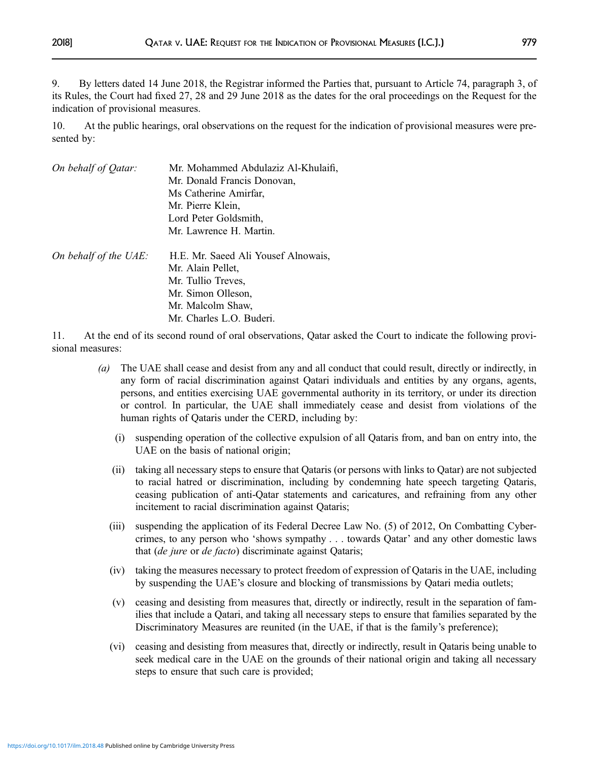9. By letters dated 14 June 2018, the Registrar informed the Parties that, pursuant to Article 74, paragraph 3, of its Rules, the Court had fixed 27, 28 and 29 June 2018 as the dates for the oral proceedings on the Request for the indication of provisional measures.

10. At the public hearings, oral observations on the request for the indication of provisional measures were presented by:

*On behalf of Qatar:* Mr. Mohammed Abdulaziz Al-Khulaifi,
Mr. Donald Francis Donovan,
Ms Catherine Amirfar,
Mr. Pierre Klein,
Lord Peter Goldsmith,
Mr. Lawrence H. Martin.

*On behalf of the UAE:* H.E. Mr. Saeed Ali Yousef Alnowais,
Mr. Alain Pellet,
Mr. Tullio Treves,
Mr. Simon Olleson,
Mr. Malcolm Shaw,
Mr. Charles L.O. Buderi.

11. At the end of its second round of oral observations, Qatar asked the Court to indicate the following provisional measures:

*(a)* The UAE shall cease and desist from any and all conduct that could result, directly or indirectly, in any form of racial discrimination against Qatari individuals and entities by any organs, agents, persons, and entities exercising UAE governmental authority in its territory, or under its direction or control. In particular, the UAE shall immediately cease and desist from violations of the human rights of Qataris under the CERD, including by:

(i) suspending operation of the collective expulsion of all Qataris from, and ban on entry into, the UAE on the basis of national origin;

(ii) taking all necessary steps to ensure that Qataris (or persons with links to Qatar) are not subjected to racial hatred or discrimination, including by condemning hate speech targeting Qataris, ceasing publication of anti-Qatar statements and caricatures, and refraining from any other incitement to racial discrimination against Qataris;

(iii) suspending the application of its Federal Decree Law No. (5) of 2012, On Combatting Cybercrimes, to any person who 'shows sympathy . . . towards Qatar' and any other domestic laws that (*de jure* or *de facto*) discriminate against Qataris;

(iv) taking the measures necessary to protect freedom of expression of Qataris in the UAE, including by suspending the UAE's closure and blocking of transmissions by Qatari media outlets;

(v) ceasing and desisting from measures that, directly or indirectly, result in the separation of families that include a Qatari, and taking all necessary steps to ensure that families separated by the Discriminatory Measures are reunited (in the UAE, if that is the family's preference);

(vi) ceasing and desisting from measures that, directly or indirectly, result in Qataris being unable to seek medical care in the UAE on the grounds of their national origin and taking all necessary steps to ensure that such care is provided;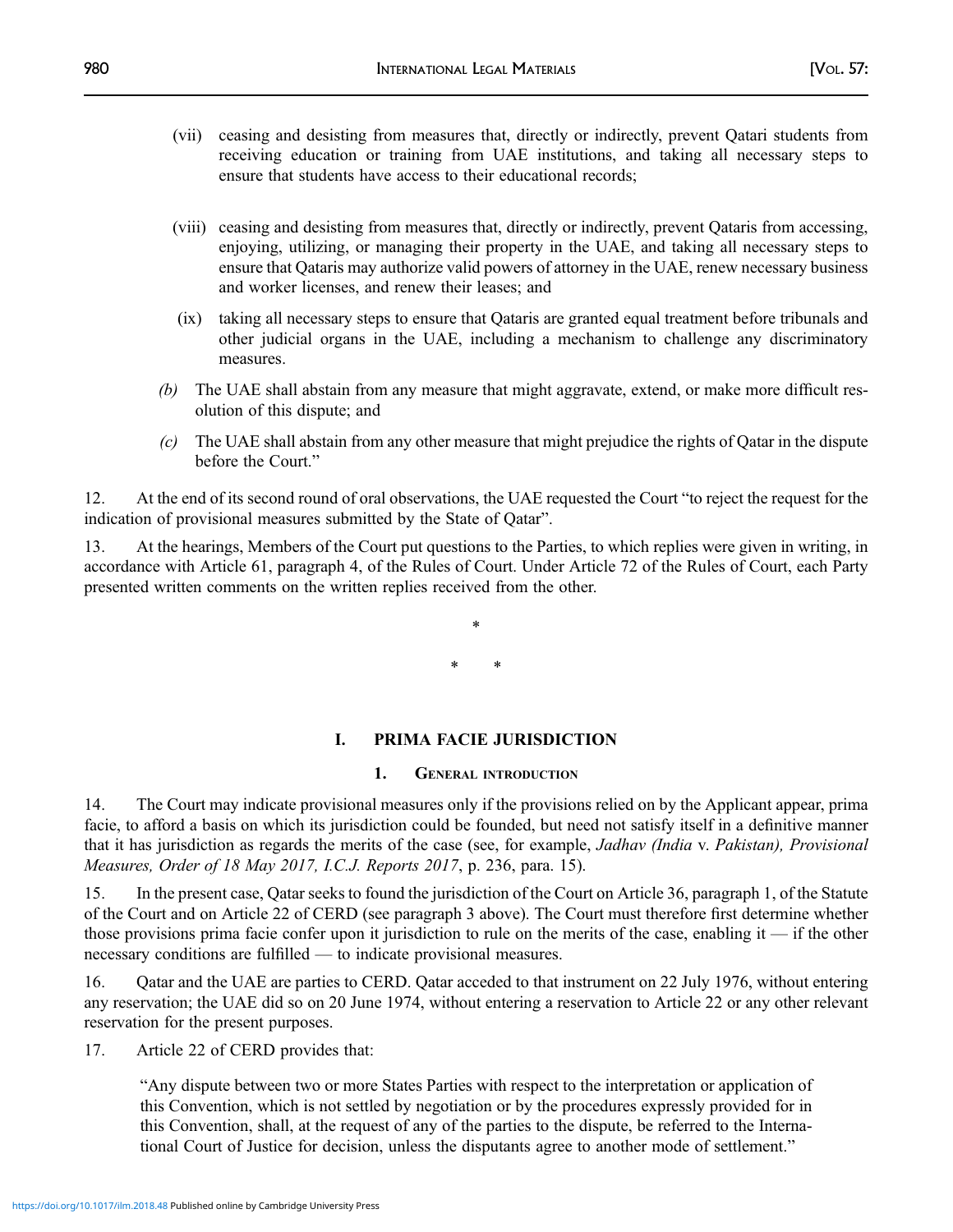(vii) ceasing and desisting from measures that, directly or indirectly, prevent Qatari students from receiving education or training from UAE institutions, and taking all necessary steps to ensure that students have access to their educational records;

(viii) ceasing and desisting from measures that, directly or indirectly, prevent Qataris from accessing, enjoying, utilizing, or managing their property in the UAE, and taking all necessary steps to ensure that Qataris may authorize valid powers of attorney in the UAE, renew necessary business and worker licenses, and renew their leases; and

(ix) taking all necessary steps to ensure that Qataris are granted equal treatment before tribunals and other judicial organs in the UAE, including a mechanism to challenge any discriminatory measures.

*(b)* The UAE shall abstain from any measure that might aggravate, extend, or make more difficult resolution of this dispute; and

*(c)* The UAE shall abstain from any other measure that might prejudice the rights of Qatar in the dispute before the Court."

12. At the end of its second round of oral observations, the UAE requested the Court "to reject the request for the indication of provisional measures submitted by the State of Qatar".

13. At the hearings, Members of the Court put questions to the Parties, to which replies were given in writing, in accordance with Article 61, paragraph 4, of the Rules of Court. Under Article 72 of the Rules of Court, each Party presented written comments on the written replies received from the other.

\*

\* \*

## I. PRIMA FACIE JURISDICTION

### 1. General introduction

14. The Court may indicate provisional measures only if the provisions relied on by the Applicant appear, prima facie, to afford a basis on which its jurisdiction could be founded, but need not satisfy itself in a definitive manner that it has jurisdiction as regards the merits of the case (see, for example, *Jadhav (India* v. *Pakistan), Provisional Measures, Order of 18 May 2017, I.C.J. Reports 2017*, p. 236, para. 15).

15. In the present case, Qatar seeks to found the jurisdiction of the Court on Article 36, paragraph 1, of the Statute of the Court and on Article 22 of CERD (see paragraph 3 above). The Court must therefore first determine whether those provisions prima facie confer upon it jurisdiction to rule on the merits of the case, enabling it — if the other necessary conditions are fulfilled — to indicate provisional measures.

16. Qatar and the UAE are parties to CERD. Qatar acceded to that instrument on 22 July 1976, without entering any reservation; the UAE did so on 20 June 1974, without entering a reservation to Article 22 or any other relevant reservation for the present purposes.

17. Article 22 of CERD provides that:

> "Any dispute between two or more States Parties with respect to the interpretation or application of this Convention, which is not settled by negotiation or by the procedures expressly provided for in this Convention, shall, at the request of any of the parties to the dispute, be referred to the International Court of Justice for decision, unless the disputants agree to another mode of settlement."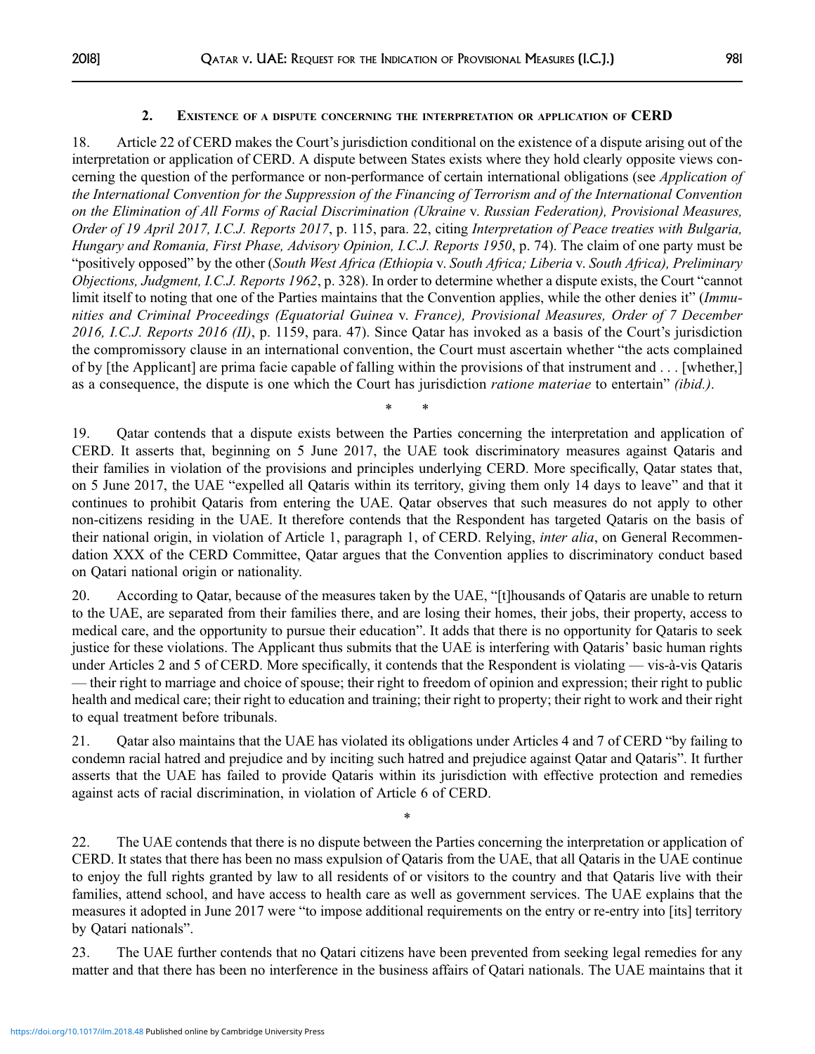## 2. EXISTENCE OF A DISPUTE CONCERNING THE INTERPRETATION OR APPLICATION OF CERD

18. Article 22 of CERD makes the Court's jurisdiction conditional on the existence of a dispute arising out of the interpretation or application of CERD. A dispute between States exists where they hold clearly opposite views concerning the question of the performance or non-performance of certain international obligations (see *Application of the International Convention for the Suppression of the Financing of Terrorism and of the International Convention on the Elimination of All Forms of Racial Discrimination (Ukraine* v. *Russian Federation), Provisional Measures, Order of 19 April 2017, I.C.J. Reports 2017*, p. 115, para. 22, citing *Interpretation of Peace treaties with Bulgaria, Hungary and Romania, First Phase, Advisory Opinion, I.C.J. Reports 1950*, p. 74). The claim of one party must be "positively opposed" by the other (*South West Africa (Ethiopia* v. *South Africa; Liberia* v. *South Africa), Preliminary Objections, Judgment, I.C.J. Reports 1962*, p. 328). In order to determine whether a dispute exists, the Court "cannot limit itself to noting that one of the Parties maintains that the Convention applies, while the other denies it" (*Immunities and Criminal Proceedings (Equatorial Guinea* v. *France), Provisional Measures, Order of 7 December 2016, I.C.J. Reports 2016 (II)*, p. 1159, para. 47). Since Qatar has invoked as a basis of the Court's jurisdiction the compromissory clause in an international convention, the Court must ascertain whether "the acts complained of by [the Applicant] are prima facie capable of falling within the provisions of that instrument and . . . [whether,] as a consequence, the dispute is one which the Court has jurisdiction *ratione materiae* to entertain" *(ibid.)*.

\* \*

19. Qatar contends that a dispute exists between the Parties concerning the interpretation and application of CERD. It asserts that, beginning on 5 June 2017, the UAE took discriminatory measures against Qataris and their families in violation of the provisions and principles underlying CERD. More specifically, Qatar states that, on 5 June 2017, the UAE "expelled all Qataris within its territory, giving them only 14 days to leave" and that it continues to prohibit Qataris from entering the UAE. Qatar observes that such measures do not apply to other non-citizens residing in the UAE. It therefore contends that the Respondent has targeted Qataris on the basis of their national origin, in violation of Article 1, paragraph 1, of CERD. Relying, *inter alia*, on General Recommendation XXX of the CERD Committee, Qatar argues that the Convention applies to discriminatory conduct based on Qatari national origin or nationality.

20. According to Qatar, because of the measures taken by the UAE, "[t]housands of Qataris are unable to return to the UAE, are separated from their families there, and are losing their homes, their jobs, their property, access to medical care, and the opportunity to pursue their education". It adds that there is no opportunity for Qataris to seek justice for these violations. The Applicant thus submits that the UAE is interfering with Qataris' basic human rights under Articles 2 and 5 of CERD. More specifically, it contends that the Respondent is violating — vis-à-vis Qataris — their right to marriage and choice of spouse; their right to freedom of opinion and expression; their right to public health and medical care; their right to education and training; their right to property; their right to work and their right to equal treatment before tribunals.

21. Qatar also maintains that the UAE has violated its obligations under Articles 4 and 7 of CERD "by failing to condemn racial hatred and prejudice and by inciting such hatred and prejudice against Qatar and Qataris". It further asserts that the UAE has failed to provide Qataris within its jurisdiction with effective protection and remedies against acts of racial discrimination, in violation of Article 6 of CERD.

\*

22. The UAE contends that there is no dispute between the Parties concerning the interpretation or application of CERD. It states that there has been no mass expulsion of Qataris from the UAE, that all Qataris in the UAE continue to enjoy the full rights granted by law to all residents of or visitors to the country and that Qataris live with their families, attend school, and have access to health care as well as government services. The UAE explains that the measures it adopted in June 2017 were "to impose additional requirements on the entry or re-entry into [its] territory by Qatari nationals".

23. The UAE further contends that no Qatari citizens have been prevented from seeking legal remedies for any matter and that there has been no interference in the business affairs of Qatari nationals. The UAE maintains that it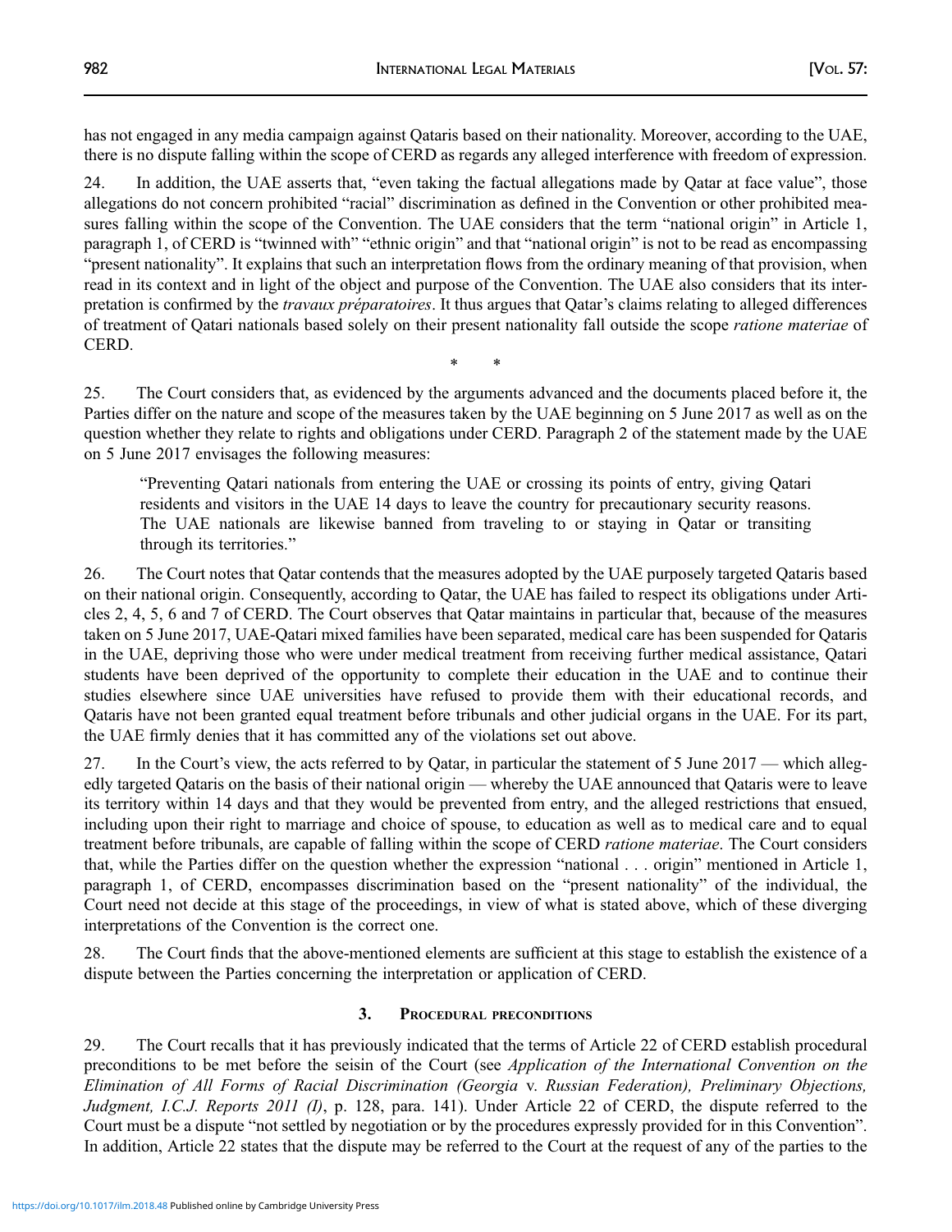has not engaged in any media campaign against Qataris based on their nationality. Moreover, according to the UAE, there is no dispute falling within the scope of CERD as regards any alleged interference with freedom of expression.

24. In addition, the UAE asserts that, "even taking the factual allegations made by Qatar at face value", those allegations do not concern prohibited "racial" discrimination as defined in the Convention or other prohibited measures falling within the scope of the Convention. The UAE considers that the term "national origin" in Article 1, paragraph 1, of CERD is "twinned with" "ethnic origin" and that "national origin" is not to be read as encompassing "present nationality". It explains that such an interpretation flows from the ordinary meaning of that provision, when read in its context and in light of the object and purpose of the Convention. The UAE also considers that its interpretation is confirmed by the *travaux préparatoires*. It thus argues that Qatar's claims relating to alleged differences of treatment of Qatari nationals based solely on their present nationality fall outside the scope *ratione materiae* of CERD.

\* \*

25. The Court considers that, as evidenced by the arguments advanced and the documents placed before it, the Parties differ on the nature and scope of the measures taken by the UAE beginning on 5 June 2017 as well as on the question whether they relate to rights and obligations under CERD. Paragraph 2 of the statement made by the UAE on 5 June 2017 envisages the following measures:

> "Preventing Qatari nationals from entering the UAE or crossing its points of entry, giving Qatari residents and visitors in the UAE 14 days to leave the country for precautionary security reasons. The UAE nationals are likewise banned from traveling to or staying in Qatar or transiting through its territories."

26. The Court notes that Qatar contends that the measures adopted by the UAE purposely targeted Qataris based on their national origin. Consequently, according to Qatar, the UAE has failed to respect its obligations under Articles 2, 4, 5, 6 and 7 of CERD. The Court observes that Qatar maintains in particular that, because of the measures taken on 5 June 2017, UAE-Qatari mixed families have been separated, medical care has been suspended for Qataris in the UAE, depriving those who were under medical treatment from receiving further medical assistance, Qatari students have been deprived of the opportunity to complete their education in the UAE and to continue their studies elsewhere since UAE universities have refused to provide them with their educational records, and Qataris have not been granted equal treatment before tribunals and other judicial organs in the UAE. For its part, the UAE firmly denies that it has committed any of the violations set out above.

27. In the Court's view, the acts referred to by Qatar, in particular the statement of 5 June 2017 — which allegedly targeted Qataris on the basis of their national origin — whereby the UAE announced that Qataris were to leave its territory within 14 days and that they would be prevented from entry, and the alleged restrictions that ensued, including upon their right to marriage and choice of spouse, to education as well as to medical care and to equal treatment before tribunals, are capable of falling within the scope of CERD *ratione materiae*. The Court considers that, while the Parties differ on the question whether the expression "national . . . origin" mentioned in Article 1, paragraph 1, of CERD, encompasses discrimination based on the "present nationality" of the individual, the Court need not decide at this stage of the proceedings, in view of what is stated above, which of these diverging interpretations of the Convention is the correct one.

28. The Court finds that the above-mentioned elements are sufficient at this stage to establish the existence of a dispute between the Parties concerning the interpretation or application of CERD.

### 3. Procedural preconditions

29. The Court recalls that it has previously indicated that the terms of Article 22 of CERD establish procedural preconditions to be met before the seisin of the Court (see *Application of the International Convention on the Elimination of All Forms of Racial Discrimination (Georgia* v. *Russian Federation), Preliminary Objections, Judgment, I.C.J. Reports 2011 (I)*, p. 128, para. 141). Under Article 22 of CERD, the dispute referred to the Court must be a dispute "not settled by negotiation or by the procedures expressly provided for in this Convention". In addition, Article 22 states that the dispute may be referred to the Court at the request of any of the parties to the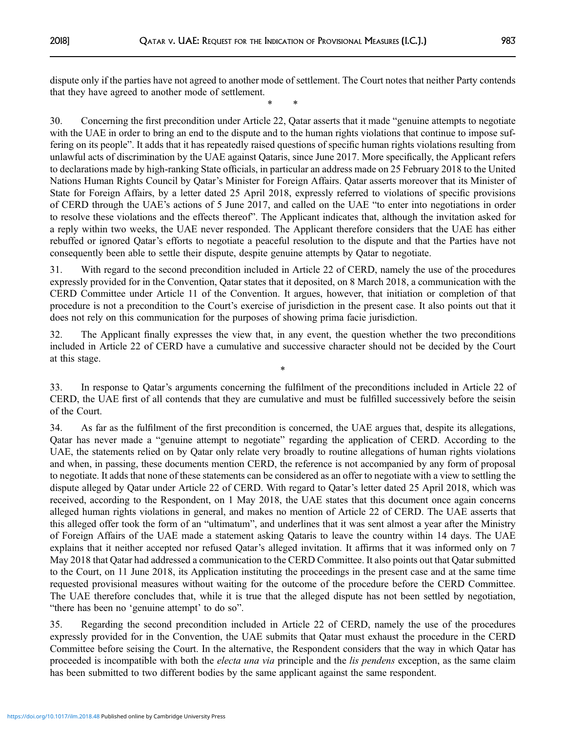dispute only if the parties have not agreed to another mode of settlement. The Court notes that neither Party contends that they have agreed to another mode of settlement.

\* \*

30. Concerning the first precondition under Article 22, Qatar asserts that it made "genuine attempts to negotiate with the UAE in order to bring an end to the dispute and to the human rights violations that continue to impose suffering on its people". It adds that it has repeatedly raised questions of specific human rights violations resulting from unlawful acts of discrimination by the UAE against Qataris, since June 2017. More specifically, the Applicant refers to declarations made by high-ranking State officials, in particular an address made on 25 February 2018 to the United Nations Human Rights Council by Qatar's Minister for Foreign Affairs. Qatar asserts moreover that its Minister of State for Foreign Affairs, by a letter dated 25 April 2018, expressly referred to violations of specific provisions of CERD through the UAE's actions of 5 June 2017, and called on the UAE "to enter into negotiations in order to resolve these violations and the effects thereof". The Applicant indicates that, although the invitation asked for a reply within two weeks, the UAE never responded. The Applicant therefore considers that the UAE has either rebuffed or ignored Qatar's efforts to negotiate a peaceful resolution to the dispute and that the Parties have not consequently been able to settle their dispute, despite genuine attempts by Qatar to negotiate.

31. With regard to the second precondition included in Article 22 of CERD, namely the use of the procedures expressly provided for in the Convention, Qatar states that it deposited, on 8 March 2018, a communication with the CERD Committee under Article 11 of the Convention. It argues, however, that initiation or completion of that procedure is not a precondition to the Court's exercise of jurisdiction in the present case. It also points out that it does not rely on this communication for the purposes of showing prima facie jurisdiction.

32. The Applicant finally expresses the view that, in any event, the question whether the two preconditions included in Article 22 of CERD have a cumulative and successive character should not be decided by the Court at this stage.

\*

33. In response to Qatar's arguments concerning the fulfilment of the preconditions included in Article 22 of CERD, the UAE first of all contends that they are cumulative and must be fulfilled successively before the seisin of the Court.

34. As far as the fulfilment of the first precondition is concerned, the UAE argues that, despite its allegations, Qatar has never made a "genuine attempt to negotiate" regarding the application of CERD. According to the UAE, the statements relied on by Qatar only relate very broadly to routine allegations of human rights violations and when, in passing, these documents mention CERD, the reference is not accompanied by any form of proposal to negotiate. It adds that none of these statements can be considered as an offer to negotiate with a view to settling the dispute alleged by Qatar under Article 22 of CERD. With regard to Qatar's letter dated 25 April 2018, which was received, according to the Respondent, on 1 May 2018, the UAE states that this document once again concerns alleged human rights violations in general, and makes no mention of Article 22 of CERD. The UAE asserts that this alleged offer took the form of an "ultimatum", and underlines that it was sent almost a year after the Ministry of Foreign Affairs of the UAE made a statement asking Qataris to leave the country within 14 days. The UAE explains that it neither accepted nor refused Qatar's alleged invitation. It affirms that it was informed only on 7 May 2018 that Qatar had addressed a communication to the CERD Committee. It also points out that Qatar submitted to the Court, on 11 June 2018, its Application instituting the proceedings in the present case and at the same time requested provisional measures without waiting for the outcome of the procedure before the CERD Committee. The UAE therefore concludes that, while it is true that the alleged dispute has not been settled by negotiation, "there has been no 'genuine attempt' to do so".

35. Regarding the second precondition included in Article 22 of CERD, namely the use of the procedures expressly provided for in the Convention, the UAE submits that Qatar must exhaust the procedure in the CERD Committee before seising the Court. In the alternative, the Respondent considers that the way in which Qatar has proceeded is incompatible with both the *electa una via* principle and the *lis pendens* exception, as the same claim has been submitted to two different bodies by the same applicant against the same respondent.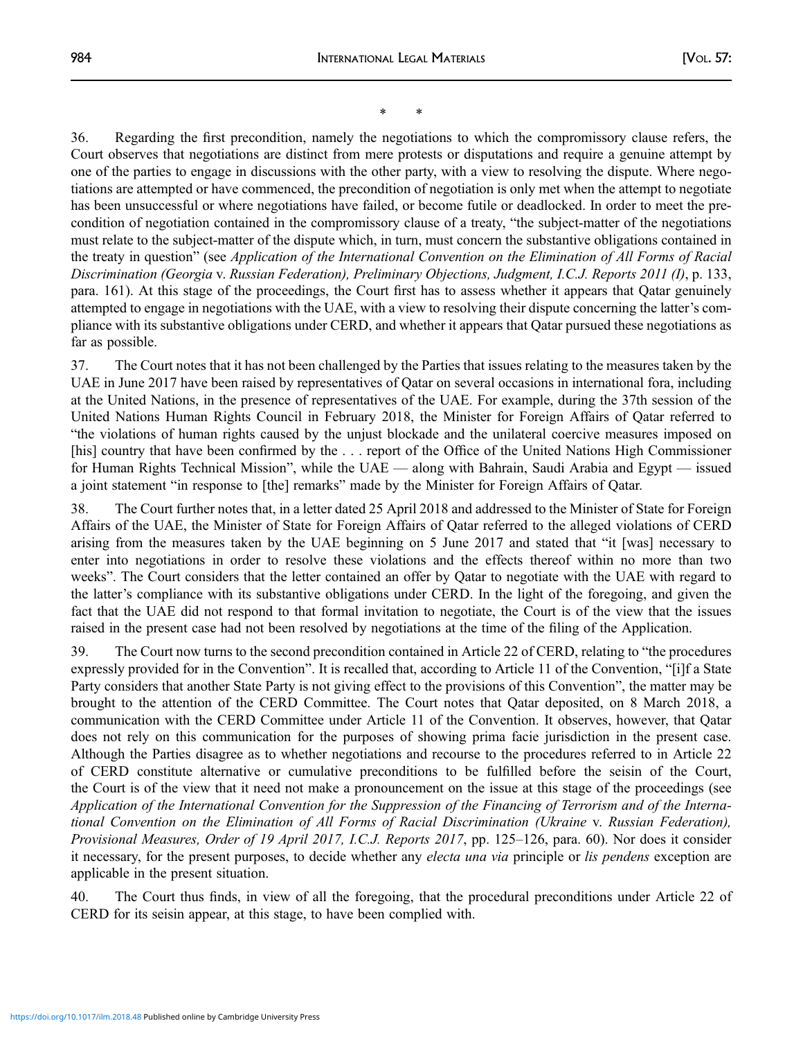\*      \*

36. Regarding the first precondition, namely the negotiations to which the compromissory clause refers, the Court observes that negotiations are distinct from mere protests or disputations and require a genuine attempt by one of the parties to engage in discussions with the other party, with a view to resolving the dispute. Where negotiations are attempted or have commenced, the precondition of negotiation is only met when the attempt to negotiate has been unsuccessful or where negotiations have failed, or become futile or deadlocked. In order to meet the precondition of negotiation contained in the compromissory clause of a treaty, "the subject-matter of the negotiations must relate to the subject-matter of the dispute which, in turn, must concern the substantive obligations contained in the treaty in question" (see *Application of the International Convention on the Elimination of All Forms of Racial Discrimination (Georgia* v. *Russian Federation), Preliminary Objections, Judgment, I.C.J. Reports 2011 (I)*, p. 133, para. 161). At this stage of the proceedings, the Court first has to assess whether it appears that Qatar genuinely attempted to engage in negotiations with the UAE, with a view to resolving their dispute concerning the latter's compliance with its substantive obligations under CERD, and whether it appears that Qatar pursued these negotiations as far as possible.

37. The Court notes that it has not been challenged by the Parties that issues relating to the measures taken by the UAE in June 2017 have been raised by representatives of Qatar on several occasions in international fora, including at the United Nations, in the presence of representatives of the UAE. For example, during the 37th session of the United Nations Human Rights Council in February 2018, the Minister for Foreign Affairs of Qatar referred to "the violations of human rights caused by the unjust blockade and the unilateral coercive measures imposed on [his] country that have been confirmed by the . . . report of the Office of the United Nations High Commissioner for Human Rights Technical Mission", while the UAE — along with Bahrain, Saudi Arabia and Egypt — issued a joint statement "in response to [the] remarks" made by the Minister for Foreign Affairs of Qatar.

38. The Court further notes that, in a letter dated 25 April 2018 and addressed to the Minister of State for Foreign Affairs of the UAE, the Minister of State for Foreign Affairs of Qatar referred to the alleged violations of CERD arising from the measures taken by the UAE beginning on 5 June 2017 and stated that "it [was] necessary to enter into negotiations in order to resolve these violations and the effects thereof within no more than two weeks". The Court considers that the letter contained an offer by Qatar to negotiate with the UAE with regard to the latter's compliance with its substantive obligations under CERD. In the light of the foregoing, and given the fact that the UAE did not respond to that formal invitation to negotiate, the Court is of the view that the issues raised in the present case had not been resolved by negotiations at the time of the filing of the Application.

39. The Court now turns to the second precondition contained in Article 22 of CERD, relating to "the procedures expressly provided for in the Convention". It is recalled that, according to Article 11 of the Convention, "[i]f a State Party considers that another State Party is not giving effect to the provisions of this Convention", the matter may be brought to the attention of the CERD Committee. The Court notes that Qatar deposited, on 8 March 2018, a communication with the CERD Committee under Article 11 of the Convention. It observes, however, that Qatar does not rely on this communication for the purposes of showing prima facie jurisdiction in the present case. Although the Parties disagree as to whether negotiations and recourse to the procedures referred to in Article 22 of CERD constitute alternative or cumulative preconditions to be fulfilled before the seisin of the Court, the Court is of the view that it need not make a pronouncement on the issue at this stage of the proceedings (see *Application of the International Convention for the Suppression of the Financing of Terrorism and of the International Convention on the Elimination of All Forms of Racial Discrimination (Ukraine* v. *Russian Federation), Provisional Measures, Order of 19 April 2017, I.C.J. Reports 2017*, pp. 125–126, para. 60). Nor does it consider it necessary, for the present purposes, to decide whether any *electa una via* principle or *lis pendens* exception are applicable in the present situation.

40. The Court thus finds, in view of all the foregoing, that the procedural preconditions under Article 22 of CERD for its seisin appear, at this stage, to have been complied with.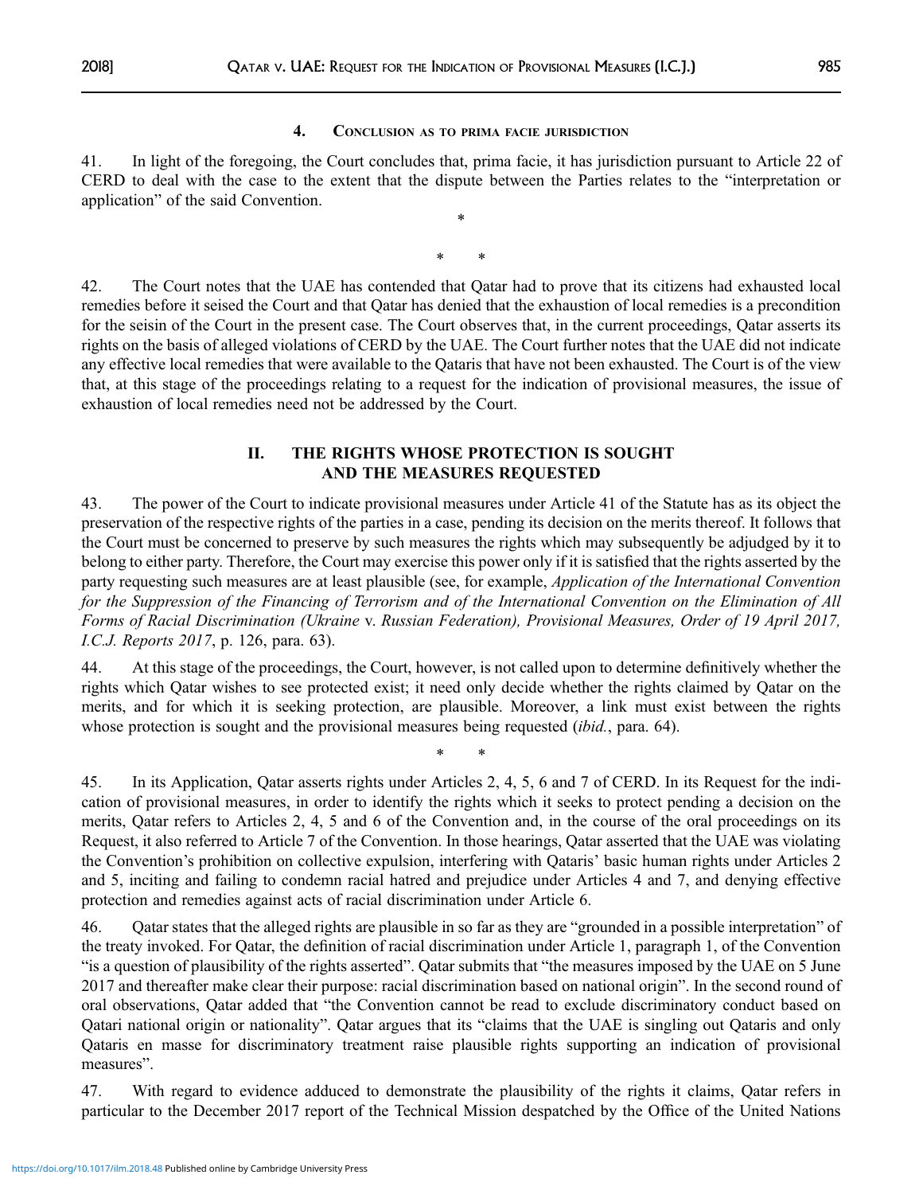#### 4. Conclusion as to prima facie jurisdiction

41. In light of the foregoing, the Court concludes that, prima facie, it has jurisdiction pursuant to Article 22 of CERD to deal with the case to the extent that the dispute between the Parties relates to the "interpretation or application" of the said Convention.

\*

\* \*

42. The Court notes that the UAE has contended that Qatar had to prove that its citizens had exhausted local remedies before it seised the Court and that Qatar has denied that the exhaustion of local remedies is a precondition for the seisin of the Court in the present case. The Court observes that, in the current proceedings, Qatar asserts its rights on the basis of alleged violations of CERD by the UAE. The Court further notes that the UAE did not indicate any effective local remedies that were available to the Qataris that have not been exhausted. The Court is of the view that, at this stage of the proceedings relating to a request for the indication of provisional measures, the issue of exhaustion of local remedies need not be addressed by the Court.

### II. The Rights Whose Protection is Sought and the Measures Requested

43. The power of the Court to indicate provisional measures under Article 41 of the Statute has as its object the preservation of the respective rights of the parties in a case, pending its decision on the merits thereof. It follows that the Court must be concerned to preserve by such measures the rights which may subsequently be adjudged by it to belong to either party. Therefore, the Court may exercise this power only if it is satisfied that the rights asserted by the party requesting such measures are at least plausible (see, for example, *Application of the International Convention for the Suppression of the Financing of Terrorism and of the International Convention on the Elimination of All Forms of Racial Discrimination (Ukraine* v. *Russian Federation), Provisional Measures, Order of 19 April 2017, I.C.J. Reports 2017*, p. 126, para. 63).

44. At this stage of the proceedings, the Court, however, is not called upon to determine definitively whether the rights which Qatar wishes to see protected exist; it need only decide whether the rights claimed by Qatar on the merits, and for which it is seeking protection, are plausible. Moreover, a link must exist between the rights whose protection is sought and the provisional measures being requested (*ibid.*, para. 64).

\* \*

45. In its Application, Qatar asserts rights under Articles 2, 4, 5, 6 and 7 of CERD. In its Request for the indication of provisional measures, in order to identify the rights which it seeks to protect pending a decision on the merits, Qatar refers to Articles 2, 4, 5 and 6 of the Convention and, in the course of the oral proceedings on its Request, it also referred to Article 7 of the Convention. In those hearings, Qatar asserted that the UAE was violating the Convention's prohibition on collective expulsion, interfering with Qataris' basic human rights under Articles 2 and 5, inciting and failing to condemn racial hatred and prejudice under Articles 4 and 7, and denying effective protection and remedies against acts of racial discrimination under Article 6.

46. Qatar states that the alleged rights are plausible in so far as they are "grounded in a possible interpretation" of the treaty invoked. For Qatar, the definition of racial discrimination under Article 1, paragraph 1, of the Convention "is a question of plausibility of the rights asserted". Qatar submits that "the measures imposed by the UAE on 5 June 2017 and thereafter make clear their purpose: racial discrimination based on national origin". In the second round of oral observations, Qatar added that "the Convention cannot be read to exclude discriminatory conduct based on Qatari national origin or nationality". Qatar argues that its "claims that the UAE is singling out Qataris and only Qataris en masse for discriminatory treatment raise plausible rights supporting an indication of provisional measures".

47. With regard to evidence adduced to demonstrate the plausibility of the rights it claims, Qatar refers in particular to the December 2017 report of the Technical Mission despatched by the Office of the United Nations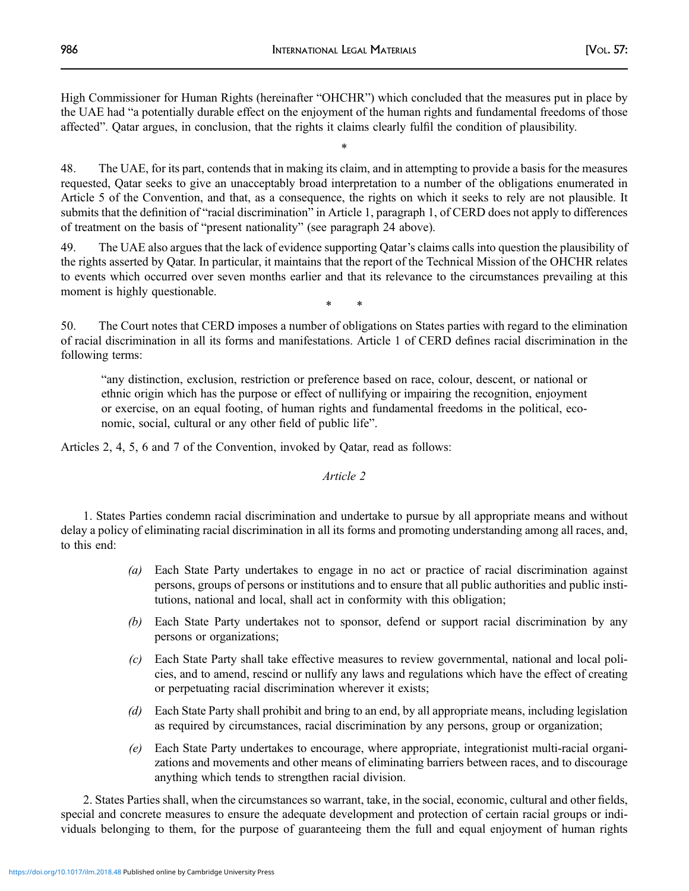High Commissioner for Human Rights (hereinafter "OHCHR") which concluded that the measures put in place by the UAE had "a potentially durable effect on the enjoyment of the human rights and fundamental freedoms of those affected". Qatar argues, in conclusion, that the rights it claims clearly fulfil the condition of plausibility.

*

48. The UAE, for its part, contends that in making its claim, and in attempting to provide a basis for the measures requested, Qatar seeks to give an unacceptably broad interpretation to a number of the obligations enumerated in Article 5 of the Convention, and that, as a consequence, the rights on which it seeks to rely are not plausible. It submits that the definition of "racial discrimination" in Article 1, paragraph 1, of CERD does not apply to differences of treatment on the basis of "present nationality" (see paragraph 24 above).

49. The UAE also argues that the lack of evidence supporting Qatar's claims calls into question the plausibility of the rights asserted by Qatar. In particular, it maintains that the report of the Technical Mission of the OHCHR relates to events which occurred over seven months earlier and that its relevance to the circumstances prevailing at this moment is highly questionable.

\* \*

50. The Court notes that CERD imposes a number of obligations on States parties with regard to the elimination of racial discrimination in all its forms and manifestations. Article 1 of CERD defines racial discrimination in the following terms:

> "any distinction, exclusion, restriction or preference based on race, colour, descent, or national or ethnic origin which has the purpose or effect of nullifying or impairing the recognition, enjoyment or exercise, on an equal footing, of human rights and fundamental freedoms in the political, economic, social, cultural or any other field of public life".

Articles 2, 4, 5, 6 and 7 of the Convention, invoked by Qatar, read as follows:

*Article 2*

1. States Parties condemn racial discrimination and undertake to pursue by all appropriate means and without delay a policy of eliminating racial discrimination in all its forms and promoting understanding among all races, and, to this end:

> *(a)* Each State Party undertakes to engage in no act or practice of racial discrimination against persons, groups of persons or institutions and to ensure that all public authorities and public institutions, national and local, shall act in conformity with this obligation;
>
> *(b)* Each State Party undertakes not to sponsor, defend or support racial discrimination by any persons or organizations;
>
> *(c)* Each State Party shall take effective measures to review governmental, national and local policies, and to amend, rescind or nullify any laws and regulations which have the effect of creating or perpetuating racial discrimination wherever it exists;
>
> *(d)* Each State Party shall prohibit and bring to an end, by all appropriate means, including legislation as required by circumstances, racial discrimination by any persons, group or organization;
>
> *(e)* Each State Party undertakes to encourage, where appropriate, integrationist multi-racial organizations and movements and other means of eliminating barriers between races, and to discourage anything which tends to strengthen racial division.

2. States Parties shall, when the circumstances so warrant, take, in the social, economic, cultural and other fields, special and concrete measures to ensure the adequate development and protection of certain racial groups or individuals belonging to them, for the purpose of guaranteeing them the full and equal enjoyment of human rights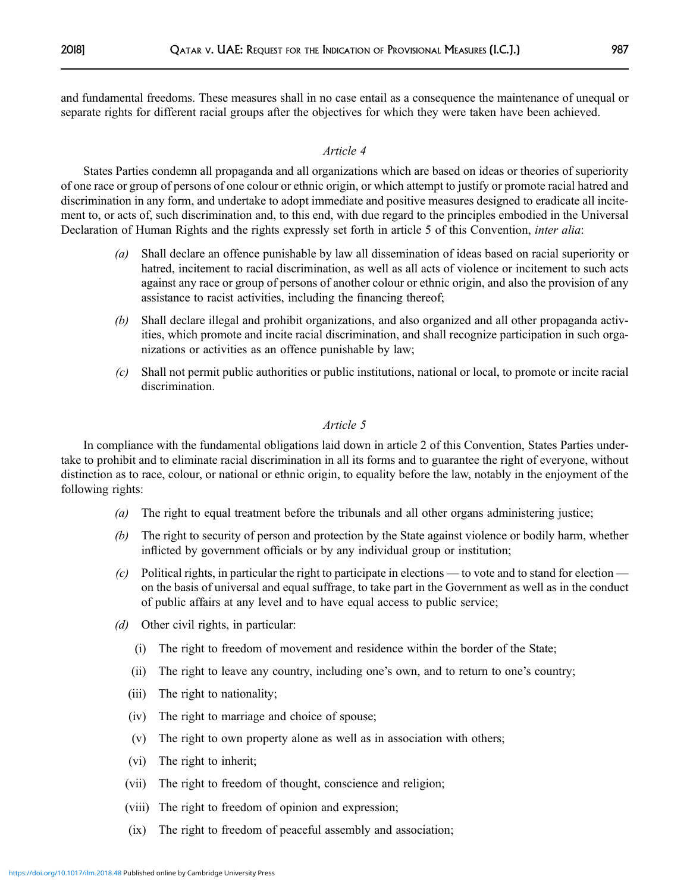and fundamental freedoms. These measures shall in no case entail as a consequence the maintenance of unequal or separate rights for different racial groups after the objectives for which they were taken have been achieved.

*Article 4*

States Parties condemn all propaganda and all organizations which are based on ideas or theories of superiority of one race or group of persons of one colour or ethnic origin, or which attempt to justify or promote racial hatred and discrimination in any form, and undertake to adopt immediate and positive measures designed to eradicate all incitement to, or acts of, such discrimination and, to this end, with due regard to the principles embodied in the Universal Declaration of Human Rights and the rights expressly set forth in article 5 of this Convention, *inter alia*:

*(a)* Shall declare an offence punishable by law all dissemination of ideas based on racial superiority or hatred, incitement to racial discrimination, as well as all acts of violence or incitement to such acts against any race or group of persons of another colour or ethnic origin, and also the provision of any assistance to racist activities, including the financing thereof;

*(b)* Shall declare illegal and prohibit organizations, and also organized and all other propaganda activities, which promote and incite racial discrimination, and shall recognize participation in such organizations or activities as an offence punishable by law;

*(c)* Shall not permit public authorities or public institutions, national or local, to promote or incite racial discrimination.

*Article 5*

In compliance with the fundamental obligations laid down in article 2 of this Convention, States Parties undertake to prohibit and to eliminate racial discrimination in all its forms and to guarantee the right of everyone, without distinction as to race, colour, or national or ethnic origin, to equality before the law, notably in the enjoyment of the following rights:

*(a)* The right to equal treatment before the tribunals and all other organs administering justice;

*(b)* The right to security of person and protection by the State against violence or bodily harm, whether inflicted by government officials or by any individual group or institution;

*(c)* Political rights, in particular the right to participate in elections — to vote and to stand for election — on the basis of universal and equal suffrage, to take part in the Government as well as in the conduct of public affairs at any level and to have equal access to public service;

*(d)* Other civil rights, in particular:

(i) The right to freedom of movement and residence within the border of the State;

(ii) The right to leave any country, including one's own, and to return to one's country;

(iii) The right to nationality;

(iv) The right to marriage and choice of spouse;

(v) The right to own property alone as well as in association with others;

(vi) The right to inherit;

(vii) The right to freedom of thought, conscience and religion;

(viii) The right to freedom of opinion and expression;

(ix) The right to freedom of peaceful assembly and association;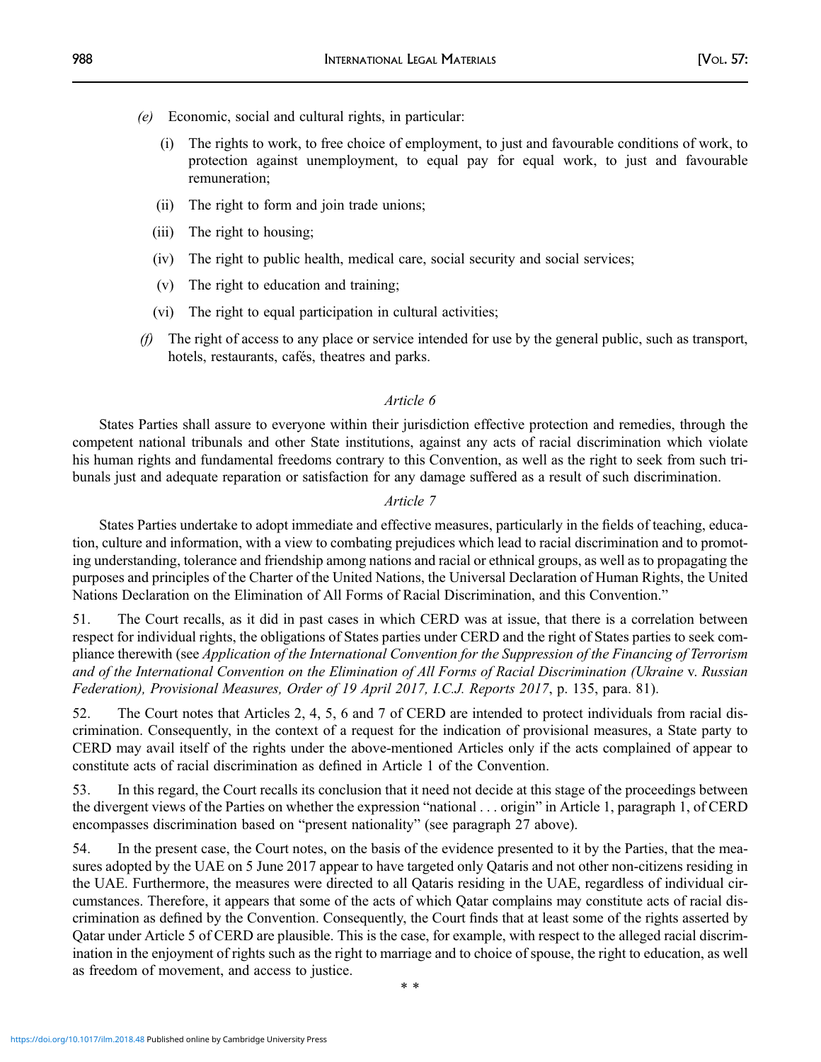(e) Economic, social and cultural rights, in particular:

  (i) The rights to work, to free choice of employment, to just and favourable conditions of work, to protection against unemployment, to equal pay for equal work, to just and favourable remuneration;

  (ii) The right to form and join trade unions;

  (iii) The right to housing;

  (iv) The right to public health, medical care, social security and social services;

  (v) The right to education and training;

  (vi) The right to equal participation in cultural activities;

(f) The right of access to any place or service intended for use by the general public, such as transport, hotels, restaurants, cafés, theatres and parks.

*Article 6*

States Parties shall assure to everyone within their jurisdiction effective protection and remedies, through the competent national tribunals and other State institutions, against any acts of racial discrimination which violate his human rights and fundamental freedoms contrary to this Convention, as well as the right to seek from such tribunals just and adequate reparation or satisfaction for any damage suffered as a result of such discrimination.

*Article 7*

States Parties undertake to adopt immediate and effective measures, particularly in the fields of teaching, education, culture and information, with a view to combating prejudices which lead to racial discrimination and to promoting understanding, tolerance and friendship among nations and racial or ethnical groups, as well as to propagating the purposes and principles of the Charter of the United Nations, the Universal Declaration of Human Rights, the United Nations Declaration on the Elimination of All Forms of Racial Discrimination, and this Convention."

51. The Court recalls, as it did in past cases in which CERD was at issue, that there is a correlation between respect for individual rights, the obligations of States parties under CERD and the right of States parties to seek compliance therewith (see *Application of the International Convention for the Suppression of the Financing of Terrorism and of the International Convention on the Elimination of All Forms of Racial Discrimination (Ukraine* v. *Russian Federation), Provisional Measures, Order of 19 April 2017, I.C.J. Reports 2017*, p. 135, para. 81).

52. The Court notes that Articles 2, 4, 5, 6 and 7 of CERD are intended to protect individuals from racial discrimination. Consequently, in the context of a request for the indication of provisional measures, a State party to CERD may avail itself of the rights under the above-mentioned Articles only if the acts complained of appear to constitute acts of racial discrimination as defined in Article 1 of the Convention.

53. In this regard, the Court recalls its conclusion that it need not decide at this stage of the proceedings between the divergent views of the Parties on whether the expression "national . . . origin" in Article 1, paragraph 1, of CERD encompasses discrimination based on "present nationality" (see paragraph 27 above).

54. In the present case, the Court notes, on the basis of the evidence presented to it by the Parties, that the measures adopted by the UAE on 5 June 2017 appear to have targeted only Qataris and not other non-citizens residing in the UAE. Furthermore, the measures were directed to all Qataris residing in the UAE, regardless of individual circumstances. Therefore, it appears that some of the acts of which Qatar complains may constitute acts of racial discrimination as defined by the Convention. Consequently, the Court finds that at least some of the rights asserted by Qatar under Article 5 of CERD are plausible. This is the case, for example, with respect to the alleged racial discrimination in the enjoyment of rights such as the right to marriage and to choice of spouse, the right to education, as well as freedom of movement, and access to justice.

\* \*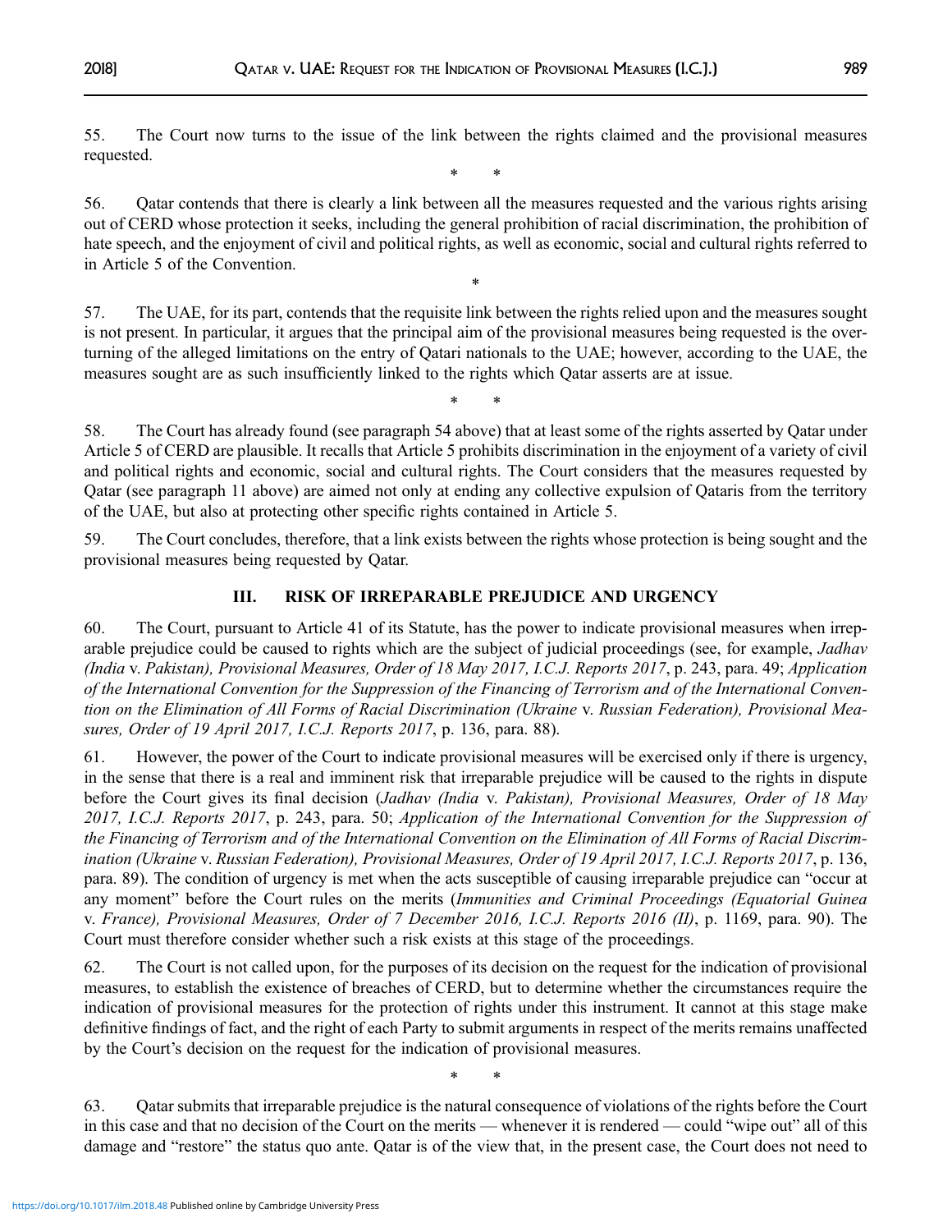55. The Court now turns to the issue of the link between the rights claimed and the provisional measures requested.

\* \*

56. Qatar contends that there is clearly a link between all the measures requested and the various rights arising out of CERD whose protection it seeks, including the general prohibition of racial discrimination, the prohibition of hate speech, and the enjoyment of civil and political rights, as well as economic, social and cultural rights referred to in Article 5 of the Convention.

\*

57. The UAE, for its part, contends that the requisite link between the rights relied upon and the measures sought is not present. In particular, it argues that the principal aim of the provisional measures being requested is the overturning of the alleged limitations on the entry of Qatari nationals to the UAE; however, according to the UAE, the measures sought are as such insufficiently linked to the rights which Qatar asserts are at issue.

\* \*

58. The Court has already found (see paragraph 54 above) that at least some of the rights asserted by Qatar under Article 5 of CERD are plausible. It recalls that Article 5 prohibits discrimination in the enjoyment of a variety of civil and political rights and economic, social and cultural rights. The Court considers that the measures requested by Qatar (see paragraph 11 above) are aimed not only at ending any collective expulsion of Qataris from the territory of the UAE, but also at protecting other specific rights contained in Article 5.

59. The Court concludes, therefore, that a link exists between the rights whose protection is being sought and the provisional measures being requested by Qatar.

## III. RISK OF IRREPARABLE PREJUDICE AND URGENCY

60. The Court, pursuant to Article 41 of its Statute, has the power to indicate provisional measures when irreparable prejudice could be caused to rights which are the subject of judicial proceedings (see, for example, *Jadhav (India* v. *Pakistan), Provisional Measures, Order of 18 May 2017, I.C.J. Reports 2017*, p. 243, para. 49; *Application of the International Convention for the Suppression of the Financing of Terrorism and of the International Convention on the Elimination of All Forms of Racial Discrimination (Ukraine* v. *Russian Federation), Provisional Measures, Order of 19 April 2017, I.C.J. Reports 2017*, p. 136, para. 88).

61. However, the power of the Court to indicate provisional measures will be exercised only if there is urgency, in the sense that there is a real and imminent risk that irreparable prejudice will be caused to the rights in dispute before the Court gives its final decision (*Jadhav (India* v. *Pakistan), Provisional Measures, Order of 18 May 2017, I.C.J. Reports 2017*, p. 243, para. 50; *Application of the International Convention for the Suppression of the Financing of Terrorism and of the International Convention on the Elimination of All Forms of Racial Discrimination (Ukraine* v. *Russian Federation), Provisional Measures, Order of 19 April 2017, I.C.J. Reports 2017*, p. 136, para. 89). The condition of urgency is met when the acts susceptible of causing irreparable prejudice can "occur at any moment" before the Court rules on the merits (*Immunities and Criminal Proceedings (Equatorial Guinea* v. *France), Provisional Measures, Order of 7 December 2016, I.C.J. Reports 2016 (II)*, p. 1169, para. 90). The Court must therefore consider whether such a risk exists at this stage of the proceedings.

62. The Court is not called upon, for the purposes of its decision on the request for the indication of provisional measures, to establish the existence of breaches of CERD, but to determine whether the circumstances require the indication of provisional measures for the protection of rights under this instrument. It cannot at this stage make definitive findings of fact, and the right of each Party to submit arguments in respect of the merits remains unaffected by the Court's decision on the request for the indication of provisional measures.

\* \*

63. Qatar submits that irreparable prejudice is the natural consequence of violations of the rights before the Court in this case and that no decision of the Court on the merits — whenever it is rendered — could "wipe out" all of this damage and "restore" the status quo ante. Qatar is of the view that, in the present case, the Court does not need to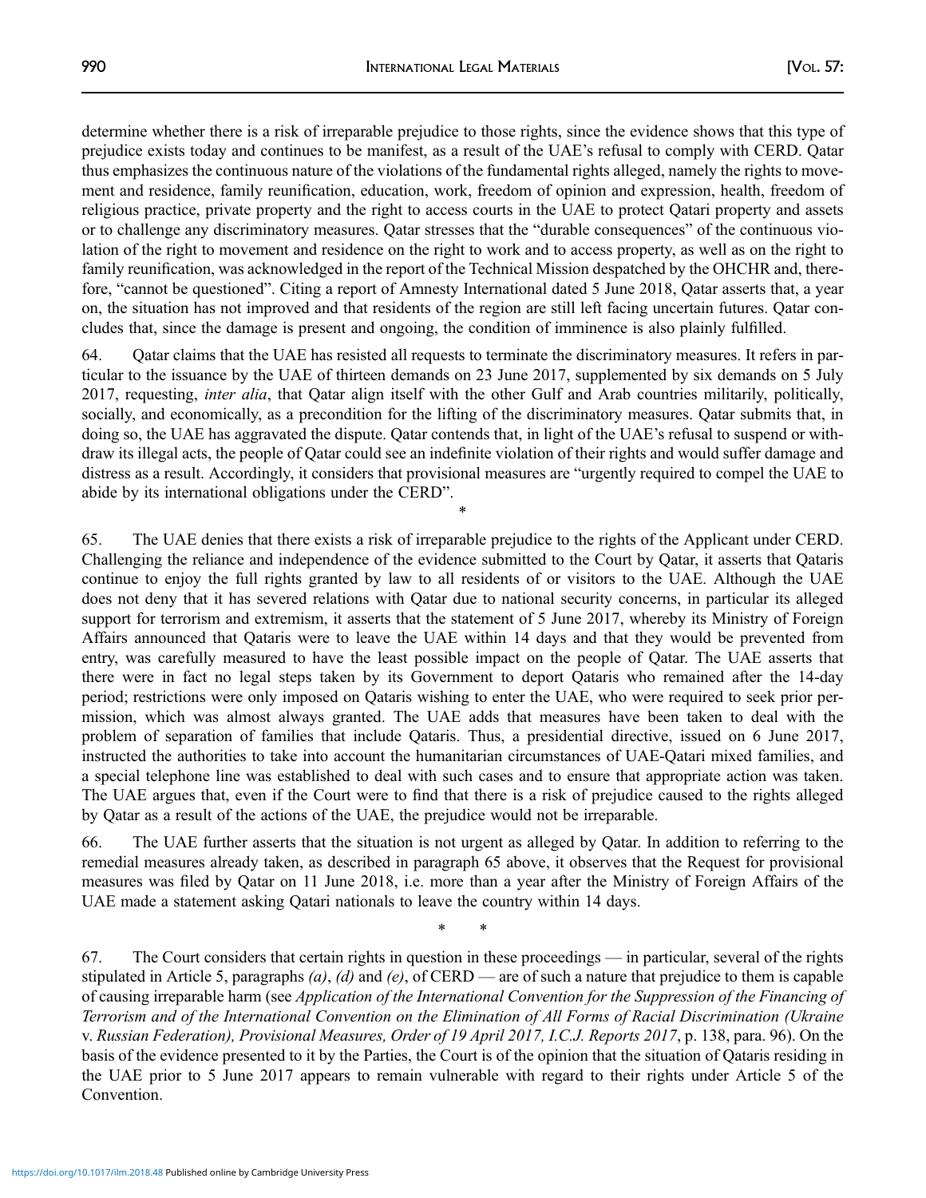determine whether there is a risk of irreparable prejudice to those rights, since the evidence shows that this type of prejudice exists today and continues to be manifest, as a result of the UAE's refusal to comply with CERD. Qatar thus emphasizes the continuous nature of the violations of the fundamental rights alleged, namely the rights to movement and residence, family reunification, education, work, freedom of opinion and expression, health, freedom of religious practice, private property and the right to access courts in the UAE to protect Qatari property and assets or to challenge any discriminatory measures. Qatar stresses that the "durable consequences" of the continuous violation of the right to movement and residence on the right to work and to access property, as well as on the right to family reunification, was acknowledged in the report of the Technical Mission despatched by the OHCHR and, therefore, "cannot be questioned". Citing a report of Amnesty International dated 5 June 2018, Qatar asserts that, a year on, the situation has not improved and that residents of the region are still left facing uncertain futures. Qatar concludes that, since the damage is present and ongoing, the condition of imminence is also plainly fulfilled.

64. Qatar claims that the UAE has resisted all requests to terminate the discriminatory measures. It refers in particular to the issuance by the UAE of thirteen demands on 23 June 2017, supplemented by six demands on 5 July 2017, requesting, *inter alia*, that Qatar align itself with the other Gulf and Arab countries militarily, politically, socially, and economically, as a precondition for the lifting of the discriminatory measures. Qatar submits that, in doing so, the UAE has aggravated the dispute. Qatar contends that, in light of the UAE's refusal to suspend or withdraw its illegal acts, the people of Qatar could see an indefinite violation of their rights and would suffer damage and distress as a result. Accordingly, it considers that provisional measures are "urgently required to compel the UAE to abide by its international obligations under the CERD".

\*

65. The UAE denies that there exists a risk of irreparable prejudice to the rights of the Applicant under CERD. Challenging the reliance and independence of the evidence submitted to the Court by Qatar, it asserts that Qataris continue to enjoy the full rights granted by law to all residents of or visitors to the UAE. Although the UAE does not deny that it has severed relations with Qatar due to national security concerns, in particular its alleged support for terrorism and extremism, it asserts that the statement of 5 June 2017, whereby its Ministry of Foreign Affairs announced that Qataris were to leave the UAE within 14 days and that they would be prevented from entry, was carefully measured to have the least possible impact on the people of Qatar. The UAE asserts that there were in fact no legal steps taken by its Government to deport Qataris who remained after the 14-day period; restrictions were only imposed on Qataris wishing to enter the UAE, who were required to seek prior permission, which was almost always granted. The UAE adds that measures have been taken to deal with the problem of separation of families that include Qataris. Thus, a presidential directive, issued on 6 June 2017, instructed the authorities to take into account the humanitarian circumstances of UAE-Qatari mixed families, and a special telephone line was established to deal with such cases and to ensure that appropriate action was taken. The UAE argues that, even if the Court were to find that there is a risk of prejudice caused to the rights alleged by Qatar as a result of the actions of the UAE, the prejudice would not be irreparable.

66. The UAE further asserts that the situation is not urgent as alleged by Qatar. In addition to referring to the remedial measures already taken, as described in paragraph 65 above, it observes that the Request for provisional measures was filed by Qatar on 11 June 2018, i.e. more than a year after the Ministry of Foreign Affairs of the UAE made a statement asking Qatari nationals to leave the country within 14 days.

\* \*

67. The Court considers that certain rights in question in these proceedings — in particular, several of the rights stipulated in Article 5, paragraphs *(a)*, *(d)* and *(e)*, of CERD — are of such a nature that prejudice to them is capable of causing irreparable harm (see *Application of the International Convention for the Suppression of the Financing of Terrorism and of the International Convention on the Elimination of All Forms of Racial Discrimination (Ukraine* v. *Russian Federation), Provisional Measures, Order of 19 April 2017, I.C.J. Reports 2017*, p. 138, para. 96). On the basis of the evidence presented to it by the Parties, the Court is of the opinion that the situation of Qataris residing in the UAE prior to 5 June 2017 appears to remain vulnerable with regard to their rights under Article 5 of the Convention.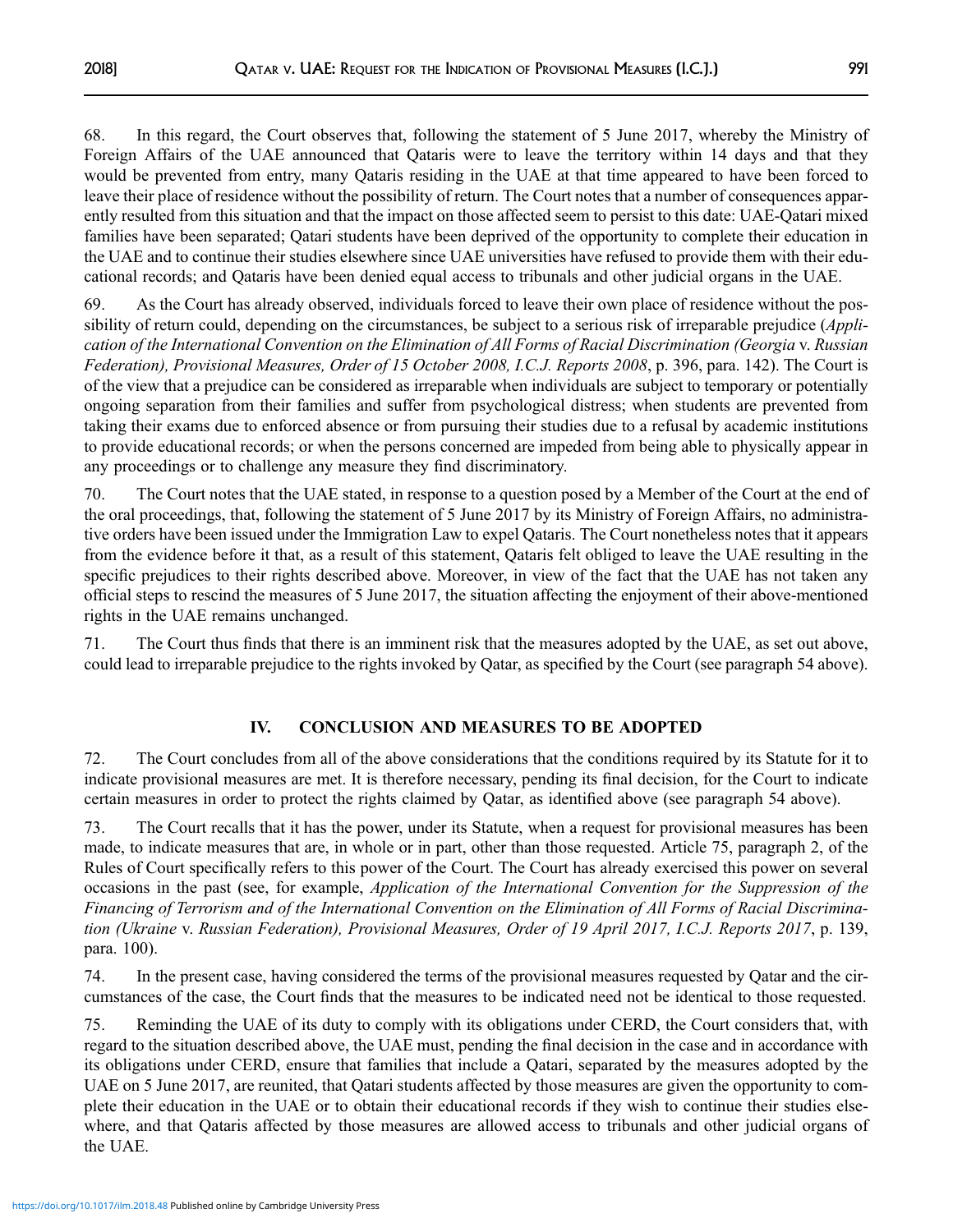68. In this regard, the Court observes that, following the statement of 5 June 2017, whereby the Ministry of Foreign Affairs of the UAE announced that Qataris were to leave the territory within 14 days and that they would be prevented from entry, many Qataris residing in the UAE at that time appeared to have been forced to leave their place of residence without the possibility of return. The Court notes that a number of consequences apparently resulted from this situation and that the impact on those affected seem to persist to this date: UAE-Qatari mixed families have been separated; Qatari students have been deprived of the opportunity to complete their education in the UAE and to continue their studies elsewhere since UAE universities have refused to provide them with their educational records; and Qataris have been denied equal access to tribunals and other judicial organs in the UAE.

69. As the Court has already observed, individuals forced to leave their own place of residence without the possibility of return could, depending on the circumstances, be subject to a serious risk of irreparable prejudice (*Application of the International Convention on the Elimination of All Forms of Racial Discrimination (Georgia* v. *Russian Federation), Provisional Measures, Order of 15 October 2008, I.C.J. Reports 2008*, p. 396, para. 142). The Court is of the view that a prejudice can be considered as irreparable when individuals are subject to temporary or potentially ongoing separation from their families and suffer from psychological distress; when students are prevented from taking their exams due to enforced absence or from pursuing their studies due to a refusal by academic institutions to provide educational records; or when the persons concerned are impeded from being able to physically appear in any proceedings or to challenge any measure they find discriminatory.

70. The Court notes that the UAE stated, in response to a question posed by a Member of the Court at the end of the oral proceedings, that, following the statement of 5 June 2017 by its Ministry of Foreign Affairs, no administrative orders have been issued under the Immigration Law to expel Qataris. The Court nonetheless notes that it appears from the evidence before it that, as a result of this statement, Qataris felt obliged to leave the UAE resulting in the specific prejudices to their rights described above. Moreover, in view of the fact that the UAE has not taken any official steps to rescind the measures of 5 June 2017, the situation affecting the enjoyment of their above-mentioned rights in the UAE remains unchanged.

71. The Court thus finds that there is an imminent risk that the measures adopted by the UAE, as set out above, could lead to irreparable prejudice to the rights invoked by Qatar, as specified by the Court (see paragraph 54 above).

## IV. CONCLUSION AND MEASURES TO BE ADOPTED

72. The Court concludes from all of the above considerations that the conditions required by its Statute for it to indicate provisional measures are met. It is therefore necessary, pending its final decision, for the Court to indicate certain measures in order to protect the rights claimed by Qatar, as identified above (see paragraph 54 above).

73. The Court recalls that it has the power, under its Statute, when a request for provisional measures has been made, to indicate measures that are, in whole or in part, other than those requested. Article 75, paragraph 2, of the Rules of Court specifically refers to this power of the Court. The Court has already exercised this power on several occasions in the past (see, for example, *Application of the International Convention for the Suppression of the Financing of Terrorism and of the International Convention on the Elimination of All Forms of Racial Discrimination (Ukraine* v. *Russian Federation), Provisional Measures, Order of 19 April 2017, I.C.J. Reports 2017*, p. 139, para. 100).

74. In the present case, having considered the terms of the provisional measures requested by Qatar and the circumstances of the case, the Court finds that the measures to be indicated need not be identical to those requested.

75. Reminding the UAE of its duty to comply with its obligations under CERD, the Court considers that, with regard to the situation described above, the UAE must, pending the final decision in the case and in accordance with its obligations under CERD, ensure that families that include a Qatari, separated by the measures adopted by the UAE on 5 June 2017, are reunited, that Qatari students affected by those measures are given the opportunity to complete their education in the UAE or to obtain their educational records if they wish to continue their studies elsewhere, and that Qataris affected by those measures are allowed access to tribunals and other judicial organs of the UAE.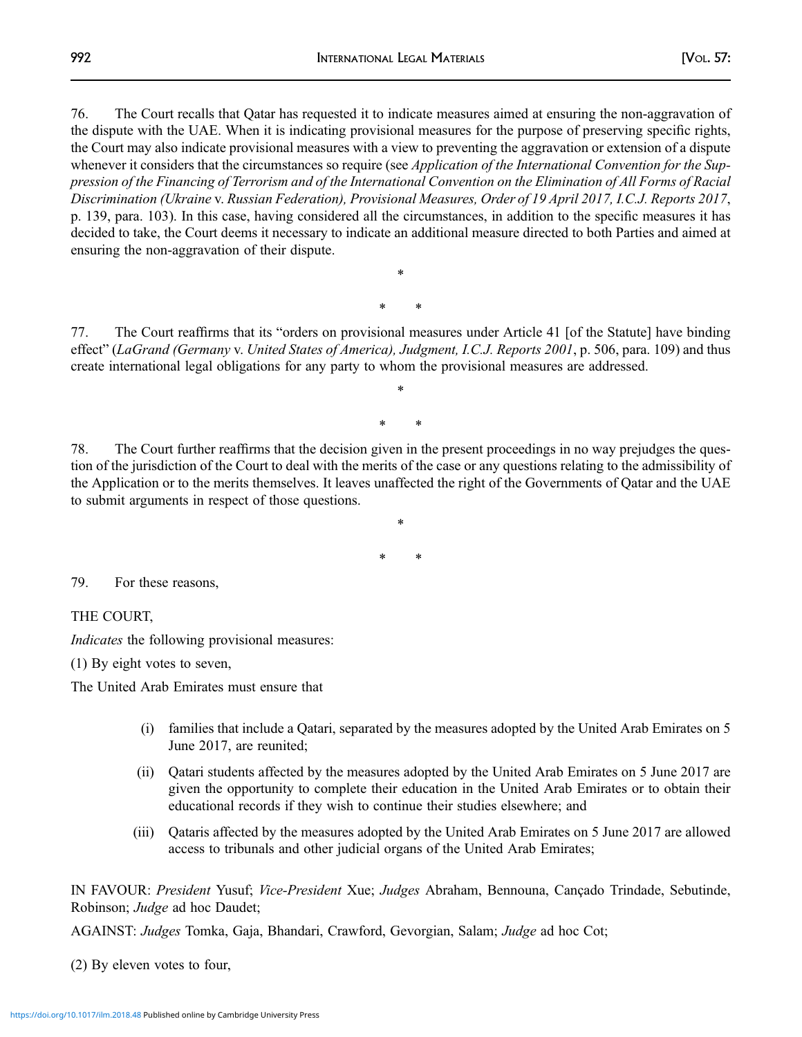76. The Court recalls that Qatar has requested it to indicate measures aimed at ensuring the non-aggravation of the dispute with the UAE. When it is indicating provisional measures for the purpose of preserving specific rights, the Court may also indicate provisional measures with a view to preventing the aggravation or extension of a dispute whenever it considers that the circumstances so require (see *Application of the International Convention for the Suppression of the Financing of Terrorism and of the International Convention on the Elimination of All Forms of Racial Discrimination (Ukraine* v. *Russian Federation), Provisional Measures, Order of 19 April 2017, I.C.J. Reports 2017*, p. 139, para. 103). In this case, having considered all the circumstances, in addition to the specific measures it has decided to take, the Court deems it necessary to indicate an additional measure directed to both Parties and aimed at ensuring the non-aggravation of their dispute.

\*

\* \*

77. The Court reaffirms that its "orders on provisional measures under Article 41 [of the Statute] have binding effect" (*LaGrand (Germany* v. *United States of America), Judgment, I.C.J. Reports 2001*, p. 506, para. 109) and thus create international legal obligations for any party to whom the provisional measures are addressed.

\*

\* \*

78. The Court further reaffirms that the decision given in the present proceedings in no way prejudges the question of the jurisdiction of the Court to deal with the merits of the case or any questions relating to the admissibility of the Application or to the merits themselves. It leaves unaffected the right of the Governments of Qatar and the UAE to submit arguments in respect of those questions.

\*

\* \*

79. For these reasons,

THE COURT,

*Indicates* the following provisional measures:

(1) By eight votes to seven,

The United Arab Emirates must ensure that

(i) families that include a Qatari, separated by the measures adopted by the United Arab Emirates on 5 June 2017, are reunited;

(ii) Qatari students affected by the measures adopted by the United Arab Emirates on 5 June 2017 are given the opportunity to complete their education in the United Arab Emirates or to obtain their educational records if they wish to continue their studies elsewhere; and

(iii) Qataris affected by the measures adopted by the United Arab Emirates on 5 June 2017 are allowed access to tribunals and other judicial organs of the United Arab Emirates;

IN FAVOUR: *President* Yusuf; *Vice-President* Xue; *Judges* Abraham, Bennouna, Cançado Trindade, Sebutinde, Robinson; *Judge* ad hoc Daudet;

AGAINST: *Judges* Tomka, Gaja, Bhandari, Crawford, Gevorgian, Salam; *Judge* ad hoc Cot;

(2) By eleven votes to four,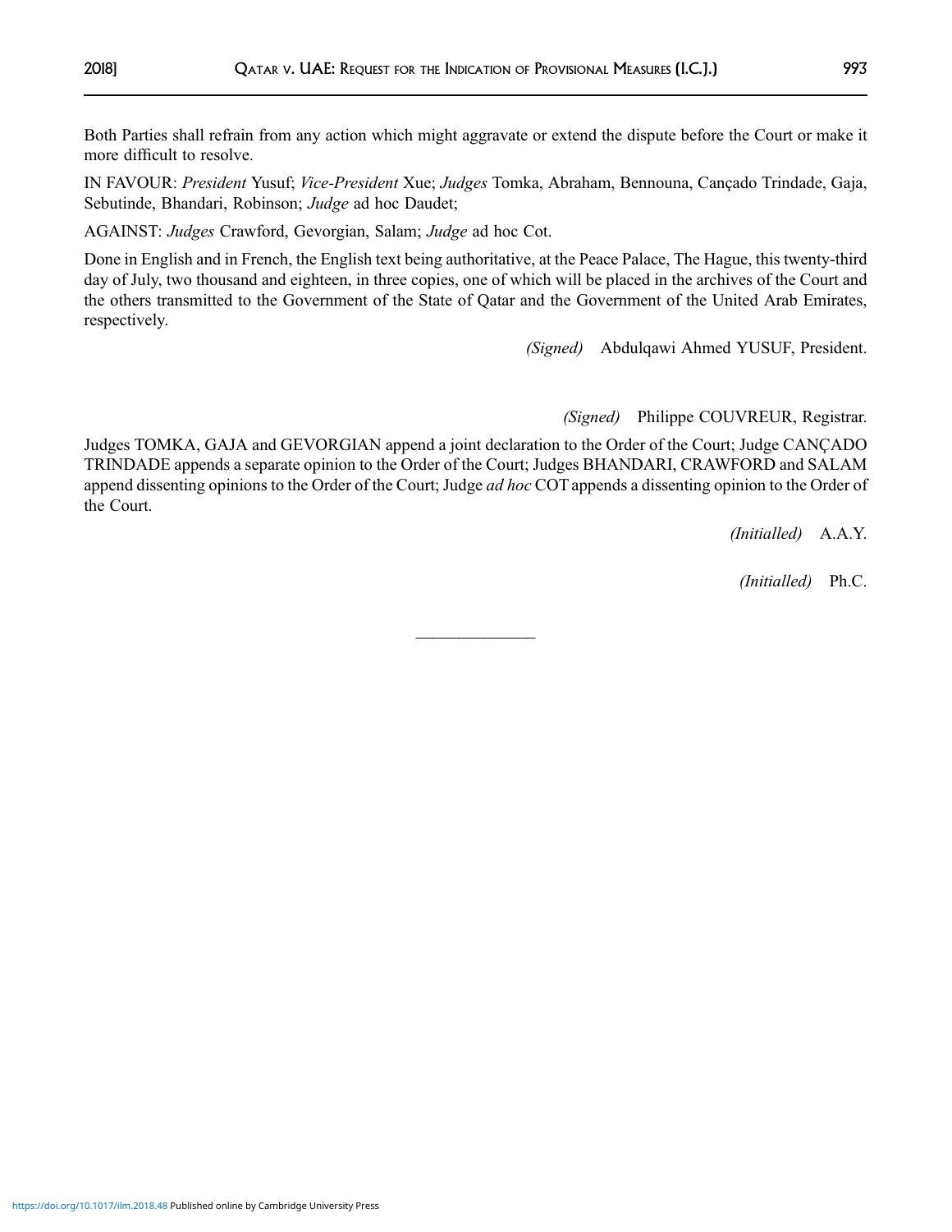Both Parties shall refrain from any action which might aggravate or extend the dispute before the Court or make it more difficult to resolve.

IN FAVOUR: *President* Yusuf; *Vice-President* Xue; *Judges* Tomka, Abraham, Bennouna, Cançado Trindade, Gaja, Sebutinde, Bhandari, Robinson; *Judge* ad hoc Daudet;

AGAINST: *Judges* Crawford, Gevorgian, Salam; *Judge* ad hoc Cot.

Done in English and in French, the English text being authoritative, at the Peace Palace, The Hague, this twenty-third day of July, two thousand and eighteen, in three copies, one of which will be placed in the archives of the Court and the others transmitted to the Government of the State of Qatar and the Government of the United Arab Emirates, respectively.

*(Signed)* Abdulqawi Ahmed YUSUF, President.

*(Signed)* Philippe COUVREUR, Registrar.

Judges TOMKA, GAJA and GEVORGIAN append a joint declaration to the Order of the Court; Judge CANÇADO TRINDADE appends a separate opinion to the Order of the Court; Judges BHANDARI, CRAWFORD and SALAM append dissenting opinions to the Order of the Court; Judge *ad hoc* COT appends a dissenting opinion to the Order of the Court.

*(Initialled)* A.A.Y.

*(Initialled)* Ph.C.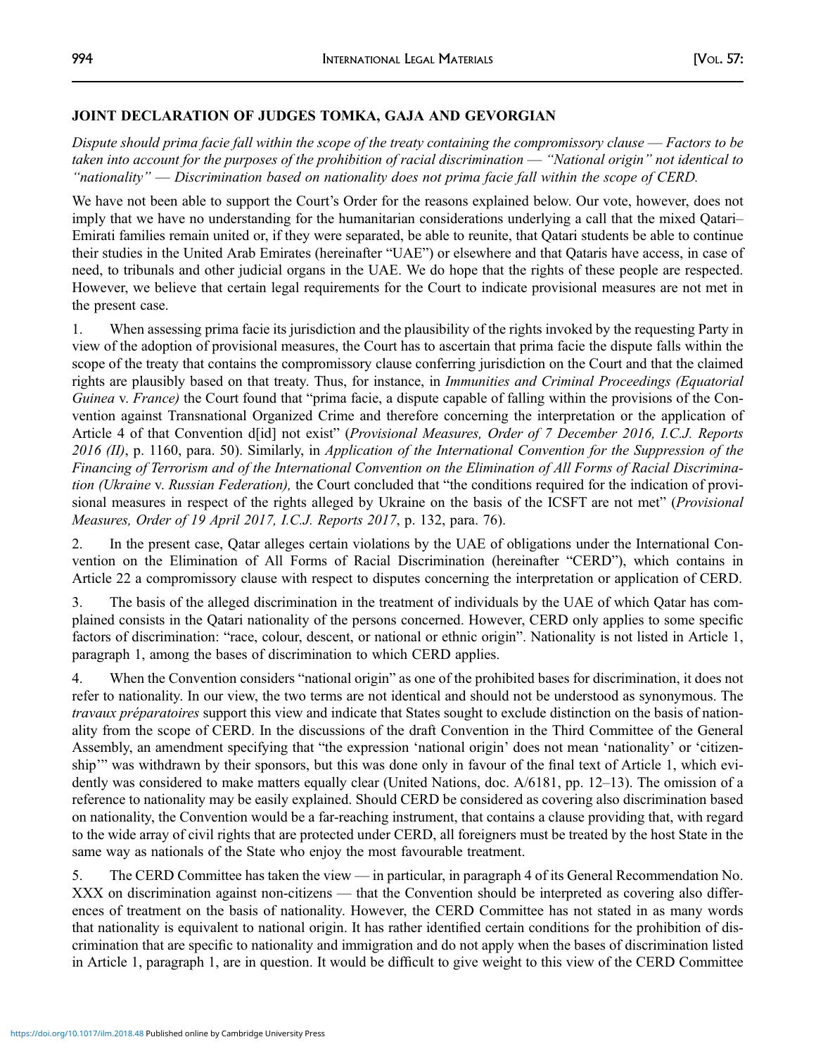## JOINT DECLARATION OF JUDGES TOMKA, GAJA AND GEVORGIAN

*Dispute should prima facie fall within the scope of the treaty containing the compromissory clause — Factors to be taken into account for the purposes of the prohibition of racial discrimination — "National origin" not identical to "nationality" — Discrimination based on nationality does not prima facie fall within the scope of CERD.*

We have not been able to support the Court's Order for the reasons explained below. Our vote, however, does not imply that we have no understanding for the humanitarian considerations underlying a call that the mixed Qatari–Emirati families remain united or, if they were separated, be able to reunite, that Qatari students be able to continue their studies in the United Arab Emirates (hereinafter "UAE") or elsewhere and that Qataris have access, in case of need, to tribunals and other judicial organs in the UAE. We do hope that the rights of these people are respected. However, we believe that certain legal requirements for the Court to indicate provisional measures are not met in the present case.

1. When assessing prima facie its jurisdiction and the plausibility of the rights invoked by the requesting Party in view of the adoption of provisional measures, the Court has to ascertain that prima facie the dispute falls within the scope of the treaty that contains the compromissory clause conferring jurisdiction on the Court and that the claimed rights are plausibly based on that treaty. Thus, for instance, in *Immunities and Criminal Proceedings (Equatorial Guinea* v. *France)* the Court found that "prima facie, a dispute capable of falling within the provisions of the Convention against Transnational Organized Crime and therefore concerning the interpretation or the application of Article 4 of that Convention d[id] not exist" (*Provisional Measures, Order of 7 December 2016, I.C.J. Reports 2016 (II)*, p. 1160, para. 50). Similarly, in *Application of the International Convention for the Suppression of the Financing of Terrorism and of the International Convention on the Elimination of All Forms of Racial Discrimination (Ukraine* v. *Russian Federation),* the Court concluded that "the conditions required for the indication of provisional measures in respect of the rights alleged by Ukraine on the basis of the ICSFT are not met" (*Provisional Measures, Order of 19 April 2017, I.C.J. Reports 2017*, p. 132, para. 76).

2. In the present case, Qatar alleges certain violations by the UAE of obligations under the International Convention on the Elimination of All Forms of Racial Discrimination (hereinafter "CERD"), which contains in Article 22 a compromissory clause with respect to disputes concerning the interpretation or application of CERD.

3. The basis of the alleged discrimination in the treatment of individuals by the UAE of which Qatar has complained consists in the Qatari nationality of the persons concerned. However, CERD only applies to some specific factors of discrimination: "race, colour, descent, or national or ethnic origin". Nationality is not listed in Article 1, paragraph 1, among the bases of discrimination to which CERD applies.

4. When the Convention considers "national origin" as one of the prohibited bases for discrimination, it does not refer to nationality. In our view, the two terms are not identical and should not be understood as synonymous. The *travaux préparatoires* support this view and indicate that States sought to exclude distinction on the basis of nationality from the scope of CERD. In the discussions of the draft Convention in the Third Committee of the General Assembly, an amendment specifying that "the expression 'national origin' does not mean 'nationality' or 'citizenship'" was withdrawn by their sponsors, but this was done only in favour of the final text of Article 1, which evidently was considered to make matters equally clear (United Nations, doc. A/6181, pp. 12–13). The omission of a reference to nationality may be easily explained. Should CERD be considered as covering also discrimination based on nationality, the Convention would be a far-reaching instrument, that contains a clause providing that, with regard to the wide array of civil rights that are protected under CERD, all foreigners must be treated by the host State in the same way as nationals of the State who enjoy the most favourable treatment.

5. The CERD Committee has taken the view — in particular, in paragraph 4 of its General Recommendation No. XXX on discrimination against non-citizens — that the Convention should be interpreted as covering also differences of treatment on the basis of nationality. However, the CERD Committee has not stated in as many words that nationality is equivalent to national origin. It has rather identified certain conditions for the prohibition of discrimination that are specific to nationality and immigration and do not apply when the bases of discrimination listed in Article 1, paragraph 1, are in question. It would be difficult to give weight to this view of the CERD Committee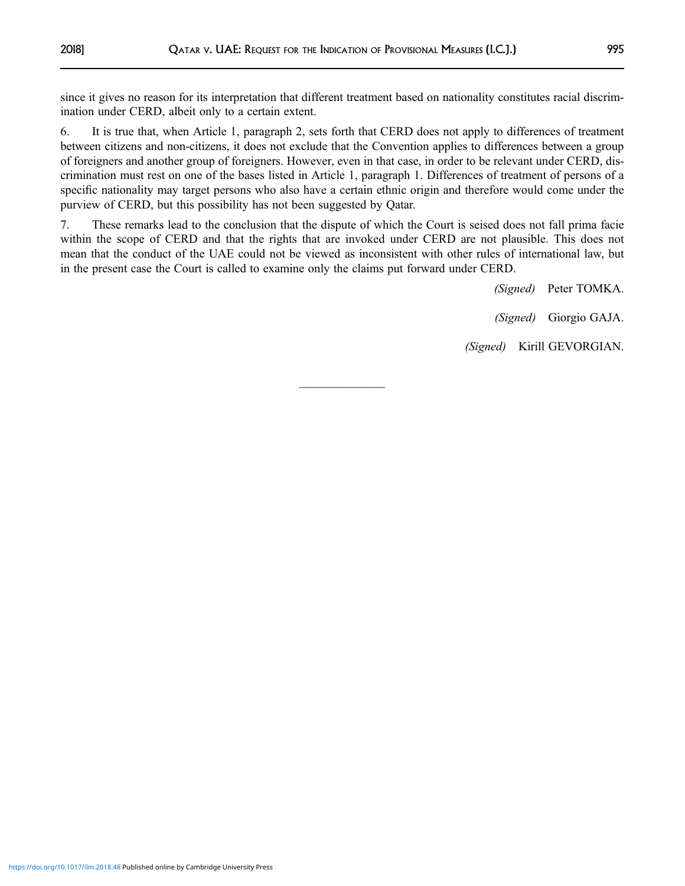since it gives no reason for its interpretation that different treatment based on nationality constitutes racial discrimination under CERD, albeit only to a certain extent.

6. It is true that, when Article 1, paragraph 2, sets forth that CERD does not apply to differences of treatment between citizens and non-citizens, it does not exclude that the Convention applies to differences between a group of foreigners and another group of foreigners. However, even in that case, in order to be relevant under CERD, discrimination must rest on one of the bases listed in Article 1, paragraph 1. Differences of treatment of persons of a specific nationality may target persons who also have a certain ethnic origin and therefore would come under the purview of CERD, but this possibility has not been suggested by Qatar.

7. These remarks lead to the conclusion that the dispute of which the Court is seised does not fall prima facie within the scope of CERD and that the rights that are invoked under CERD are not plausible. This does not mean that the conduct of the UAE could not be viewed as inconsistent with other rules of international law, but in the present case the Court is called to examine only the claims put forward under CERD.

*(Signed)* Peter TOMKA.

*(Signed)* Giorgio GAJA.

*(Signed)* Kirill GEVORGIAN.

---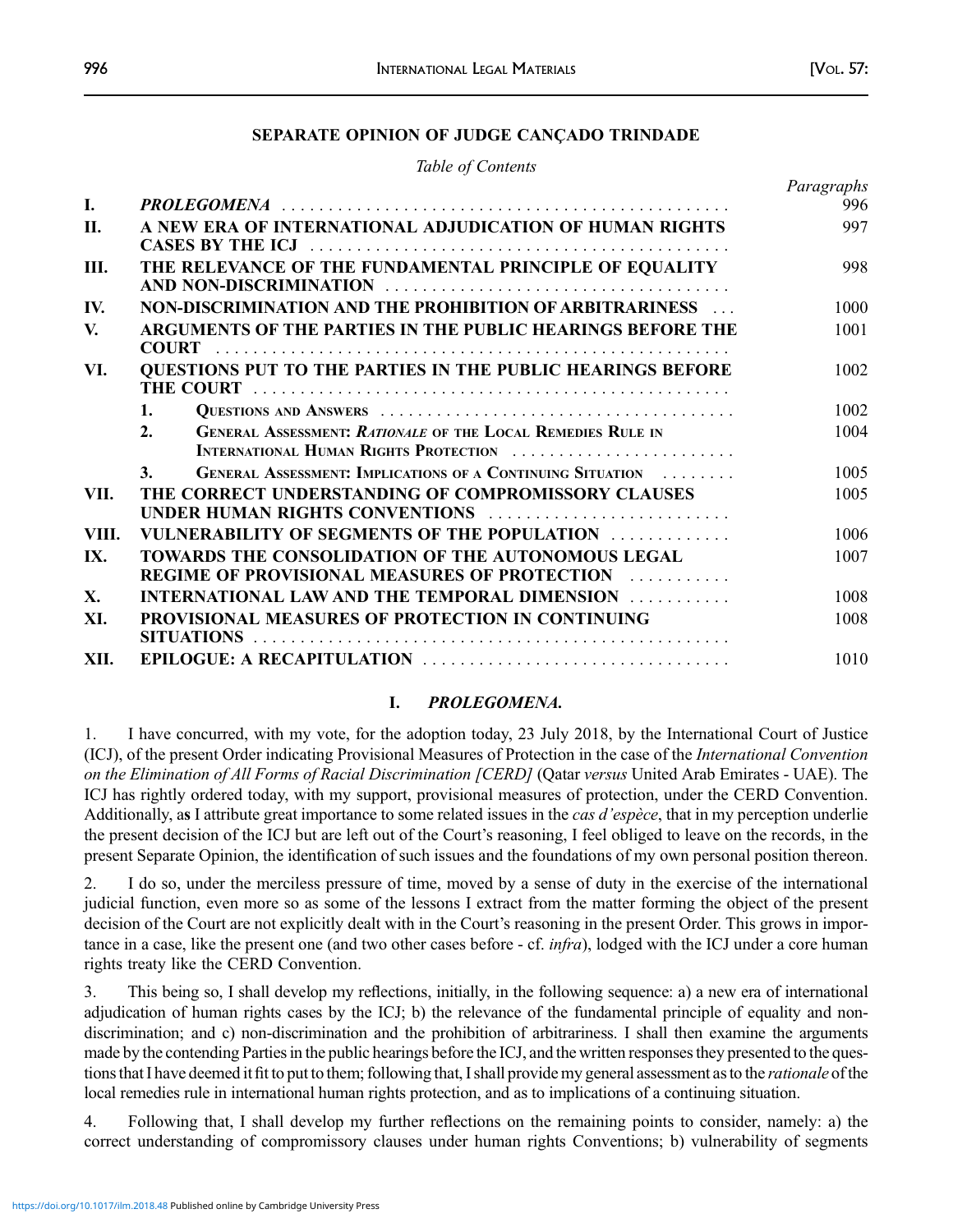## SEPARATE OPINION OF JUDGE CANÇADO TRINDADE

*Table of Contents*

| | | *Paragraphs* |
|---|---|---|
| I. | ***PROLEGOMENA*** | 996 |
| II. | **A NEW ERA OF INTERNATIONAL ADJUDICATION OF HUMAN RIGHTS CASES BY THE ICJ** | 997 |
| III. | **THE RELEVANCE OF THE FUNDAMENTAL PRINCIPLE OF EQUALITY AND NON-DISCRIMINATION** | 998 |
| IV. | **NON-DISCRIMINATION AND THE PROHIBITION OF ARBITRARINESS** | 1000 |
| V. | **ARGUMENTS OF THE PARTIES IN THE PUBLIC HEARINGS BEFORE THE COURT** | 1001 |
| VI. | **QUESTIONS PUT TO THE PARTIES IN THE PUBLIC HEARINGS BEFORE THE COURT** | 1002 |
| | 1. QUESTIONS AND ANSWERS | 1002 |
| | 2. GENERAL ASSESSMENT: *RATIONALE* OF THE LOCAL REMEDIES RULE IN INTERNATIONAL HUMAN RIGHTS PROTECTION | 1004 |
| | 3. GENERAL ASSESSMENT: IMPLICATIONS OF A CONTINUING SITUATION | 1005 |
| VII. | **THE CORRECT UNDERSTANDING OF COMPROMISSORY CLAUSES UNDER HUMAN RIGHTS CONVENTIONS** | 1005 |
| VIII. | **VULNERABILITY OF SEGMENTS OF THE POPULATION** | 1006 |
| IX. | **TOWARDS THE CONSOLIDATION OF THE AUTONOMOUS LEGAL REGIME OF PROVISIONAL MEASURES OF PROTECTION** | 1007 |
| X. | **INTERNATIONAL LAW AND THE TEMPORAL DIMENSION** | 1008 |
| XI. | **PROVISIONAL MEASURES OF PROTECTION IN CONTINUING SITUATIONS** | 1008 |
| XII. | **EPILOGUE: A RECAPITULATION** | 1010 |

### I. *PROLEGOMENA.*

1. I have concurred, with my vote, for the adoption today, 23 July 2018, by the International Court of Justice (ICJ), of the present Order indicating Provisional Measures of Protection in the case of the *International Convention on the Elimination of All Forms of Racial Discrimination [CERD]* (Qatar *versus* United Arab Emirates - UAE). The ICJ has rightly ordered today, with my support, provisional measures of protection, under the CERD Convention. Additionally, as I attribute great importance to some related issues in the *cas d'espèce*, that in my perception underlie the present decision of the ICJ but are left out of the Court's reasoning, I feel obliged to leave on the records, in the present Separate Opinion, the identification of such issues and the foundations of my own personal position thereon.

2. I do so, under the merciless pressure of time, moved by a sense of duty in the exercise of the international judicial function, even more so as some of the lessons I extract from the matter forming the object of the present decision of the Court are not explicitly dealt with in the Court's reasoning in the present Order. This grows in importance in a case, like the present one (and two other cases before - cf. *infra*), lodged with the ICJ under a core human rights treaty like the CERD Convention.

3. This being so, I shall develop my reflections, initially, in the following sequence: a) a new era of international adjudication of human rights cases by the ICJ; b) the relevance of the fundamental principle of equality and non-discrimination; and c) non-discrimination and the prohibition of arbitrariness. I shall then examine the arguments made by the contending Parties in the public hearings before the ICJ, and the written responses they presented to the questions that I have deemed it fit to put to them; following that, I shall provide my general assessment as to the *rationale* of the local remedies rule in international human rights protection, and as to implications of a continuing situation.

4. Following that, I shall develop my further reflections on the remaining points to consider, namely: a) the correct understanding of compromissory clauses under human rights Conventions; b) vulnerability of segments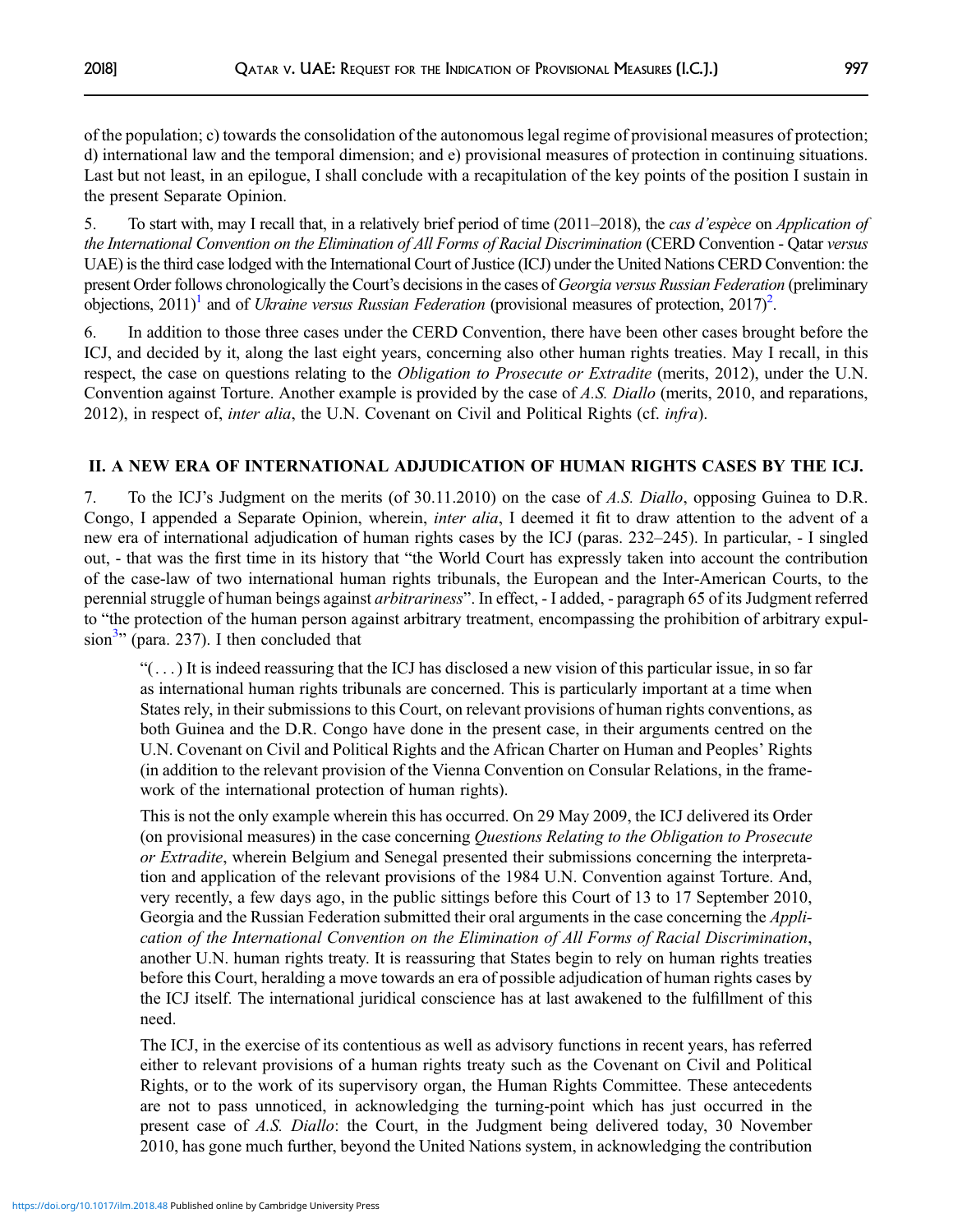of the population; c) towards the consolidation of the autonomous legal regime of provisional measures of protection; d) international law and the temporal dimension; and e) provisional measures of protection in continuing situations. Last but not least, in an epilogue, I shall conclude with a recapitulation of the key points of the position I sustain in the present Separate Opinion.

5. To start with, may I recall that, in a relatively brief period of time (2011–2018), the *cas d'espèce* on *Application of the International Convention on the Elimination of All Forms of Racial Discrimination* (CERD Convention - Qatar *versus* UAE) is the third case lodged with the International Court of Justice (ICJ) under the United Nations CERD Convention: the present Order follows chronologically the Court's decisions in the cases of *Georgia versus Russian Federation* (preliminary objections, 2011)[1] and of *Ukraine versus Russian Federation* (provisional measures of protection, 2017)[2].

6. In addition to those three cases under the CERD Convention, there have been other cases brought before the ICJ, and decided by it, along the last eight years, concerning also other human rights treaties. May I recall, in this respect, the case on questions relating to the *Obligation to Prosecute or Extradite* (merits, 2012), under the U.N. Convention against Torture. Another example is provided by the case of *A.S. Diallo* (merits, 2010, and reparations, 2012), in respect of, *inter alia*, the U.N. Covenant on Civil and Political Rights (cf. *infra*).

## II. A NEW ERA OF INTERNATIONAL ADJUDICATION OF HUMAN RIGHTS CASES BY THE ICJ.

7. To the ICJ's Judgment on the merits (of 30.11.2010) on the case of *A.S. Diallo*, opposing Guinea to D.R. Congo, I appended a Separate Opinion, wherein, *inter alia*, I deemed it fit to draw attention to the advent of a new era of international adjudication of human rights cases by the ICJ (paras. 232–245). In particular, - I singled out, - that was the first time in its history that "the World Court has expressly taken into account the contribution of the case-law of two international human rights tribunals, the European and the Inter-American Courts, to the perennial struggle of human beings against *arbitrariness*". In effect, - I added, - paragraph 65 of its Judgment referred to "the protection of the human person against arbitrary treatment, encompassing the prohibition of arbitrary expulsion[3]" (para. 237). I then concluded that

> "(...) It is indeed reassuring that the ICJ has disclosed a new vision of this particular issue, in so far as international human rights tribunals are concerned. This is particularly important at a time when States rely, in their submissions to this Court, on relevant provisions of human rights conventions, as both Guinea and the D.R. Congo have done in the present case, in their arguments centred on the U.N. Covenant on Civil and Political Rights and the African Charter on Human and Peoples' Rights (in addition to the relevant provision of the Vienna Convention on Consular Relations, in the framework of the international protection of human rights).
>
> This is not the only example wherein this has occurred. On 29 May 2009, the ICJ delivered its Order (on provisional measures) in the case concerning *Questions Relating to the Obligation to Prosecute or Extradite*, wherein Belgium and Senegal presented their submissions concerning the interpretation and application of the relevant provisions of the 1984 U.N. Convention against Torture. And, very recently, a few days ago, in the public sittings before this Court of 13 to 17 September 2010, Georgia and the Russian Federation submitted their oral arguments in the case concerning the *Application of the International Convention on the Elimination of All Forms of Racial Discrimination*, another U.N. human rights treaty. It is reassuring that States begin to rely on human rights treaties before this Court, heralding a move towards an era of possible adjudication of human rights cases by the ICJ itself. The international juridical conscience has at last awakened to the fulfillment of this need.
>
> The ICJ, in the exercise of its contentious as well as advisory functions in recent years, has referred either to relevant provisions of a human rights treaty such as the Covenant on Civil and Political Rights, or to the work of its supervisory organ, the Human Rights Committee. These antecedents are not to pass unnoticed, in acknowledging the turning-point which has just occurred in the present case of *A.S. Diallo*: the Court, in the Judgment being delivered today, 30 November 2010, has gone much further, beyond the United Nations system, in acknowledging the contribution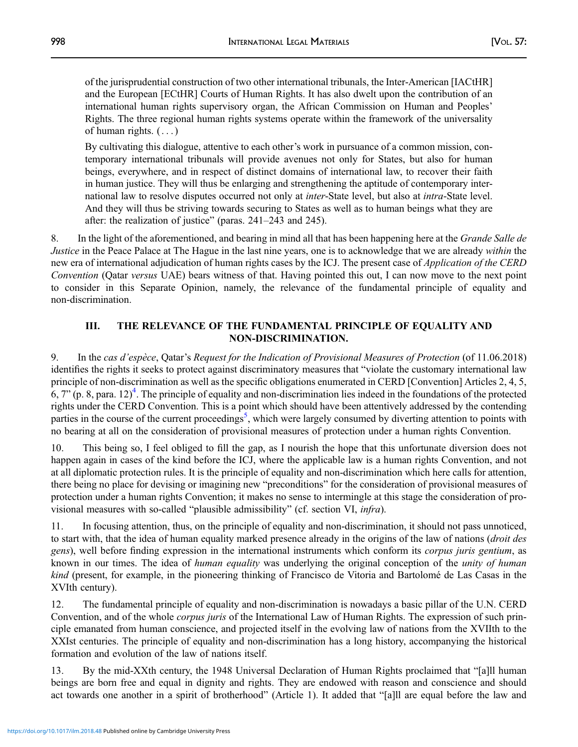of the jurisprudential construction of two other international tribunals, the Inter-American [IACtHR] and the European [ECtHR] Courts of Human Rights. It has also dwelt upon the contribution of an international human rights supervisory organ, the African Commission on Human and Peoples' Rights. The three regional human rights systems operate within the framework of the universality of human rights. (. . .)

By cultivating this dialogue, attentive to each other's work in pursuance of a common mission, contemporary international tribunals will provide avenues not only for States, but also for human beings, everywhere, and in respect of distinct domains of international law, to recover their faith in human justice. They will thus be enlarging and strengthening the aptitude of contemporary international law to resolve disputes occurred not only at *inter*-State level, but also at *intra*-State level. And they will thus be striving towards securing to States as well as to human beings what they are after: the realization of justice" (paras. 241–243 and 245).

8. In the light of the aforementioned, and bearing in mind all that has been happening here at the *Grande Salle de Justice* in the Peace Palace at The Hague in the last nine years, one is to acknowledge that we are already *within* the new era of international adjudication of human rights cases by the ICJ. The present case of *Application of the CERD Convention* (Qatar *versus* UAE) bears witness of that. Having pointed this out, I can now move to the next point to consider in this Separate Opinion, namely, the relevance of the fundamental principle of equality and non-discrimination.

### III. THE RELEVANCE OF THE FUNDAMENTAL PRINCIPLE OF EQUALITY AND NON-DISCRIMINATION.

9. In the *cas d'espèce*, Qatar's *Request for the Indication of Provisional Measures of Protection* (of 11.06.2018) identifies the rights it seeks to protect against discriminatory measures that "violate the customary international law principle of non-discrimination as well as the specific obligations enumerated in CERD [Convention] Articles 2, 4, 5, 6, 7" (p. 8, para. 12)[4]. The principle of equality and non-discrimination lies indeed in the foundations of the protected rights under the CERD Convention. This is a point which should have been attentively addressed by the contending parties in the course of the current proceedings[5], which were largely consumed by diverting attention to points with no bearing at all on the consideration of provisional measures of protection under a human rights Convention.

10. This being so, I feel obliged to fill the gap, as I nourish the hope that this unfortunate diversion does not happen again in cases of the kind before the ICJ, where the applicable law is a human rights Convention, and not at all diplomatic protection rules. It is the principle of equality and non-discrimination which here calls for attention, there being no place for devising or imagining new "preconditions" for the consideration of provisional measures of protection under a human rights Convention; it makes no sense to intermingle at this stage the consideration of provisional measures with so-called "plausible admissibility" (cf. section VI, *infra*).

11. In focusing attention, thus, on the principle of equality and non-discrimination, it should not pass unnoticed, to start with, that the idea of human equality marked presence already in the origins of the law of nations (*droit des gens*), well before finding expression in the international instruments which conform its *corpus juris gentium*, as known in our times. The idea of *human equality* was underlying the original conception of the *unity of human kind* (present, for example, in the pioneering thinking of Francisco de Vitoria and Bartolomé de Las Casas in the XVIth century).

12. The fundamental principle of equality and non-discrimination is nowadays a basic pillar of the U.N. CERD Convention, and of the whole *corpus juris* of the International Law of Human Rights. The expression of such principle emanated from human conscience, and projected itself in the evolving law of nations from the XVIIth to the XXIst centuries. The principle of equality and non-discrimination has a long history, accompanying the historical formation and evolution of the law of nations itself.

13. By the mid-XXth century, the 1948 Universal Declaration of Human Rights proclaimed that "[a]ll human beings are born free and equal in dignity and rights. They are endowed with reason and conscience and should act towards one another in a spirit of brotherhood" (Article 1). It added that "[a]ll are equal before the law and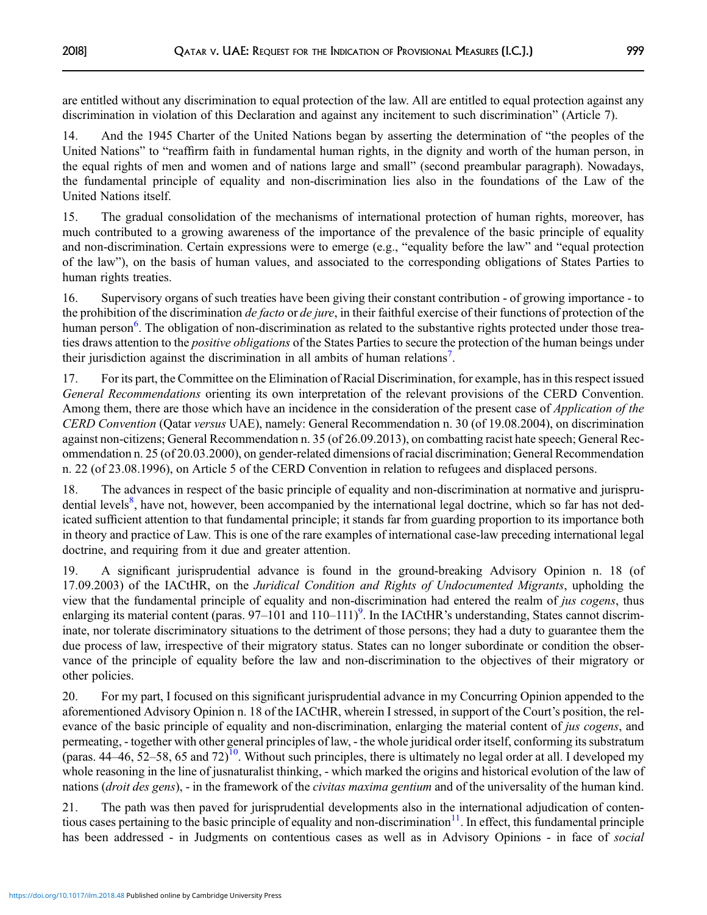are entitled without any discrimination to equal protection of the law. All are entitled to equal protection against any discrimination in violation of this Declaration and against any incitement to such discrimination" (Article 7).

14. And the 1945 Charter of the United Nations began by asserting the determination of "the peoples of the United Nations" to "reaffirm faith in fundamental human rights, in the dignity and worth of the human person, in the equal rights of men and women and of nations large and small" (second preambular paragraph). Nowadays, the fundamental principle of equality and non-discrimination lies also in the foundations of the Law of the United Nations itself.

15. The gradual consolidation of the mechanisms of international protection of human rights, moreover, has much contributed to a growing awareness of the importance of the prevalence of the basic principle of equality and non-discrimination. Certain expressions were to emerge (e.g., "equality before the law" and "equal protection of the law"), on the basis of human values, and associated to the corresponding obligations of States Parties to human rights treaties.

16. Supervisory organs of such treaties have been giving their constant contribution - of growing importance - to the prohibition of the discrimination *de facto* or *de jure*, in their faithful exercise of their functions of protection of the human person[6]. The obligation of non-discrimination as related to the substantive rights protected under those treaties draws attention to the *positive obligations* of the States Parties to secure the protection of the human beings under their jurisdiction against the discrimination in all ambits of human relations[7].

17. For its part, the Committee on the Elimination of Racial Discrimination, for example, has in this respect issued *General Recommendations* orienting its own interpretation of the relevant provisions of the CERD Convention. Among them, there are those which have an incidence in the consideration of the present case of *Application of the CERD Convention* (Qatar *versus* UAE), namely: General Recommendation n. 30 (of 19.08.2004), on discrimination against non-citizens; General Recommendation n. 35 (of 26.09.2013), on combatting racist hate speech; General Recommendation n. 25 (of 20.03.2000), on gender-related dimensions of racial discrimination; General Recommendation n. 22 (of 23.08.1996), on Article 5 of the CERD Convention in relation to refugees and displaced persons.

18. The advances in respect of the basic principle of equality and non-discrimination at normative and jurisprudential levels[8], have not, however, been accompanied by the international legal doctrine, which so far has not dedicated sufficient attention to that fundamental principle; it stands far from guarding proportion to its importance both in theory and practice of Law. This is one of the rare examples of international case-law preceding international legal doctrine, and requiring from it due and greater attention.

19. A significant jurisprudential advance is found in the ground-breaking Advisory Opinion n. 18 (of 17.09.2003) of the IACtHR, on the *Juridical Condition and Rights of Undocumented Migrants*, upholding the view that the fundamental principle of equality and non-discrimination had entered the realm of *jus cogens*, thus enlarging its material content (paras. 97–101 and 110–111)[9]. In the IACtHR's understanding, States cannot discriminate, nor tolerate discriminatory situations to the detriment of those persons; they had a duty to guarantee them the due process of law, irrespective of their migratory status. States can no longer subordinate or condition the observance of the principle of equality before the law and non-discrimination to the objectives of their migratory or other policies.

20. For my part, I focused on this significant jurisprudential advance in my Concurring Opinion appended to the aforementioned Advisory Opinion n. 18 of the IACtHR, wherein I stressed, in support of the Court's position, the relevance of the basic principle of equality and non-discrimination, enlarging the material content of *jus cogens*, and permeating, - together with other general principles of law, - the whole juridical order itself, conforming its substratum (paras. 44–46, 52–58, 65 and 72)[10]. Without such principles, there is ultimately no legal order at all. I developed my whole reasoning in the line of jusnaturalist thinking, - which marked the origins and historical evolution of the law of nations (*droit des gens*), - in the framework of the *civitas maxima gentium* and of the universality of the human kind.

21. The path was then paved for jurisprudential developments also in the international adjudication of contentious cases pertaining to the basic principle of equality and non-discrimination[11]. In effect, this fundamental principle has been addressed - in Judgments on contentious cases as well as in Advisory Opinions - in face of *social*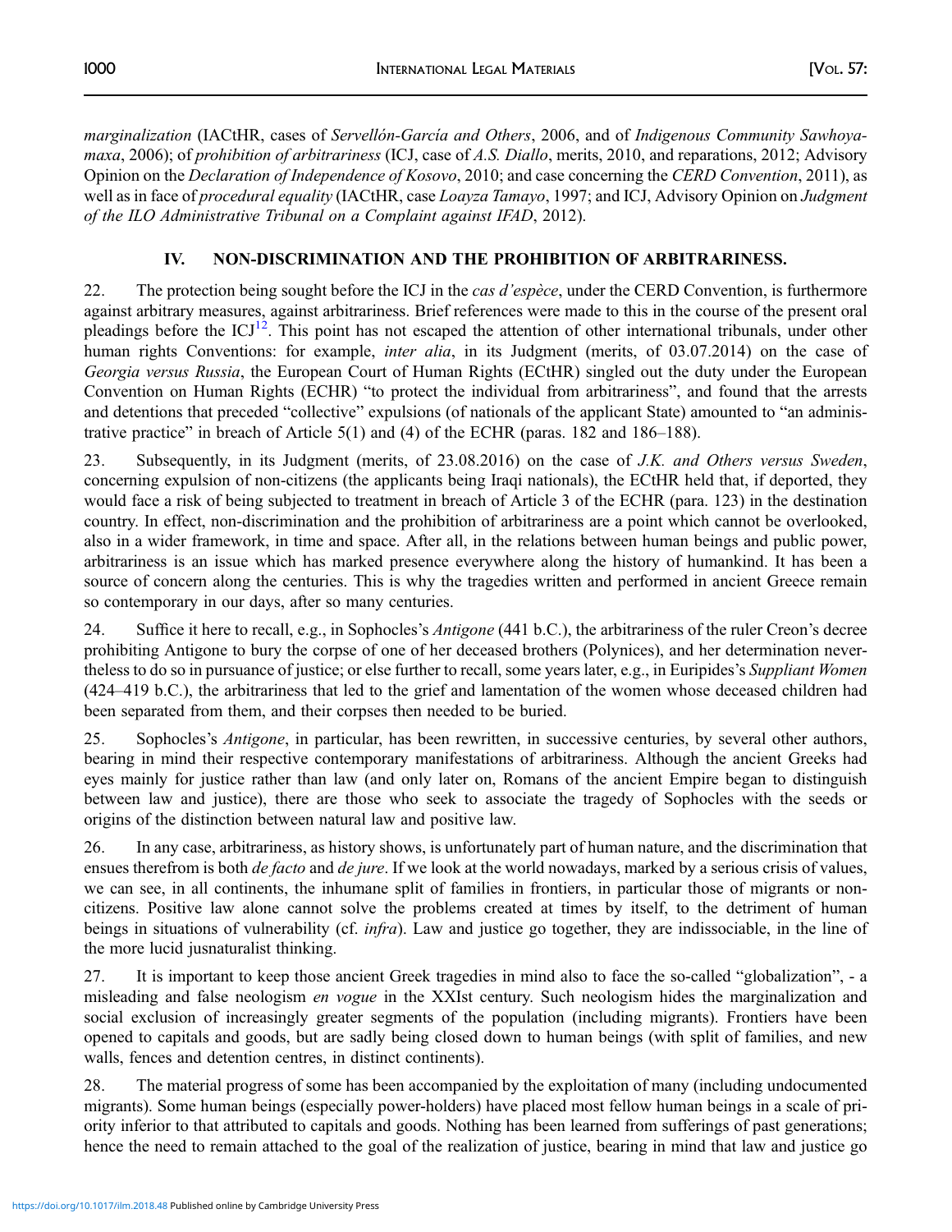*marginalization* (IACtHR, cases of *Servellón-García and Others*, 2006, and of *Indigenous Community Sawhoyamaxa*, 2006); of *prohibition of arbitrariness* (ICJ, case of *A.S. Diallo*, merits, 2010, and reparations, 2012; Advisory Opinion on the *Declaration of Independence of Kosovo*, 2010; and case concerning the *CERD Convention*, 2011), as well as in face of *procedural equality* (IACtHR, case *Loayza Tamayo*, 1997; and ICJ, Advisory Opinion on *Judgment of the ILO Administrative Tribunal on a Complaint against IFAD*, 2012).

## IV. NON-DISCRIMINATION AND THE PROHIBITION OF ARBITRARINESS.

22. The protection being sought before the ICJ in the *cas d'espèce*, under the CERD Convention, is furthermore against arbitrary measures, against arbitrariness. Brief references were made to this in the course of the present oral pleadings before the ICJ[12]. This point has not escaped the attention of other international tribunals, under other human rights Conventions: for example, *inter alia*, in its Judgment (merits, of 03.07.2014) on the case of *Georgia versus Russia*, the European Court of Human Rights (ECtHR) singled out the duty under the European Convention on Human Rights (ECHR) "to protect the individual from arbitrariness", and found that the arrests and detentions that preceded "collective" expulsions (of nationals of the applicant State) amounted to "an administrative practice" in breach of Article 5(1) and (4) of the ECHR (paras. 182 and 186–188).

23. Subsequently, in its Judgment (merits, of 23.08.2016) on the case of *J.K. and Others versus Sweden*, concerning expulsion of non-citizens (the applicants being Iraqi nationals), the ECtHR held that, if deported, they would face a risk of being subjected to treatment in breach of Article 3 of the ECHR (para. 123) in the destination country. In effect, non-discrimination and the prohibition of arbitrariness are a point which cannot be overlooked, also in a wider framework, in time and space. After all, in the relations between human beings and public power, arbitrariness is an issue which has marked presence everywhere along the history of humankind. It has been a source of concern along the centuries. This is why the tragedies written and performed in ancient Greece remain so contemporary in our days, after so many centuries.

24. Suffice it here to recall, e.g., in Sophocles's *Antigone* (441 b.C.), the arbitrariness of the ruler Creon's decree prohibiting Antigone to bury the corpse of one of her deceased brothers (Polynices), and her determination nevertheless to do so in pursuance of justice; or else further to recall, some years later, e.g., in Euripides's *Suppliant Women* (424–419 b.C.), the arbitrariness that led to the grief and lamentation of the women whose deceased children had been separated from them, and their corpses then needed to be buried.

25. Sophocles's *Antigone*, in particular, has been rewritten, in successive centuries, by several other authors, bearing in mind their respective contemporary manifestations of arbitrariness. Although the ancient Greeks had eyes mainly for justice rather than law (and only later on, Romans of the ancient Empire began to distinguish between law and justice), there are those who seek to associate the tragedy of Sophocles with the seeds or origins of the distinction between natural law and positive law.

26. In any case, arbitrariness, as history shows, is unfortunately part of human nature, and the discrimination that ensues therefrom is both *de facto* and *de jure*. If we look at the world nowadays, marked by a serious crisis of values, we can see, in all continents, the inhumane split of families in frontiers, in particular those of migrants or non-citizens. Positive law alone cannot solve the problems created at times by itself, to the detriment of human beings in situations of vulnerability (cf. *infra*). Law and justice go together, they are indissociable, in the line of the more lucid jusnaturalist thinking.

27. It is important to keep those ancient Greek tragedies in mind also to face the so-called "globalization", - a misleading and false neologism *en vogue* in the XXIst century. Such neologism hides the marginalization and social exclusion of increasingly greater segments of the population (including migrants). Frontiers have been opened to capitals and goods, but are sadly being closed down to human beings (with split of families, and new walls, fences and detention centres, in distinct continents).

28. The material progress of some has been accompanied by the exploitation of many (including undocumented migrants). Some human beings (especially power-holders) have placed most fellow human beings in a scale of priority inferior to that attributed to capitals and goods. Nothing has been learned from sufferings of past generations; hence the need to remain attached to the goal of the realization of justice, bearing in mind that law and justice go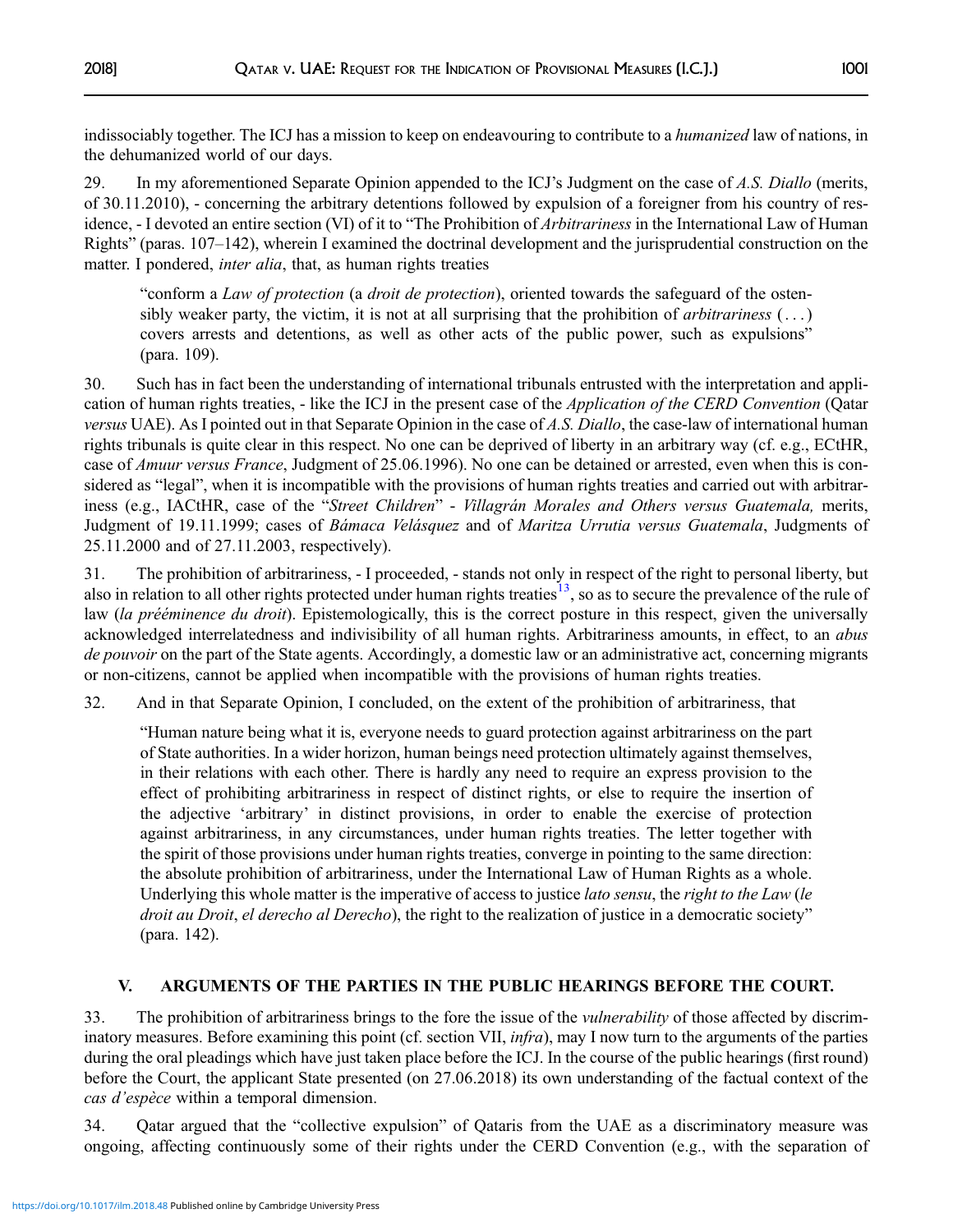indissociably together. The ICJ has a mission to keep on endeavouring to contribute to a *humanized* law of nations, in the dehumanized world of our days.

29. In my aforementioned Separate Opinion appended to the ICJ's Judgment on the case of *A.S. Diallo* (merits, of 30.11.2010), - concerning the arbitrary detentions followed by expulsion of a foreigner from his country of residence, - I devoted an entire section (VI) of it to "The Prohibition of *Arbitrariness* in the International Law of Human Rights" (paras. 107–142), wherein I examined the doctrinal development and the jurisprudential construction on the matter. I pondered, *inter alia*, that, as human rights treaties

> "conform a *Law of protection* (a *droit de protection*), oriented towards the safeguard of the ostensibly weaker party, the victim, it is not at all surprising that the prohibition of *arbitrariness* (. . .) covers arrests and detentions, as well as other acts of the public power, such as expulsions" (para. 109).

30. Such has in fact been the understanding of international tribunals entrusted with the interpretation and application of human rights treaties, - like the ICJ in the present case of the *Application of the CERD Convention* (Qatar *versus* UAE). As I pointed out in that Separate Opinion in the case of *A.S. Diallo*, the case-law of international human rights tribunals is quite clear in this respect. No one can be deprived of liberty in an arbitrary way (cf. e.g., ECtHR, case of *Amuur versus France*, Judgment of 25.06.1996). No one can be detained or arrested, even when this is considered as "legal", when it is incompatible with the provisions of human rights treaties and carried out with arbitrariness (e.g., IACtHR, case of the "*Street Children*" - *Villagrán Morales and Others versus Guatemala,* merits, Judgment of 19.11.1999; cases of *Bámaca Velásquez* and of *Maritza Urrutia versus Guatemala*, Judgments of 25.11.2000 and of 27.11.2003, respectively).

31. The prohibition of arbitrariness, - I proceeded, - stands not only in respect of the right to personal liberty, but also in relation to all other rights protected under human rights treaties[13], so as to secure the prevalence of the rule of law (*la prééminence du droit*). Epistemologically, this is the correct posture in this respect, given the universally acknowledged interrelatedness and indivisibility of all human rights. Arbitrariness amounts, in effect, to an *abus de pouvoir* on the part of the State agents. Accordingly, a domestic law or an administrative act, concerning migrants or non-citizens, cannot be applied when incompatible with the provisions of human rights treaties.

32. And in that Separate Opinion, I concluded, on the extent of the prohibition of arbitrariness, that

> "Human nature being what it is, everyone needs to guard protection against arbitrariness on the part of State authorities. In a wider horizon, human beings need protection ultimately against themselves, in their relations with each other. There is hardly any need to require an express provision to the effect of prohibiting arbitrariness in respect of distinct rights, or else to require the insertion of the adjective 'arbitrary' in distinct provisions, in order to enable the exercise of protection against arbitrariness, in any circumstances, under human rights treaties. The letter together with the spirit of those provisions under human rights treaties, converge in pointing to the same direction: the absolute prohibition of arbitrariness, under the International Law of Human Rights as a whole. Underlying this whole matter is the imperative of access to justice *lato sensu*, the *right to the Law* (*le droit au Droit*, *el derecho al Derecho*), the right to the realization of justice in a democratic society" (para. 142).

## V. ARGUMENTS OF THE PARTIES IN THE PUBLIC HEARINGS BEFORE THE COURT.

33. The prohibition of arbitrariness brings to the fore the issue of the *vulnerability* of those affected by discriminatory measures. Before examining this point (cf. section VII, *infra*), may I now turn to the arguments of the parties during the oral pleadings which have just taken place before the ICJ. In the course of the public hearings (first round) before the Court, the applicant State presented (on 27.06.2018) its own understanding of the factual context of the *cas d'espèce* within a temporal dimension.

34. Qatar argued that the "collective expulsion" of Qataris from the UAE as a discriminatory measure was ongoing, affecting continuously some of their rights under the CERD Convention (e.g., with the separation of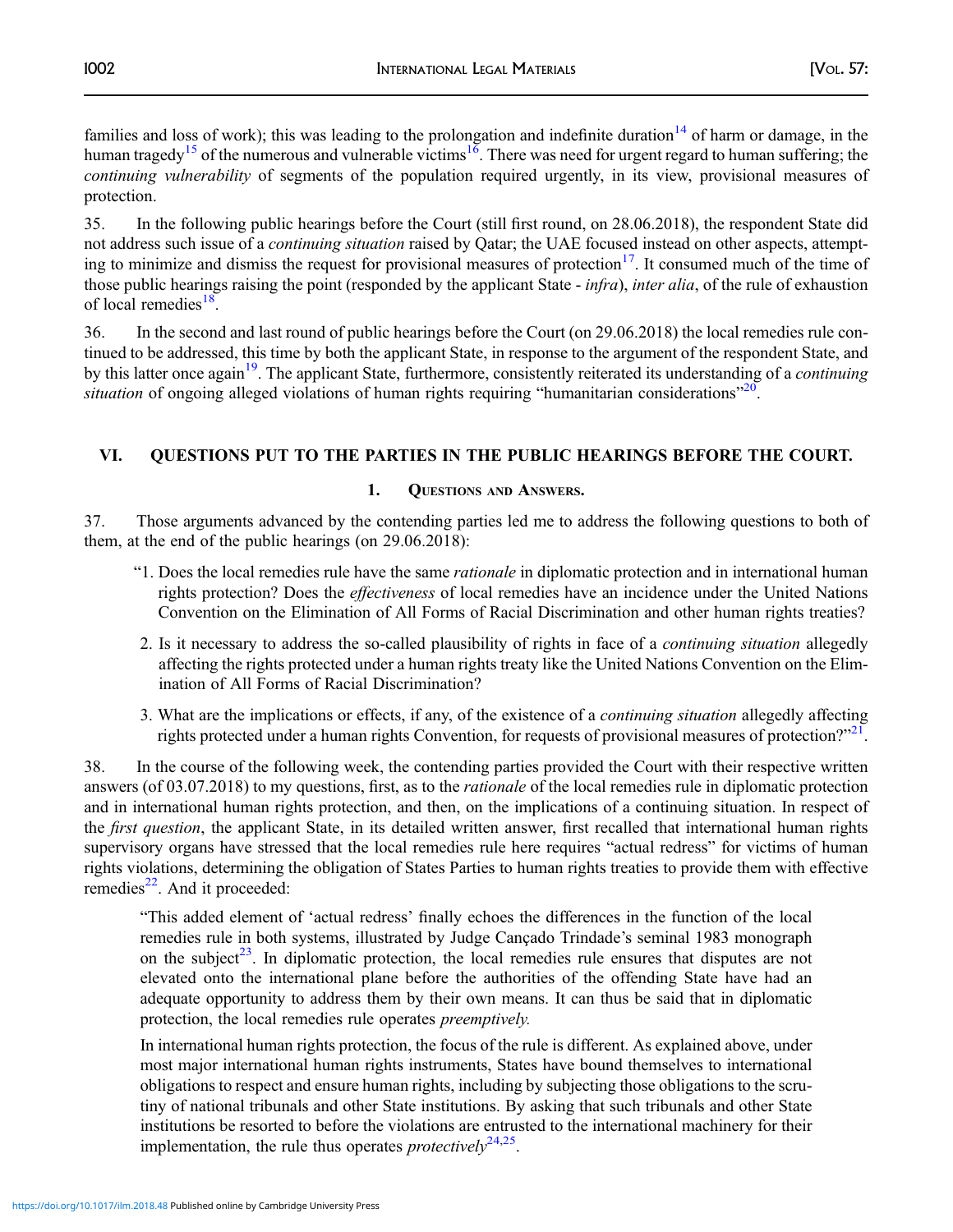families and loss of work); this was leading to the prolongation and indefinite duration[14] of harm or damage, in the human tragedy[15] of the numerous and vulnerable victims[16]. There was need for urgent regard to human suffering; the *continuing vulnerability* of segments of the population required urgently, in its view, provisional measures of protection.

35. In the following public hearings before the Court (still first round, on 28.06.2018), the respondent State did not address such issue of a *continuing situation* raised by Qatar; the UAE focused instead on other aspects, attempting to minimize and dismiss the request for provisional measures of protection[17]. It consumed much of the time of those public hearings raising the point (responded by the applicant State - *infra*), *inter alia*, of the rule of exhaustion of local remedies[18].

36. In the second and last round of public hearings before the Court (on 29.06.2018) the local remedies rule continued to be addressed, this time by both the applicant State, in response to the argument of the respondent State, and by this latter once again[19]. The applicant State, furthermore, consistently reiterated its understanding of a *continuing situation* of ongoing alleged violations of human rights requiring "humanitarian considerations"[20].

## VI. QUESTIONS PUT TO THE PARTIES IN THE PUBLIC HEARINGS BEFORE THE COURT.

### 1. Questions and Answers.

37. Those arguments advanced by the contending parties led me to address the following questions to both of them, at the end of the public hearings (on 29.06.2018):

"1. Does the local remedies rule have the same *rationale* in diplomatic protection and in international human rights protection? Does the *effectiveness* of local remedies have an incidence under the United Nations Convention on the Elimination of All Forms of Racial Discrimination and other human rights treaties?

2. Is it necessary to address the so-called plausibility of rights in face of a *continuing situation* allegedly affecting the rights protected under a human rights treaty like the United Nations Convention on the Elimination of All Forms of Racial Discrimination?

3. What are the implications or effects, if any, of the existence of a *continuing situation* allegedly affecting rights protected under a human rights Convention, for requests of provisional measures of protection?"[21].

38. In the course of the following week, the contending parties provided the Court with their respective written answers (of 03.07.2018) to my questions, first, as to the *rationale* of the local remedies rule in diplomatic protection and in international human rights protection, and then, on the implications of a continuing situation. In respect of the *first question*, the applicant State, in its detailed written answer, first recalled that international human rights supervisory organs have stressed that the local remedies rule here requires "actual redress" for victims of human rights violations, determining the obligation of States Parties to human rights treaties to provide them with effective remedies[22]. And it proceeded:

> "This added element of 'actual redress' finally echoes the differences in the function of the local remedies rule in both systems, illustrated by Judge Cançado Trindade's seminal 1983 monograph on the subject[23]. In diplomatic protection, the local remedies rule ensures that disputes are not elevated onto the international plane before the authorities of the offending State have had an adequate opportunity to address them by their own means. It can thus be said that in diplomatic protection, the local remedies rule operates *preemptively.*
>
> In international human rights protection, the focus of the rule is different. As explained above, under most major international human rights instruments, States have bound themselves to international obligations to respect and ensure human rights, including by subjecting those obligations to the scrutiny of national tribunals and other State institutions. By asking that such tribunals and other State institutions be resorted to before the violations are entrusted to the international machinery for their implementation, the rule thus operates *protectively*[24,25].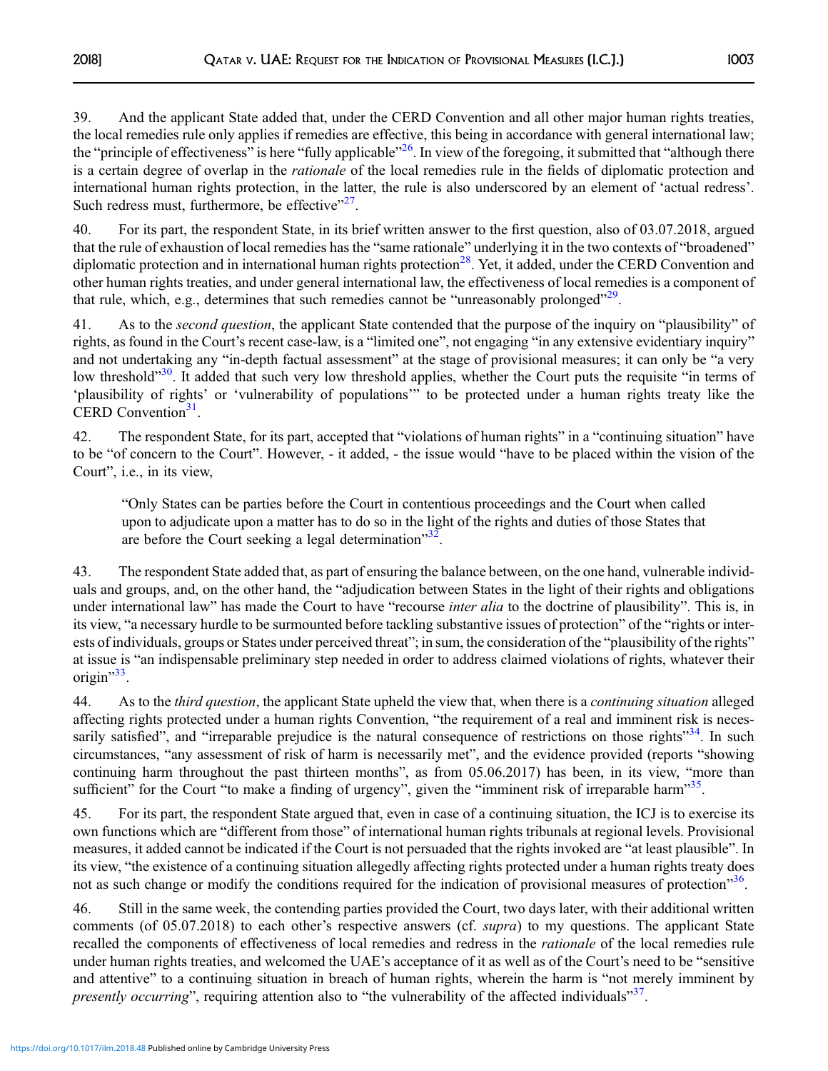39. And the applicant State added that, under the CERD Convention and all other major human rights treaties, the local remedies rule only applies if remedies are effective, this being in accordance with general international law; the "principle of effectiveness" is here "fully applicable"[26]. In view of the foregoing, it submitted that "although there is a certain degree of overlap in the *rationale* of the local remedies rule in the fields of diplomatic protection and international human rights protection, in the latter, the rule is also underscored by an element of 'actual redress'. Such redress must, furthermore, be effective"[27].

40. For its part, the respondent State, in its brief written answer to the first question, also of 03.07.2018, argued that the rule of exhaustion of local remedies has the "same rationale" underlying it in the two contexts of "broadened" diplomatic protection and in international human rights protection[28]. Yet, it added, under the CERD Convention and other human rights treaties, and under general international law, the effectiveness of local remedies is a component of that rule, which, e.g., determines that such remedies cannot be "unreasonably prolonged"[29].

41. As to the *second question*, the applicant State contended that the purpose of the inquiry on "plausibility" of rights, as found in the Court's recent case-law, is a "limited one", not engaging "in any extensive evidentiary inquiry" and not undertaking any "in-depth factual assessment" at the stage of provisional measures; it can only be "a very low threshold"[30]. It added that such very low threshold applies, whether the Court puts the requisite "in terms of 'plausibility of rights' or 'vulnerability of populations'" to be protected under a human rights treaty like the CERD Convention[31].

42. The respondent State, for its part, accepted that "violations of human rights" in a "continuing situation" have to be "of concern to the Court". However, - it added, - the issue would "have to be placed within the vision of the Court", i.e., in its view,

> "Only States can be parties before the Court in contentious proceedings and the Court when called upon to adjudicate upon a matter has to do so in the light of the rights and duties of those States that are before the Court seeking a legal determination"[32].

43. The respondent State added that, as part of ensuring the balance between, on the one hand, vulnerable individuals and groups, and, on the other hand, the "adjudication between States in the light of their rights and obligations under international law" has made the Court to have "recourse *inter alia* to the doctrine of plausibility". This is, in its view, "a necessary hurdle to be surmounted before tackling substantive issues of protection" of the "rights or interests of individuals, groups or States under perceived threat"; in sum, the consideration of the "plausibility of the rights" at issue is "an indispensable preliminary step needed in order to address claimed violations of rights, whatever their origin"[33].

44. As to the *third question*, the applicant State upheld the view that, when there is a *continuing situation* alleged affecting rights protected under a human rights Convention, "the requirement of a real and imminent risk is necessarily satisfied", and "irreparable prejudice is the natural consequence of restrictions on those rights"[34]. In such circumstances, "any assessment of risk of harm is necessarily met", and the evidence provided (reports "showing continuing harm throughout the past thirteen months", as from 05.06.2017) has been, in its view, "more than sufficient" for the Court "to make a finding of urgency", given the "imminent risk of irreparable harm"[35].

45. For its part, the respondent State argued that, even in case of a continuing situation, the ICJ is to exercise its own functions which are "different from those" of international human rights tribunals at regional levels. Provisional measures, it added cannot be indicated if the Court is not persuaded that the rights invoked are "at least plausible". In its view, "the existence of a continuing situation allegedly affecting rights protected under a human rights treaty does not as such change or modify the conditions required for the indication of provisional measures of protection"[36].

46. Still in the same week, the contending parties provided the Court, two days later, with their additional written comments (of 05.07.2018) to each other's respective answers (cf. *supra*) to my questions. The applicant State recalled the components of effectiveness of local remedies and redress in the *rationale* of the local remedies rule under human rights treaties, and welcomed the UAE's acceptance of it as well as of the Court's need to be "sensitive and attentive" to a continuing situation in breach of human rights, wherein the harm is "not merely imminent by *presently occurring*", requiring attention also to "the vulnerability of the affected individuals"[37].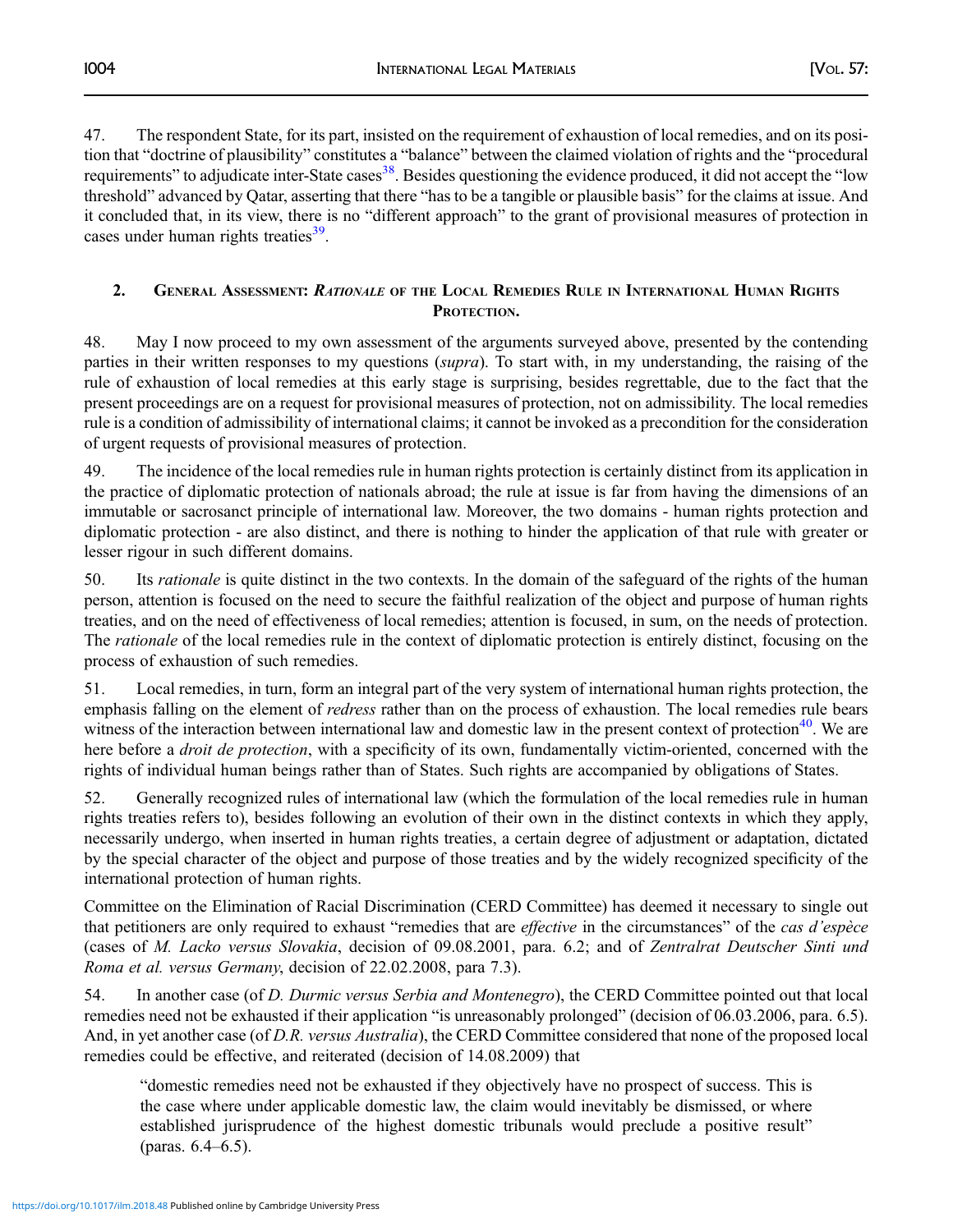47. The respondent State, for its part, insisted on the requirement of exhaustion of local remedies, and on its position that "doctrine of plausibility" constitutes a "balance" between the claimed violation of rights and the "procedural requirements" to adjudicate inter-State cases[38]. Besides questioning the evidence produced, it did not accept the "low threshold" advanced by Qatar, asserting that there "has to be a tangible or plausible basis" for the claims at issue. And it concluded that, in its view, there is no "different approach" to the grant of provisional measures of protection in cases under human rights treaties[39].

## 2. General Assessment: *Rationale* of the Local Remedies Rule in International Human Rights Protection.

48. May I now proceed to my own assessment of the arguments surveyed above, presented by the contending parties in their written responses to my questions (*supra*). To start with, in my understanding, the raising of the rule of exhaustion of local remedies at this early stage is surprising, besides regrettable, due to the fact that the present proceedings are on a request for provisional measures of protection, not on admissibility. The local remedies rule is a condition of admissibility of international claims; it cannot be invoked as a precondition for the consideration of urgent requests of provisional measures of protection.

49. The incidence of the local remedies rule in human rights protection is certainly distinct from its application in the practice of diplomatic protection of nationals abroad; the rule at issue is far from having the dimensions of an immutable or sacrosanct principle of international law. Moreover, the two domains - human rights protection and diplomatic protection - are also distinct, and there is nothing to hinder the application of that rule with greater or lesser rigour in such different domains.

50. Its *rationale* is quite distinct in the two contexts. In the domain of the safeguard of the rights of the human person, attention is focused on the need to secure the faithful realization of the object and purpose of human rights treaties, and on the need of effectiveness of local remedies; attention is focused, in sum, on the needs of protection. The *rationale* of the local remedies rule in the context of diplomatic protection is entirely distinct, focusing on the process of exhaustion of such remedies.

51. Local remedies, in turn, form an integral part of the very system of international human rights protection, the emphasis falling on the element of *redress* rather than on the process of exhaustion. The local remedies rule bears witness of the interaction between international law and domestic law in the present context of protection[40]. We are here before a *droit de protection*, with a specificity of its own, fundamentally victim-oriented, concerned with the rights of individual human beings rather than of States. Such rights are accompanied by obligations of States.

52. Generally recognized rules of international law (which the formulation of the local remedies rule in human rights treaties refers to), besides following an evolution of their own in the distinct contexts in which they apply, necessarily undergo, when inserted in human rights treaties, a certain degree of adjustment or adaptation, dictated by the special character of the object and purpose of those treaties and by the widely recognized specificity of the international protection of human rights.

Committee on the Elimination of Racial Discrimination (CERD Committee) has deemed it necessary to single out that petitioners are only required to exhaust "remedies that are *effective* in the circumstances" of the *cas d'espèce* (cases of *M. Lacko versus Slovakia*, decision of 09.08.2001, para. 6.2; and of *Zentralrat Deutscher Sinti und Roma et al. versus Germany*, decision of 22.02.2008, para 7.3).

54. In another case (of *D. Durmic versus Serbia and Montenegro*), the CERD Committee pointed out that local remedies need not be exhausted if their application "is unreasonably prolonged" (decision of 06.03.2006, para. 6.5). And, in yet another case (of *D.R. versus Australia*), the CERD Committee considered that none of the proposed local remedies could be effective, and reiterated (decision of 14.08.2009) that

> "domestic remedies need not be exhausted if they objectively have no prospect of success. This is the case where under applicable domestic law, the claim would inevitably be dismissed, or where established jurisprudence of the highest domestic tribunals would preclude a positive result" (paras. 6.4–6.5).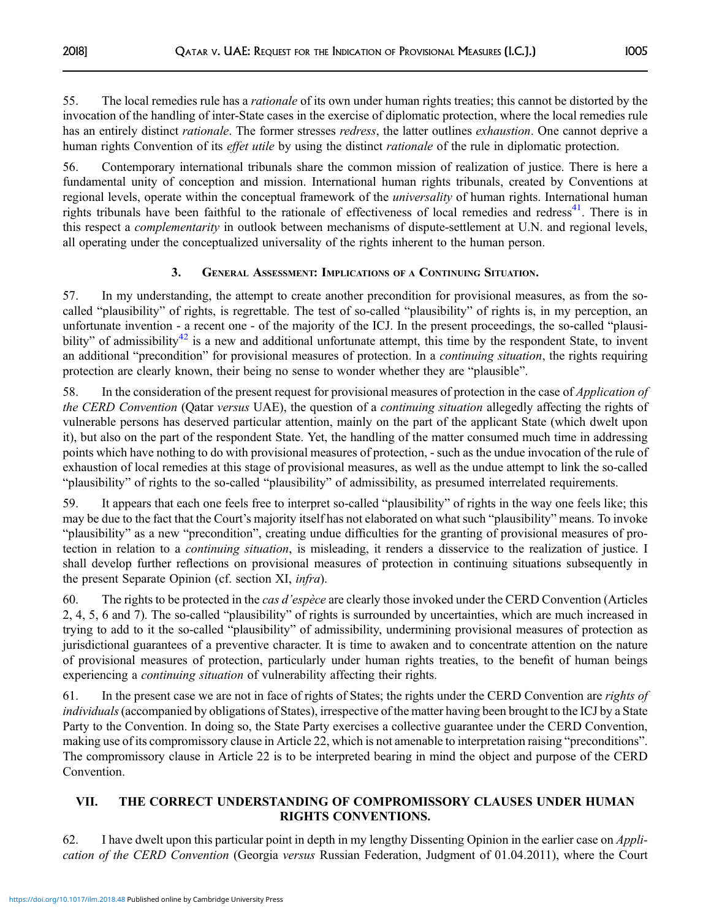55. The local remedies rule has a *rationale* of its own under human rights treaties; this cannot be distorted by the invocation of the handling of inter-State cases in the exercise of diplomatic protection, where the local remedies rule has an entirely distinct *rationale*. The former stresses *redress*, the latter outlines *exhaustion*. One cannot deprive a human rights Convention of its *effet utile* by using the distinct *rationale* of the rule in diplomatic protection.

56. Contemporary international tribunals share the common mission of realization of justice. There is here a fundamental unity of conception and mission. International human rights tribunals, created by Conventions at regional levels, operate within the conceptual framework of the *universality* of human rights. International human rights tribunals have been faithful to the rationale of effectiveness of local remedies and redress[41]. There is in this respect a *complementarity* in outlook between mechanisms of dispute-settlement at U.N. and regional levels, all operating under the conceptualized universality of the rights inherent to the human person.

### 3. General Assessment: Implications of a Continuing Situation.

57. In my understanding, the attempt to create another precondition for provisional measures, as from the so-called "plausibility" of rights, is regrettable. The test of so-called "plausibility" of rights is, in my perception, an unfortunate invention - a recent one - of the majority of the ICJ. In the present proceedings, the so-called "plausibility" of admissibility[42] is a new and additional unfortunate attempt, this time by the respondent State, to invent an additional "precondition" for provisional measures of protection. In a *continuing situation*, the rights requiring protection are clearly known, their being no sense to wonder whether they are "plausible".

58. In the consideration of the present request for provisional measures of protection in the case of *Application of the CERD Convention* (Qatar *versus* UAE), the question of a *continuing situation* allegedly affecting the rights of vulnerable persons has deserved particular attention, mainly on the part of the applicant State (which dwelt upon it), but also on the part of the respondent State. Yet, the handling of the matter consumed much time in addressing points which have nothing to do with provisional measures of protection, - such as the undue invocation of the rule of exhaustion of local remedies at this stage of provisional measures, as well as the undue attempt to link the so-called "plausibility" of rights to the so-called "plausibility" of admissibility, as presumed interrelated requirements.

59. It appears that each one feels free to interpret so-called "plausibility" of rights in the way one feels like; this may be due to the fact that the Court's majority itself has not elaborated on what such "plausibility" means. To invoke "plausibility" as a new "precondition", creating undue difficulties for the granting of provisional measures of protection in relation to a *continuing situation*, is misleading, it renders a disservice to the realization of justice. I shall develop further reflections on provisional measures of protection in continuing situations subsequently in the present Separate Opinion (cf. section XI, *infra*).

60. The rights to be protected in the *cas d'espèce* are clearly those invoked under the CERD Convention (Articles 2, 4, 5, 6 and 7). The so-called "plausibility" of rights is surrounded by uncertainties, which are much increased in trying to add to it the so-called "plausibility" of admissibility, undermining provisional measures of protection as jurisdictional guarantees of a preventive character. It is time to awaken and to concentrate attention on the nature of provisional measures of protection, particularly under human rights treaties, to the benefit of human beings experiencing a *continuing situation* of vulnerability affecting their rights.

61. In the present case we are not in face of rights of States; the rights under the CERD Convention are *rights of individuals* (accompanied by obligations of States), irrespective of the matter having been brought to the ICJ by a State Party to the Convention. In doing so, the State Party exercises a collective guarantee under the CERD Convention, making use of its compromissory clause in Article 22, which is not amenable to interpretation raising "preconditions". The compromissory clause in Article 22 is to be interpreted bearing in mind the object and purpose of the CERD Convention.

## VII. THE CORRECT UNDERSTANDING OF COMPROMISSORY CLAUSES UNDER HUMAN RIGHTS CONVENTIONS.

62. I have dwelt upon this particular point in depth in my lengthy Dissenting Opinion in the earlier case on *Application of the CERD Convention* (Georgia *versus* Russian Federation, Judgment of 01.04.2011), where the Court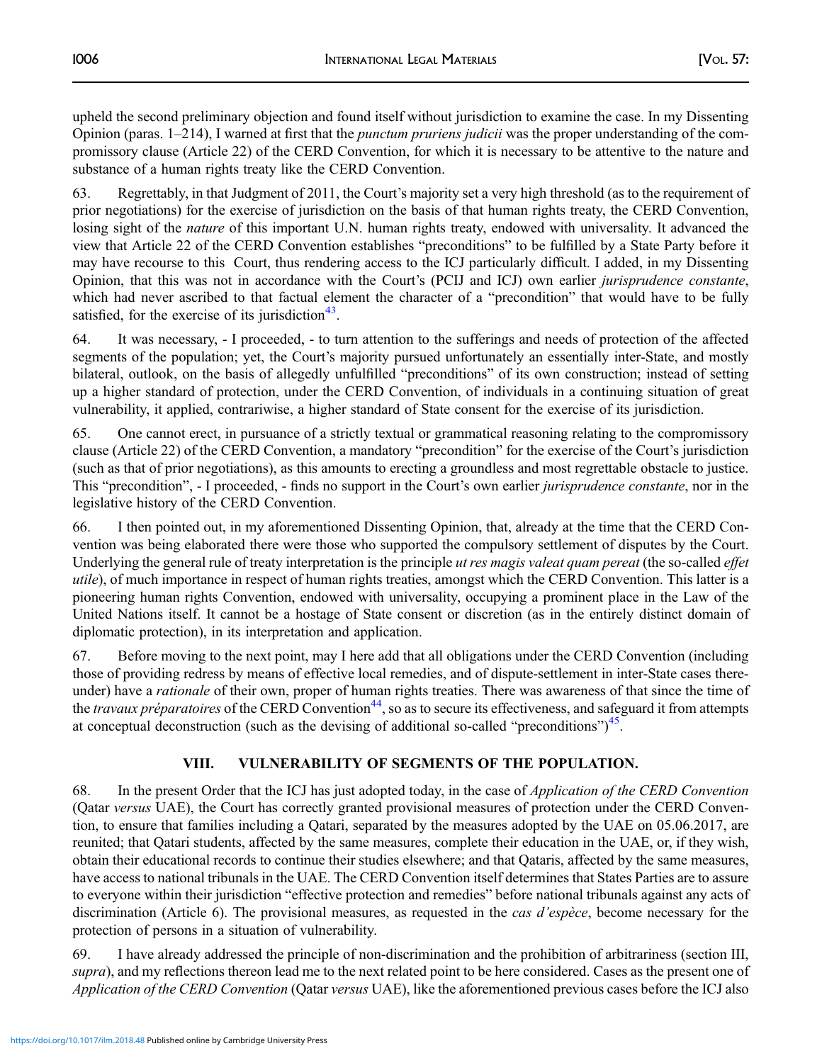upheld the second preliminary objection and found itself without jurisdiction to examine the case. In my Dissenting Opinion (paras. 1–214), I warned at first that the *punctum pruriens judicii* was the proper understanding of the compromissory clause (Article 22) of the CERD Convention, for which it is necessary to be attentive to the nature and substance of a human rights treaty like the CERD Convention.

63. Regrettably, in that Judgment of 2011, the Court's majority set a very high threshold (as to the requirement of prior negotiations) for the exercise of jurisdiction on the basis of that human rights treaty, the CERD Convention, losing sight of the *nature* of this important U.N. human rights treaty, endowed with universality. It advanced the view that Article 22 of the CERD Convention establishes "preconditions" to be fulfilled by a State Party before it may have recourse to this Court, thus rendering access to the ICJ particularly difficult. I added, in my Dissenting Opinion, that this was not in accordance with the Court's (PCIJ and ICJ) own earlier *jurisprudence constante*, which had never ascribed to that factual element the character of a "precondition" that would have to be fully satisfied, for the exercise of its jurisdiction[43].

64. It was necessary, - I proceeded, - to turn attention to the sufferings and needs of protection of the affected segments of the population; yet, the Court's majority pursued unfortunately an essentially inter-State, and mostly bilateral, outlook, on the basis of allegedly unfulfilled "preconditions" of its own construction; instead of setting up a higher standard of protection, under the CERD Convention, of individuals in a continuing situation of great vulnerability, it applied, contrariwise, a higher standard of State consent for the exercise of its jurisdiction.

65. One cannot erect, in pursuance of a strictly textual or grammatical reasoning relating to the compromissory clause (Article 22) of the CERD Convention, a mandatory "precondition" for the exercise of the Court's jurisdiction (such as that of prior negotiations), as this amounts to erecting a groundless and most regrettable obstacle to justice. This "precondition", - I proceeded, - finds no support in the Court's own earlier *jurisprudence constante*, nor in the legislative history of the CERD Convention.

66. I then pointed out, in my aforementioned Dissenting Opinion, that, already at the time that the CERD Convention was being elaborated there were those who supported the compulsory settlement of disputes by the Court. Underlying the general rule of treaty interpretation is the principle *ut res magis valeat quam pereat* (the so-called *effet utile*), of much importance in respect of human rights treaties, amongst which the CERD Convention. This latter is a pioneering human rights Convention, endowed with universality, occupying a prominent place in the Law of the United Nations itself. It cannot be a hostage of State consent or discretion (as in the entirely distinct domain of diplomatic protection), in its interpretation and application.

67. Before moving to the next point, may I here add that all obligations under the CERD Convention (including those of providing redress by means of effective local remedies, and of dispute-settlement in inter-State cases thereunder) have a *rationale* of their own, proper of human rights treaties. There was awareness of that since the time of the *travaux préparatoires* of the CERD Convention[44], so as to secure its effectiveness, and safeguard it from attempts at conceptual deconstruction (such as the devising of additional so-called "preconditions")[45].

## VIII. VULNERABILITY OF SEGMENTS OF THE POPULATION.

68. In the present Order that the ICJ has just adopted today, in the case of *Application of the CERD Convention* (Qatar *versus* UAE), the Court has correctly granted provisional measures of protection under the CERD Convention, to ensure that families including a Qatari, separated by the measures adopted by the UAE on 05.06.2017, are reunited; that Qatari students, affected by the same measures, complete their education in the UAE, or, if they wish, obtain their educational records to continue their studies elsewhere; and that Qataris, affected by the same measures, have access to national tribunals in the UAE. The CERD Convention itself determines that States Parties are to assure to everyone within their jurisdiction "effective protection and remedies" before national tribunals against any acts of discrimination (Article 6). The provisional measures, as requested in the *cas d'espèce*, become necessary for the protection of persons in a situation of vulnerability.

69. I have already addressed the principle of non-discrimination and the prohibition of arbitrariness (section III, *supra*), and my reflections thereon lead me to the next related point to be here considered. Cases as the present one of *Application of the CERD Convention* (Qatar *versus* UAE), like the aforementioned previous cases before the ICJ also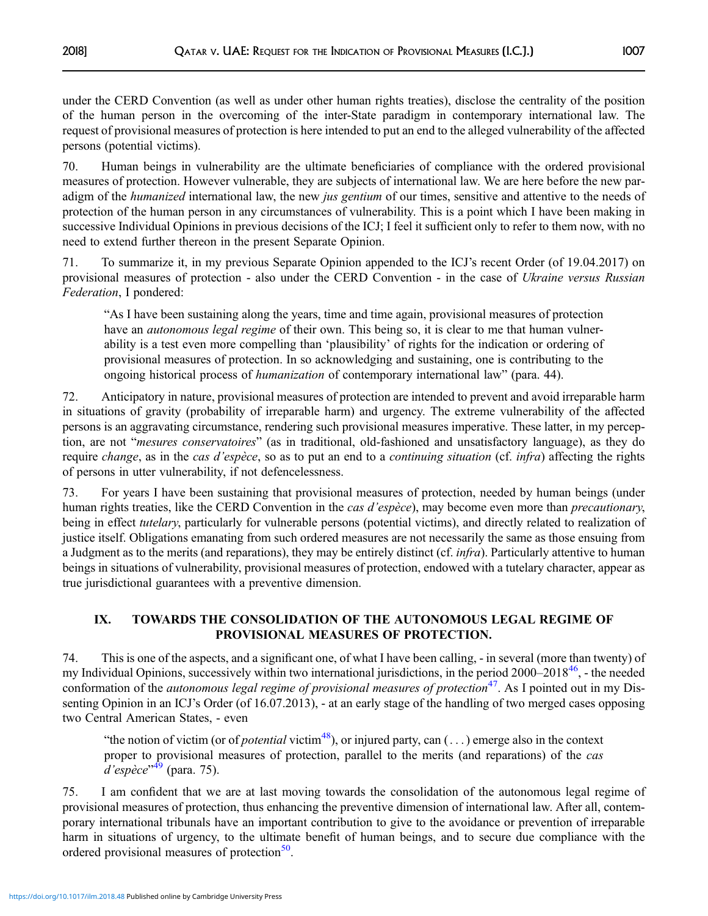under the CERD Convention (as well as under other human rights treaties), disclose the centrality of the position of the human person in the overcoming of the inter-State paradigm in contemporary international law. The request of provisional measures of protection is here intended to put an end to the alleged vulnerability of the affected persons (potential victims).

70. Human beings in vulnerability are the ultimate beneficiaries of compliance with the ordered provisional measures of protection. However vulnerable, they are subjects of international law. We are here before the new paradigm of the *humanized* international law, the new *jus gentium* of our times, sensitive and attentive to the needs of protection of the human person in any circumstances of vulnerability. This is a point which I have been making in successive Individual Opinions in previous decisions of the ICJ; I feel it sufficient only to refer to them now, with no need to extend further thereon in the present Separate Opinion.

71. To summarize it, in my previous Separate Opinion appended to the ICJ's recent Order (of 19.04.2017) on provisional measures of protection - also under the CERD Convention - in the case of *Ukraine versus Russian Federation*, I pondered:

> "As I have been sustaining along the years, time and time again, provisional measures of protection have an *autonomous legal regime* of their own. This being so, it is clear to me that human vulnerability is a test even more compelling than 'plausibility' of rights for the indication or ordering of provisional measures of protection. In so acknowledging and sustaining, one is contributing to the ongoing historical process of *humanization* of contemporary international law" (para. 44).

72. Anticipatory in nature, provisional measures of protection are intended to prevent and avoid irreparable harm in situations of gravity (probability of irreparable harm) and urgency. The extreme vulnerability of the affected persons is an aggravating circumstance, rendering such provisional measures imperative. These latter, in my perception, are not "*mesures conservatoires*" (as in traditional, old-fashioned and unsatisfactory language), as they do require *change*, as in the *cas d'espèce*, so as to put an end to a *continuing situation* (cf. *infra*) affecting the rights of persons in utter vulnerability, if not defencelessness.

73. For years I have been sustaining that provisional measures of protection, needed by human beings (under human rights treaties, like the CERD Convention in the *cas d'espèce*), may become even more than *precautionary*, being in effect *tutelary*, particularly for vulnerable persons (potential victims), and directly related to realization of justice itself. Obligations emanating from such ordered measures are not necessarily the same as those ensuing from a Judgment as to the merits (and reparations), they may be entirely distinct (cf. *infra*). Particularly attentive to human beings in situations of vulnerability, provisional measures of protection, endowed with a tutelary character, appear as true jurisdictional guarantees with a preventive dimension.

## IX. TOWARDS THE CONSOLIDATION OF THE AUTONOMOUS LEGAL REGIME OF PROVISIONAL MEASURES OF PROTECTION.

74. This is one of the aspects, and a significant one, of what I have been calling, - in several (more than twenty) of my Individual Opinions, successively within two international jurisdictions, in the period 2000–2018[46], - the needed conformation of the *autonomous legal regime of provisional measures of protection*[47]. As I pointed out in my Dissenting Opinion in an ICJ's Order (of 16.07.2013), - at an early stage of the handling of two merged cases opposing two Central American States, - even

> "the notion of victim (or of *potential* victim[48]), or injured party, can (. . .) emerge also in the context proper to provisional measures of protection, parallel to the merits (and reparations) of the *cas d'espèce*"[49] (para. 75).

75. I am confident that we are at last moving towards the consolidation of the autonomous legal regime of provisional measures of protection, thus enhancing the preventive dimension of international law. After all, contemporary international tribunals have an important contribution to give to the avoidance or prevention of irreparable harm in situations of urgency, to the ultimate benefit of human beings, and to secure due compliance with the ordered provisional measures of protection[50].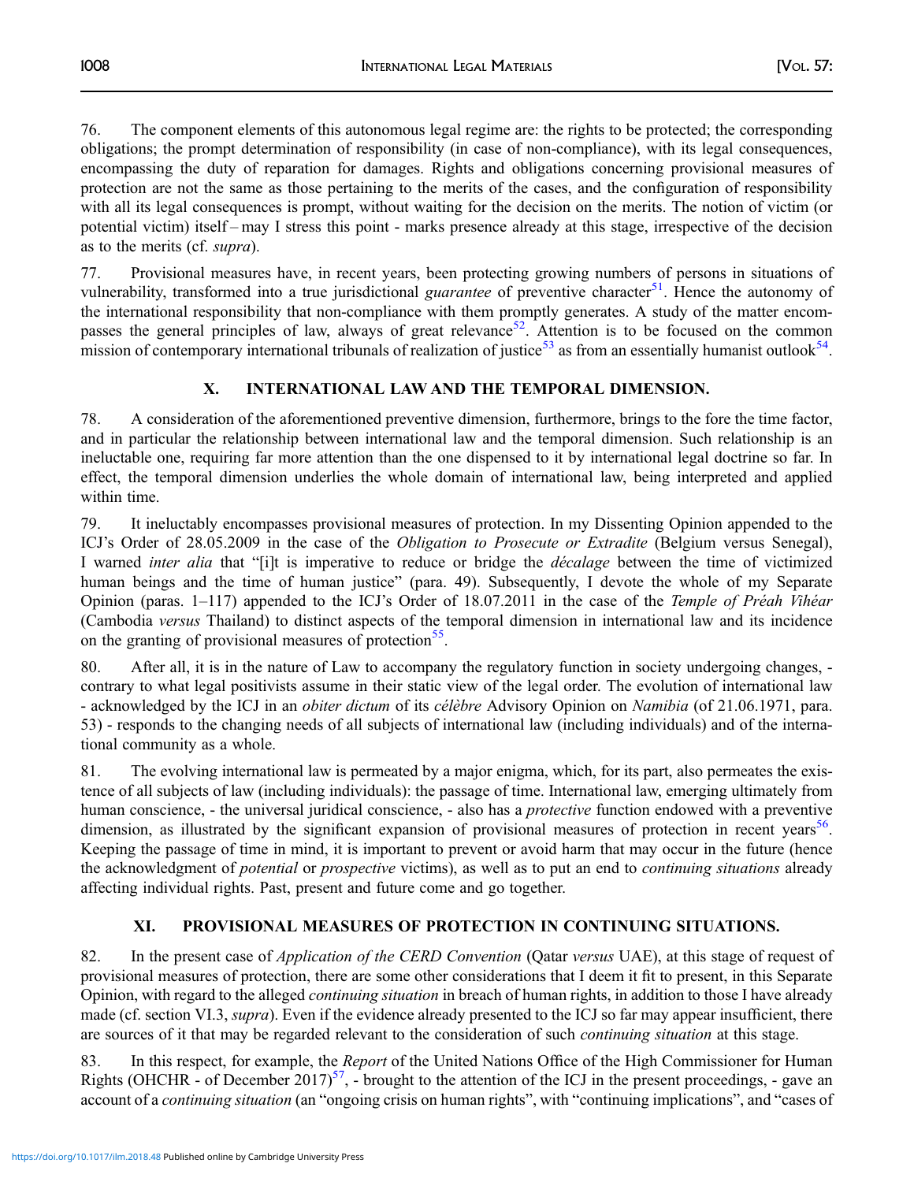76. The component elements of this autonomous legal regime are: the rights to be protected; the corresponding obligations; the prompt determination of responsibility (in case of non-compliance), with its legal consequences, encompassing the duty of reparation for damages. Rights and obligations concerning provisional measures of protection are not the same as those pertaining to the merits of the cases, and the configuration of responsibility with all its legal consequences is prompt, without waiting for the decision on the merits. The notion of victim (or potential victim) itself – may I stress this point - marks presence already at this stage, irrespective of the decision as to the merits (cf. *supra*).

77. Provisional measures have, in recent years, been protecting growing numbers of persons in situations of vulnerability, transformed into a true jurisdictional *guarantee* of preventive character[51]. Hence the autonomy of the international responsibility that non-compliance with them promptly generates. A study of the matter encompasses the general principles of law, always of great relevance[52]. Attention is to be focused on the common mission of contemporary international tribunals of realization of justice[53] as from an essentially humanist outlook[54].

## X. INTERNATIONAL LAW AND THE TEMPORAL DIMENSION.

78. A consideration of the aforementioned preventive dimension, furthermore, brings to the fore the time factor, and in particular the relationship between international law and the temporal dimension. Such relationship is an ineluctable one, requiring far more attention than the one dispensed to it by international legal doctrine so far. In effect, the temporal dimension underlies the whole domain of international law, being interpreted and applied within time.

79. It ineluctably encompasses provisional measures of protection. In my Dissenting Opinion appended to the ICJ's Order of 28.05.2009 in the case of the *Obligation to Prosecute or Extradite* (Belgium versus Senegal), I warned *inter alia* that "[i]t is imperative to reduce or bridge the *décalage* between the time of victimized human beings and the time of human justice" (para. 49). Subsequently, I devote the whole of my Separate Opinion (paras. 1–117) appended to the ICJ's Order of 18.07.2011 in the case of the *Temple of Préah Vihéar* (Cambodia *versus* Thailand) to distinct aspects of the temporal dimension in international law and its incidence on the granting of provisional measures of protection[55].

80. After all, it is in the nature of Law to accompany the regulatory function in society undergoing changes, - contrary to what legal positivists assume in their static view of the legal order. The evolution of international law - acknowledged by the ICJ in an *obiter dictum* of its *célèbre* Advisory Opinion on *Namibia* (of 21.06.1971, para. 53) - responds to the changing needs of all subjects of international law (including individuals) and of the international community as a whole.

81. The evolving international law is permeated by a major enigma, which, for its part, also permeates the existence of all subjects of law (including individuals): the passage of time. International law, emerging ultimately from human conscience, - the universal juridical conscience, - also has a *protective* function endowed with a preventive dimension, as illustrated by the significant expansion of provisional measures of protection in recent years[56]. Keeping the passage of time in mind, it is important to prevent or avoid harm that may occur in the future (hence the acknowledgment of *potential* or *prospective* victims), as well as to put an end to *continuing situations* already affecting individual rights. Past, present and future come and go together.

## XI. PROVISIONAL MEASURES OF PROTECTION IN CONTINUING SITUATIONS.

82. In the present case of *Application of the CERD Convention* (Qatar *versus* UAE), at this stage of request of provisional measures of protection, there are some other considerations that I deem it fit to present, in this Separate Opinion, with regard to the alleged *continuing situation* in breach of human rights, in addition to those I have already made (cf. section VI.3, *supra*). Even if the evidence already presented to the ICJ so far may appear insufficient, there are sources of it that may be regarded relevant to the consideration of such *continuing situation* at this stage.

83. In this respect, for example, the *Report* of the United Nations Office of the High Commissioner for Human Rights (OHCHR - of December 2017)[57], - brought to the attention of the ICJ in the present proceedings, - gave an account of a *continuing situation* (an "ongoing crisis on human rights", with "continuing implications", and "cases of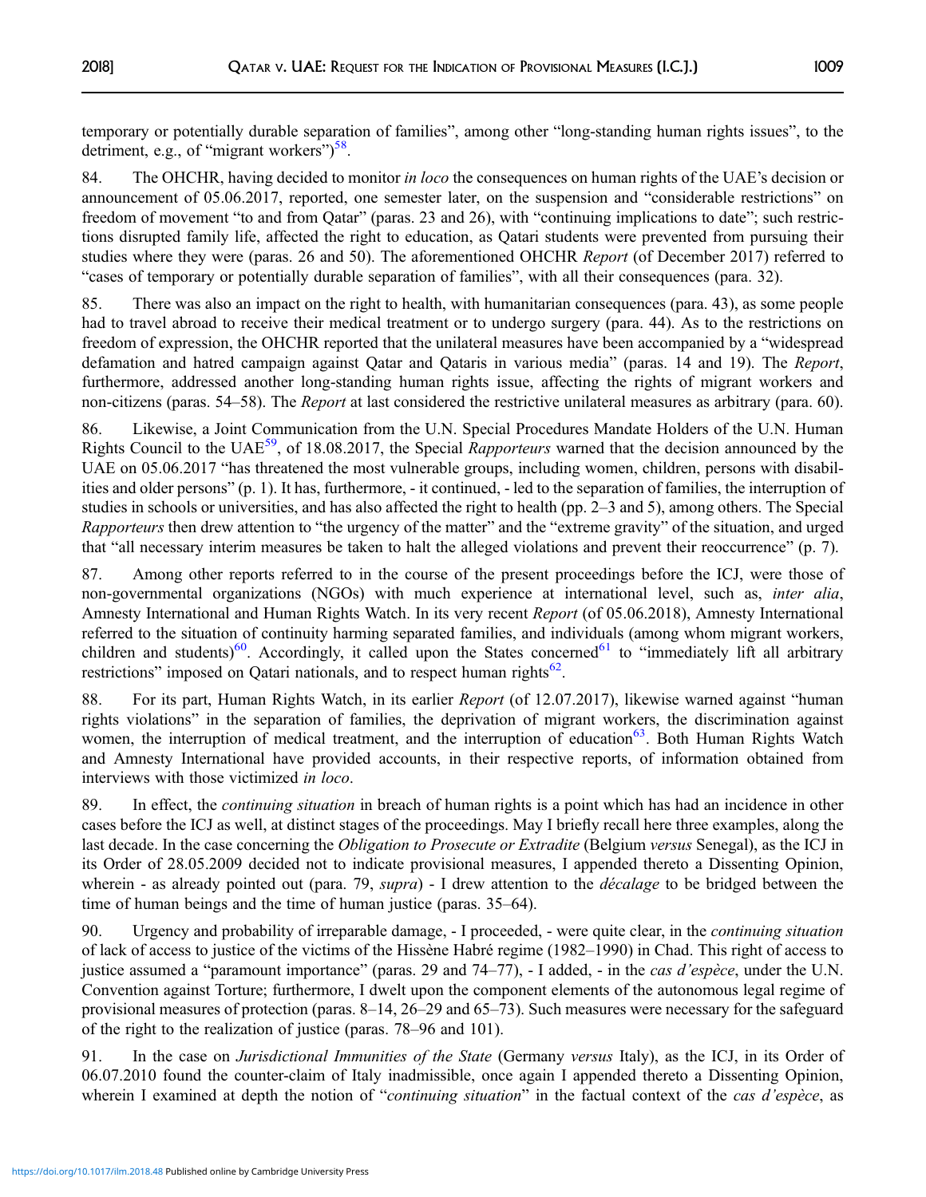temporary or potentially durable separation of families", among other "long-standing human rights issues", to the detriment, e.g., of "migrant workers")[58].

84. The OHCHR, having decided to monitor *in loco* the consequences on human rights of the UAE's decision or announcement of 05.06.2017, reported, one semester later, on the suspension and "considerable restrictions" on freedom of movement "to and from Qatar" (paras. 23 and 26), with "continuing implications to date"; such restrictions disrupted family life, affected the right to education, as Qatari students were prevented from pursuing their studies where they were (paras. 26 and 50). The aforementioned OHCHR *Report* (of December 2017) referred to "cases of temporary or potentially durable separation of families", with all their consequences (para. 32).

85. There was also an impact on the right to health, with humanitarian consequences (para. 43), as some people had to travel abroad to receive their medical treatment or to undergo surgery (para. 44). As to the restrictions on freedom of expression, the OHCHR reported that the unilateral measures have been accompanied by a "widespread defamation and hatred campaign against Qatar and Qataris in various media" (paras. 14 and 19). The *Report*, furthermore, addressed another long-standing human rights issue, affecting the rights of migrant workers and non-citizens (paras. 54–58). The *Report* at last considered the restrictive unilateral measures as arbitrary (para. 60).

86. Likewise, a Joint Communication from the U.N. Special Procedures Mandate Holders of the U.N. Human Rights Council to the UAE[59], of 18.08.2017, the Special *Rapporteurs* warned that the decision announced by the UAE on 05.06.2017 "has threatened the most vulnerable groups, including women, children, persons with disabilities and older persons" (p. 1). It has, furthermore, - it continued, - led to the separation of families, the interruption of studies in schools or universities, and has also affected the right to health (pp. 2–3 and 5), among others. The Special *Rapporteurs* then drew attention to "the urgency of the matter" and the "extreme gravity" of the situation, and urged that "all necessary interim measures be taken to halt the alleged violations and prevent their reoccurrence" (p. 7).

87. Among other reports referred to in the course of the present proceedings before the ICJ, were those of non-governmental organizations (NGOs) with much experience at international level, such as, *inter alia*, Amnesty International and Human Rights Watch. In its very recent *Report* (of 05.06.2018), Amnesty International referred to the situation of continuity harming separated families, and individuals (among whom migrant workers, children and students)[60]. Accordingly, it called upon the States concerned[61] to "immediately lift all arbitrary restrictions" imposed on Qatari nationals, and to respect human rights[62].

88. For its part, Human Rights Watch, in its earlier *Report* (of 12.07.2017), likewise warned against "human rights violations" in the separation of families, the deprivation of migrant workers, the discrimination against women, the interruption of medical treatment, and the interruption of education[63]. Both Human Rights Watch and Amnesty International have provided accounts, in their respective reports, of information obtained from interviews with those victimized *in loco*.

89. In effect, the *continuing situation* in breach of human rights is a point which has had an incidence in other cases before the ICJ as well, at distinct stages of the proceedings. May I briefly recall here three examples, along the last decade. In the case concerning the *Obligation to Prosecute or Extradite* (Belgium *versus* Senegal), as the ICJ in its Order of 28.05.2009 decided not to indicate provisional measures, I appended thereto a Dissenting Opinion, wherein - as already pointed out (para. 79, *supra*) - I drew attention to the *décalage* to be bridged between the time of human beings and the time of human justice (paras. 35–64).

90. Urgency and probability of irreparable damage, - I proceeded, - were quite clear, in the *continuing situation* of lack of access to justice of the victims of the Hissène Habré regime (1982–1990) in Chad. This right of access to justice assumed a "paramount importance" (paras. 29 and 74–77), - I added, - in the *cas d'espèce*, under the U.N. Convention against Torture; furthermore, I dwelt upon the component elements of the autonomous legal regime of provisional measures of protection (paras. 8–14, 26–29 and 65–73). Such measures were necessary for the safeguard of the right to the realization of justice (paras. 78–96 and 101).

91. In the case on *Jurisdictional Immunities of the State* (Germany *versus* Italy), as the ICJ, in its Order of 06.07.2010 found the counter-claim of Italy inadmissible, once again I appended thereto a Dissenting Opinion, wherein I examined at depth the notion of "*continuing situation*" in the factual context of the *cas d'espèce*, as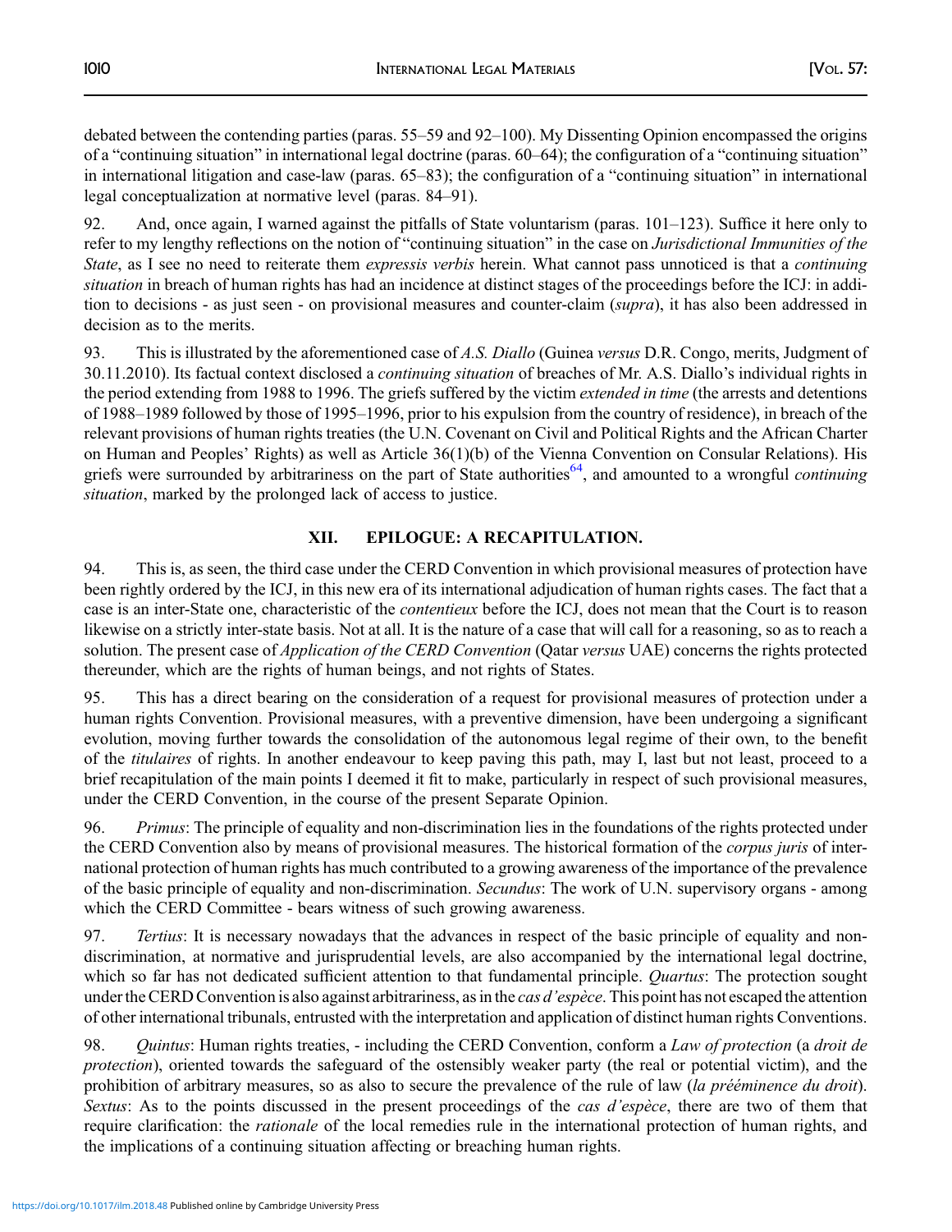debated between the contending parties (paras. 55–59 and 92–100). My Dissenting Opinion encompassed the origins of a "continuing situation" in international legal doctrine (paras. 60–64); the configuration of a "continuing situation" in international litigation and case-law (paras. 65–83); the configuration of a "continuing situation" in international legal conceptualization at normative level (paras. 84–91).

92. And, once again, I warned against the pitfalls of State voluntarism (paras. 101–123). Suffice it here only to refer to my lengthy reflections on the notion of "continuing situation" in the case on *Jurisdictional Immunities of the State*, as I see no need to reiterate them *expressis verbis* herein. What cannot pass unnoticed is that a *continuing situation* in breach of human rights has had an incidence at distinct stages of the proceedings before the ICJ: in addition to decisions - as just seen - on provisional measures and counter-claim (*supra*), it has also been addressed in decision as to the merits.

93. This is illustrated by the aforementioned case of *A.S. Diallo* (Guinea *versus* D.R. Congo, merits, Judgment of 30.11.2010). Its factual context disclosed a *continuing situation* of breaches of Mr. A.S. Diallo's individual rights in the period extending from 1988 to 1996. The griefs suffered by the victim *extended in time* (the arrests and detentions of 1988–1989 followed by those of 1995–1996, prior to his expulsion from the country of residence), in breach of the relevant provisions of human rights treaties (the U.N. Covenant on Civil and Political Rights and the African Charter on Human and Peoples' Rights) as well as Article 36(1)(b) of the Vienna Convention on Consular Relations). His griefs were surrounded by arbitrariness on the part of State authorities[64], and amounted to a wrongful *continuing situation*, marked by the prolonged lack of access to justice.

## XII. EPILOGUE: A RECAPITULATION.

94. This is, as seen, the third case under the CERD Convention in which provisional measures of protection have been rightly ordered by the ICJ, in this new era of its international adjudication of human rights cases. The fact that a case is an inter-State one, characteristic of the *contentieux* before the ICJ, does not mean that the Court is to reason likewise on a strictly inter-state basis. Not at all. It is the nature of a case that will call for a reasoning, so as to reach a solution. The present case of *Application of the CERD Convention* (Qatar *versus* UAE) concerns the rights protected thereunder, which are the rights of human beings, and not rights of States.

95. This has a direct bearing on the consideration of a request for provisional measures of protection under a human rights Convention. Provisional measures, with a preventive dimension, have been undergoing a significant evolution, moving further towards the consolidation of the autonomous legal regime of their own, to the benefit of the *titulaires* of rights. In another endeavour to keep paving this path, may I, last but not least, proceed to a brief recapitulation of the main points I deemed it fit to make, particularly in respect of such provisional measures, under the CERD Convention, in the course of the present Separate Opinion.

96. *Primus*: The principle of equality and non-discrimination lies in the foundations of the rights protected under the CERD Convention also by means of provisional measures. The historical formation of the *corpus juris* of international protection of human rights has much contributed to a growing awareness of the importance of the prevalence of the basic principle of equality and non-discrimination. *Secundus*: The work of U.N. supervisory organs - among which the CERD Committee - bears witness of such growing awareness.

97. *Tertius*: It is necessary nowadays that the advances in respect of the basic principle of equality and non-discrimination, at normative and jurisprudential levels, are also accompanied by the international legal doctrine, which so far has not dedicated sufficient attention to that fundamental principle. *Quartus*: The protection sought under the CERD Convention is also against arbitrariness, as in the *cas d'espèce*. This point has not escaped the attention of other international tribunals, entrusted with the interpretation and application of distinct human rights Conventions.

98. *Quintus*: Human rights treaties, - including the CERD Convention, conform a *Law of protection* (a *droit de protection*), oriented towards the safeguard of the ostensibly weaker party (the real or potential victim), and the prohibition of arbitrary measures, so as also to secure the prevalence of the rule of law (*la prééminence du droit*). *Sextus*: As to the points discussed in the present proceedings of the *cas d'espèce*, there are two of them that require clarification: the *rationale* of the local remedies rule in the international protection of human rights, and the implications of a continuing situation affecting or breaching human rights.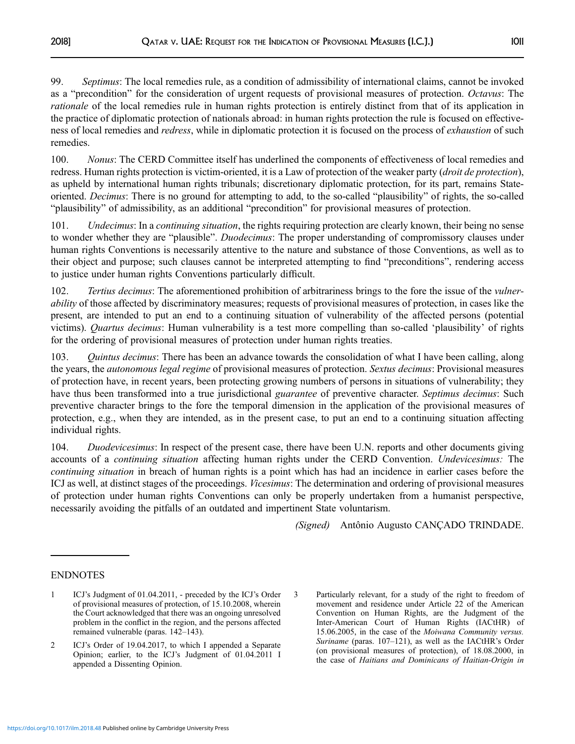99. *Septimus*: The local remedies rule, as a condition of admissibility of international claims, cannot be invoked as a "precondition" for the consideration of urgent requests of provisional measures of protection. *Octavus*: The *rationale* of the local remedies rule in human rights protection is entirely distinct from that of its application in the practice of diplomatic protection of nationals abroad: in human rights protection the rule is focused on effectiveness of local remedies and *redress*, while in diplomatic protection it is focused on the process of *exhaustion* of such remedies.

100. *Nonus*: The CERD Committee itself has underlined the components of effectiveness of local remedies and redress. Human rights protection is victim-oriented, it is a Law of protection of the weaker party (*droit de protection*), as upheld by international human rights tribunals; discretionary diplomatic protection, for its part, remains State-oriented. *Decimus*: There is no ground for attempting to add, to the so-called "plausibility" of rights, the so-called "plausibility" of admissibility, as an additional "precondition" for provisional measures of protection.

101. *Undecimus*: In a *continuing situation*, the rights requiring protection are clearly known, their being no sense to wonder whether they are "plausible". *Duodecimus*: The proper understanding of compromissory clauses under human rights Conventions is necessarily attentive to the nature and substance of those Conventions, as well as to their object and purpose; such clauses cannot be interpreted attempting to find "preconditions", rendering access to justice under human rights Conventions particularly difficult.

102. *Tertius decimus*: The aforementioned prohibition of arbitrariness brings to the fore the issue of the *vulnerability* of those affected by discriminatory measures; requests of provisional measures of protection, in cases like the present, are intended to put an end to a continuing situation of vulnerability of the affected persons (potential victims). *Quartus decimus*: Human vulnerability is a test more compelling than so-called 'plausibility' of rights for the ordering of provisional measures of protection under human rights treaties.

103. *Quintus decimus*: There has been an advance towards the consolidation of what I have been calling, along the years, the *autonomous legal regime* of provisional measures of protection. *Sextus decimus*: Provisional measures of protection have, in recent years, been protecting growing numbers of persons in situations of vulnerability; they have thus been transformed into a true jurisdictional *guarantee* of preventive character. *Septimus decimus*: Such preventive character brings to the fore the temporal dimension in the application of the provisional measures of protection, e.g., when they are intended, as in the present case, to put an end to a continuing situation affecting individual rights.

104. *Duodevicesimus*: In respect of the present case, there have been U.N. reports and other documents giving accounts of a *continuing situation* affecting human rights under the CERD Convention. *Undevicesimus:* The *continuing situation* in breach of human rights is a point which has had an incidence in earlier cases before the ICJ as well, at distinct stages of the proceedings. *Vicesimus*: The determination and ordering of provisional measures of protection under human rights Conventions can only be properly undertaken from a humanist perspective, necessarily avoiding the pitfalls of an outdated and impertinent State voluntarism.

*(Signed)* Antônio Augusto CANÇADO TRINDADE.

---

ENDNOTES

1 ICJ's Judgment of 01.04.2011, - preceded by the ICJ's Order of provisional measures of protection, of 15.10.2008, wherein the Court acknowledged that there was an ongoing unresolved problem in the conflict in the region, and the persons affected remained vulnerable (paras. 142–143).

2 ICJ's Order of 19.04.2017, to which I appended a Separate Opinion; earlier, to the ICJ's Judgment of 01.04.2011 I appended a Dissenting Opinion.

3 Particularly relevant, for a study of the right to freedom of movement and residence under Article 22 of the American Convention on Human Rights, are the Judgment of the Inter-American Court of Human Rights (IACtHR) of 15.06.2005, in the case of the *Moiwana Community versus. Suriname* (paras. 107–121), as well as the IACtHR's Order (on provisional measures of protection), of 18.08.2000, in the case of *Haitians and Dominicans of Haitian-Origin in*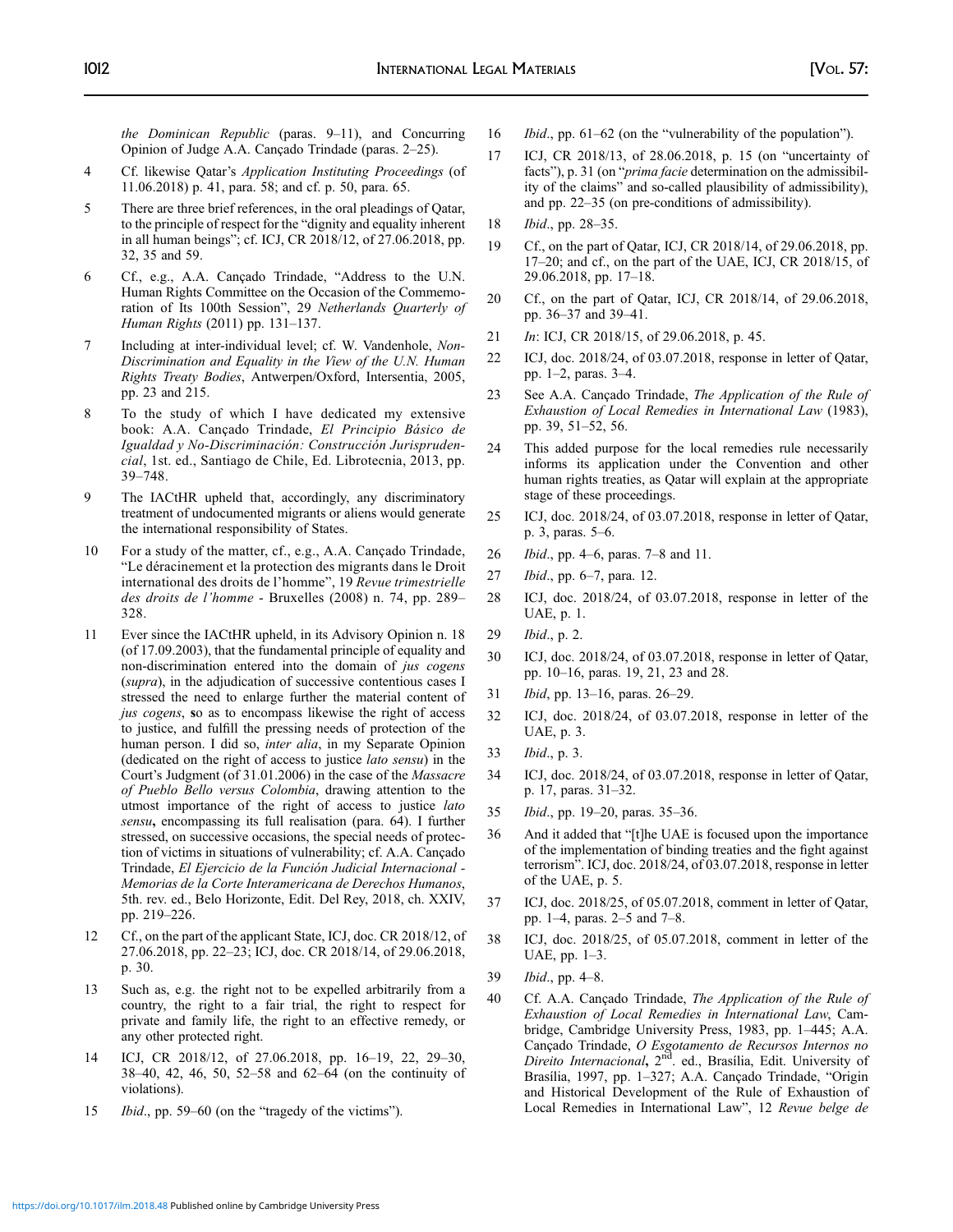*the Dominican Republic* (paras. 9–11), and Concurring Opinion of Judge A.A. Cançado Trindade (paras. 2–25).

4 Cf. likewise Qatar's *Application Instituting Proceedings* (of 11.06.2018) p. 41, para. 58; and cf. p. 50, para. 65.

5 There are three brief references, in the oral pleadings of Qatar, to the principle of respect for the "dignity and equality inherent in all human beings"; cf. ICJ, CR 2018/12, of 27.06.2018, pp. 32, 35 and 59.

6 Cf., e.g., A.A. Cançado Trindade, "Address to the U.N. Human Rights Committee on the Occasion of the Commemoration of Its 100th Session", 29 *Netherlands Quarterly of Human Rights* (2011) pp. 131–137.

7 Including at inter-individual level; cf. W. Vandenhole, *Non-Discrimination and Equality in the View of the U.N. Human Rights Treaty Bodies*, Antwerpen/Oxford, Intersentia, 2005, pp. 23 and 215.

8 To the study of which I have dedicated my extensive book: A.A. Cançado Trindade, *El Principio Básico de Igualdad y No-Discriminación: Construcción Jurisprudencial*, 1st. ed., Santiago de Chile, Ed. Librotecnia, 2013, pp. 39–748.

9 The IACtHR upheld that, accordingly, any discriminatory treatment of undocumented migrants or aliens would generate the international responsibility of States.

10 For a study of the matter, cf., e.g., A.A. Cançado Trindade, "Le déracinement et la protection des migrants dans le Droit international des droits de l'homme", 19 *Revue trimestrielle des droits de l'homme* - Bruxelles (2008) n. 74, pp. 289–328.

11 Ever since the IACtHR upheld, in its Advisory Opinion n. 18 (of 17.09.2003), that the fundamental principle of equality and non-discrimination entered into the domain of *jus cogens* (*supra*), in the adjudication of successive contentious cases I stressed the need to enlarge further the material content of *jus cogens*, so as to encompass likewise the right of access to justice, and fulfill the pressing needs of protection of the human person. I did so, *inter alia*, in my Separate Opinion (dedicated on the right of access to justice *lato sensu*) in the Court's Judgment (of 31.01.2006) in the case of the *Massacre of Pueblo Bello versus Colombia*, drawing attention to the utmost importance of the right of access to justice *lato sensu*, encompassing its full realisation (para. 64). I further stressed, on successive occasions, the special needs of protection of victims in situations of vulnerability; cf. A.A. Cançado Trindade, *El Ejercicio de la Función Judicial Internacional - Memorias de la Corte Interamericana de Derechos Humanos*, 5th. rev. ed., Belo Horizonte, Edit. Del Rey, 2018, ch. XXIV, pp. 219–226.

12 Cf., on the part of the applicant State, ICJ, doc. CR 2018/12, of 27.06.2018, pp. 22–23; ICJ, doc. CR 2018/14, of 29.06.2018, p. 30.

13 Such as, e.g. the right not to be expelled arbitrarily from a country, the right to a fair trial, the right to respect for private and family life, the right to an effective remedy, or any other protected right.

14 ICJ, CR 2018/12, of 27.06.2018, pp. 16–19, 22, 29–30, 38–40, 42, 46, 50, 52–58 and 62–64 (on the continuity of violations).

15 *Ibid*., pp. 59–60 (on the "tragedy of the victims").

16 *Ibid*., pp. 61–62 (on the "vulnerability of the population").

17 ICJ, CR 2018/13, of 28.06.2018, p. 15 (on "uncertainty of facts"), p. 31 (on "*prima facie* determination on the admissibility of the claims" and so-called plausibility of admissibility), and pp. 22–35 (on pre-conditions of admissibility).

18 *Ibid*., pp. 28–35.

19 Cf., on the part of Qatar, ICJ, CR 2018/14, of 29.06.2018, pp. 17–20; and cf., on the part of the UAE, ICJ, CR 2018/15, of 29.06.2018, pp. 17–18.

20 Cf., on the part of Qatar, ICJ, CR 2018/14, of 29.06.2018, pp. 36–37 and 39–41.

21 *In*: ICJ, CR 2018/15, of 29.06.2018, p. 45.

22 ICJ, doc. 2018/24, of 03.07.2018, response in letter of Qatar, pp. 1–2, paras. 3–4.

23 See A.A. Cançado Trindade, *The Application of the Rule of Exhaustion of Local Remedies in International Law* (1983), pp. 39, 51–52, 56.

24 This added purpose for the local remedies rule necessarily informs its application under the Convention and other human rights treaties, as Qatar will explain at the appropriate stage of these proceedings.

25 ICJ, doc. 2018/24, of 03.07.2018, response in letter of Qatar, p. 3, paras. 5–6.

26 *Ibid*., pp. 4–6, paras. 7–8 and 11.

27 *Ibid*., pp. 6–7, para. 12.

28 ICJ, doc. 2018/24, of 03.07.2018, response in letter of the UAE, p. 1.

29 *Ibid*., p. 2.

30 ICJ, doc. 2018/24, of 03.07.2018, response in letter of Qatar, pp. 10–16, paras. 19, 21, 23 and 28.

31 *Ibid*, pp. 13–16, paras. 26–29.

32 ICJ, doc. 2018/24, of 03.07.2018, response in letter of the UAE, p. 3.

33 *Ibid*., p. 3.

34 ICJ, doc. 2018/24, of 03.07.2018, response in letter of Qatar, p. 17, paras. 31–32.

35 *Ibid*., pp. 19–20, paras. 35–36.

36 And it added that "[t]he UAE is focused upon the importance of the implementation of binding treaties and the fight against terrorism". ICJ, doc. 2018/24, of 03.07.2018, response in letter of the UAE, p. 5.

37 ICJ, doc. 2018/25, of 05.07.2018, comment in letter of Qatar, pp. 1–4, paras. 2–5 and 7–8.

38 ICJ, doc. 2018/25, of 05.07.2018, comment in letter of the UAE, pp. 1–3.

39 *Ibid*., pp. 4–8.

40 Cf. A.A. Cançado Trindade, *The Application of the Rule of Exhaustion of Local Remedies in International Law*, Cambridge, Cambridge University Press, 1983, pp. 1–445; A.A. Cançado Trindade, *O Esgotamento de Recursos Internos no Direito Internacional*, 2nd. ed., Brasília, Edit. University of Brasília, 1997, pp. 1–327; A.A. Cançado Trindade, "Origin and Historical Development of the Rule of Exhaustion of Local Remedies in International Law", 12 *Revue belge de*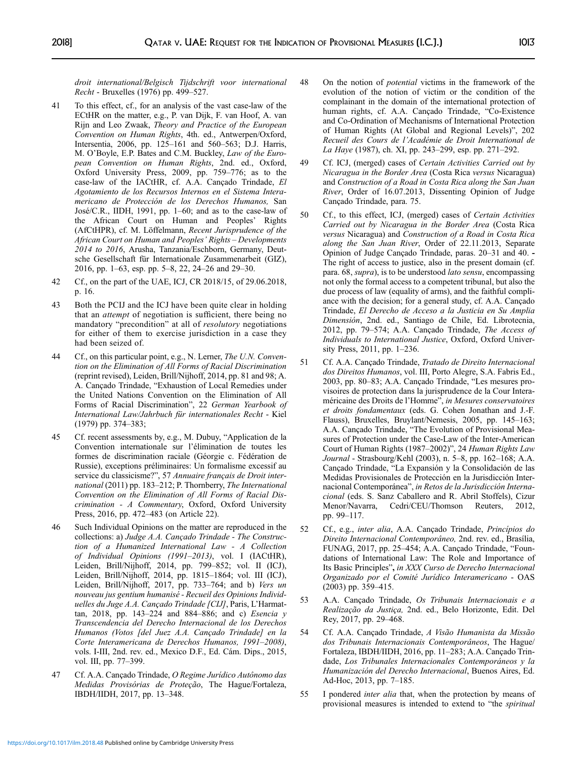*droit international/Belgisch Tijdschrift voor international Recht* - Bruxelles (1976) pp. 499–527.

41 To this effect, cf., for an analysis of the vast case-law of the ECtHR on the matter, e.g., P. van Dijk, F. van Hoof, A. van Rijn and Leo Zwaak, *Theory and Practice of the European Convention on Human Rights*, 4th. ed., Antwerpen/Oxford, Intersentia, 2006, pp. 125–161 and 560–563; D.J. Harris, M. O'Boyle, E.P. Bates and C.M. Buckley, *Law of the European Convention on Human Rights*, 2nd. ed., Oxford, Oxford University Press, 2009, pp. 759–776; as to the case-law of the IACtHR, cf. A.A. Cançado Trindade, *El Agotamiento de los Recursos Internos en el Sistema Interamericano de Protección de los Derechos Humanos,* San José/C.R., IIDH, 1991, pp. 1–60; and as to the case-law of the African Court on Human and Peoples' Rights (AfCtHPR), cf. M. Löffelmann, *Recent Jurisprudence of the African Court on Human and Peoples' Rights – Developments 2014 to 2016*, Arusha, Tanzania/Eschborn, Germany, Deutsche Gesellschaft für Internationale Zusammenarbeit (GIZ), 2016, pp. 1–63, esp. pp. 5–8, 22, 24–26 and 29–30.

42 Cf., on the part of the UAE, ICJ, CR 2018/15, of 29.06.2018, p. 16.

43 Both the PCIJ and the ICJ have been quite clear in holding that an *attempt* of negotiation is sufficient, there being no mandatory "precondition" at all of *resolutory* negotiations for either of them to exercise jurisdiction in a case they had been seized of.

44 Cf., on this particular point, e.g., N. Lerner, *The U.N. Convention on the Elimination of All Forms of Racial Discrimination* (reprint revised), Leiden, Brill/Nijhoff, 2014, pp. 81 and 98; A. A. Cançado Trindade, "Exhaustion of Local Remedies under the United Nations Convention on the Elimination of All Forms of Racial Discrimination", 22 *German Yearbook of International Law/Jahrbuch für internationales Recht* - Kiel (1979) pp. 374–383;

45 Cf. recent assessments by, e.g., M. Dubuy, "Application de la Convention internationale sur l'élimination de toutes les formes de discrimination raciale (Géorgie c. Fédération de Russie), exceptions préliminaires: Un formalisme excessif au service du classicisme?", 57 *Annuaire français de Droit international* (2011) pp. 183–212; P. Thornberry, *The International Convention on the Elimination of All Forms of Racial Discrimination - A Commentary*, Oxford, Oxford University Press, 2016, pp. 472–483 (on Article 22).

46 Such Individual Opinions on the matter are reproduced in the collections: a) *Judge A.A. Cançado Trindade - The Construction of a Humanized International Law - A Collection of Individual Opinions (1991–2013)*, vol. I (IACtHR), Leiden, Brill/Nijhoff, 2014, pp. 799–852; vol. II (ICJ), Leiden, Brill/Nijhoff, 2014, pp. 1815–1864; vol. III (ICJ), Leiden, Brill/Nijhoff, 2017, pp. 733–764; and b) *Vers un nouveau jus gentium humanisé - Recueil des Opinions Individuelles du Juge A.A. Cançado Trindade [CIJ]*, Paris, L'Harmattan, 2018, pp. 143–224 and 884–886; and c) *Esencia y Transcendencia del Derecho Internacional de los Derechos Humanos (Votos [del Juez A.A. Cançado Trindade] en la Corte Interamericana de Derechos Humanos, 1991–2008)*, vols. I-III, 2nd. rev. ed., Mexico D.F., Ed. Cám. Dips., 2015, vol. III, pp. 77–399.

47 Cf. A.A. Cançado Trindade, *O Regime Jurídico Autônomo das Medidas Provisórias de Proteção*, The Hague/Fortaleza, IBDH/IIDH, 2017, pp. 13–348.

48 On the notion of *potential* victims in the framework of the evolution of the notion of victim or the condition of the complainant in the domain of the international protection of human rights, cf. A.A. Cançado Trindade, "Co-Existence and Co-Ordination of Mechanisms of International Protection of Human Rights (At Global and Regional Levels)", 202 *Recueil des Cours de l'Académie de Droit International de La Haye* (1987), ch. XI, pp. 243–299, esp. pp. 271–292.

49 Cf. ICJ, (merged) cases of *Certain Activities Carried out by Nicaragua in the Border Area* (Costa Rica *versus* Nicaragua) and *Construction of a Road in Costa Rica along the San Juan River*, Order of 16.07.2013, Dissenting Opinion of Judge Cançado Trindade, para. 75.

50 Cf., to this effect, ICJ, (merged) cases of *Certain Activities Carried out by Nicaragua in the Border Area* (Costa Rica *versus* Nicaragua) and *Construction of a Road in Costa Rica along the San Juan River*, Order of 22.11.2013, Separate Opinion of Judge Cançado Trindade, paras. 20–31 and 40. - The right of access to justice, also in the present domain (cf. para. 68, *supra*), is to be understood *lato sensu*, encompassing not only the formal access to a competent tribunal, but also the due process of law (equality of arms), and the faithful compliance with the decision; for a general study, cf. A.A. Cançado Trindade, *El Derecho de Acceso a la Justicia en Su Amplia Dimensión*, 2nd. ed., Santiago de Chile, Ed. Librotecnia, 2012, pp. 79–574; A.A. Cançado Trindade, *The Access of Individuals to International Justice*, Oxford, Oxford University Press, 2011, pp. 1–236.

51 Cf. A.A. Cançado Trindade, *Tratado de Direito Internacional dos Direitos Humanos*, vol. III, Porto Alegre, S.A. Fabris Ed., 2003, pp. 80–83; A.A. Cançado Trindade, "Les mesures provisoires de protection dans la jurisprudence de la Cour Interaméricaine des Droits de l'Homme", *in Mesures conservatoires et droits fondamentaux* (eds. G. Cohen Jonathan and J.-F. Flauss), Bruxelles, Bruylant/Nemesis, 2005, pp. 145–163; A.A. Cançado Trindade, "The Evolution of Provisional Measures of Protection under the Case-Law of the Inter-American Court of Human Rights (1987–2002)", 24 *Human Rights Law Journal* - Strasbourg/Kehl (2003), n. 5–8, pp. 162–168; A.A. Cançado Trindade, "La Expansión y la Consolidación de las Medidas Provisionales de Protección en la Jurisdicción Internacional Contemporánea", *in Retos de la Jurisdicción Internacional* (eds. S. Sanz Caballero and R. Abril Stoffels), Cizur Menor/Navarra, Cedri/CEU/Thomson Reuters, 2012, pp. 99–117.

52 Cf., e.g., *inter alia*, A.A. Cançado Trindade, *Princípios do Direito Internacional Contemporâneo,* 2nd. rev. ed., Brasília, FUNAG, 2017, pp. 25–454; A.A. Cançado Trindade, "Foundations of International Law: The Role and Importance of Its Basic Principles", *in XXX Curso de Derecho Internacional Organizado por el Comité Jurídico Interamericano* - OAS (2003) pp. 359–415.

53 A.A. Cançado Trindade, *Os Tribunais Internacionais e a Realização da Justiça,* 2nd. ed., Belo Horizonte, Edit. Del Rey, 2017, pp. 29–468.

54 Cf. A.A. Cançado Trindade, *A Visão Humanista da Missão dos Tribunais Internacionais Contemporâneos*, The Hague/Fortaleza, IBDH/IIDH, 2016, pp. 11–283; A.A. Cançado Trindade, *Los Tribunales Internacionales Contemporáneos y la Humanización del Derecho Internacional*, Buenos Aires, Ed. Ad-Hoc, 2013, pp. 7–185.

55 I pondered *inter alia* that, when the protection by means of provisional measures is intended to extend to "the *spiritual*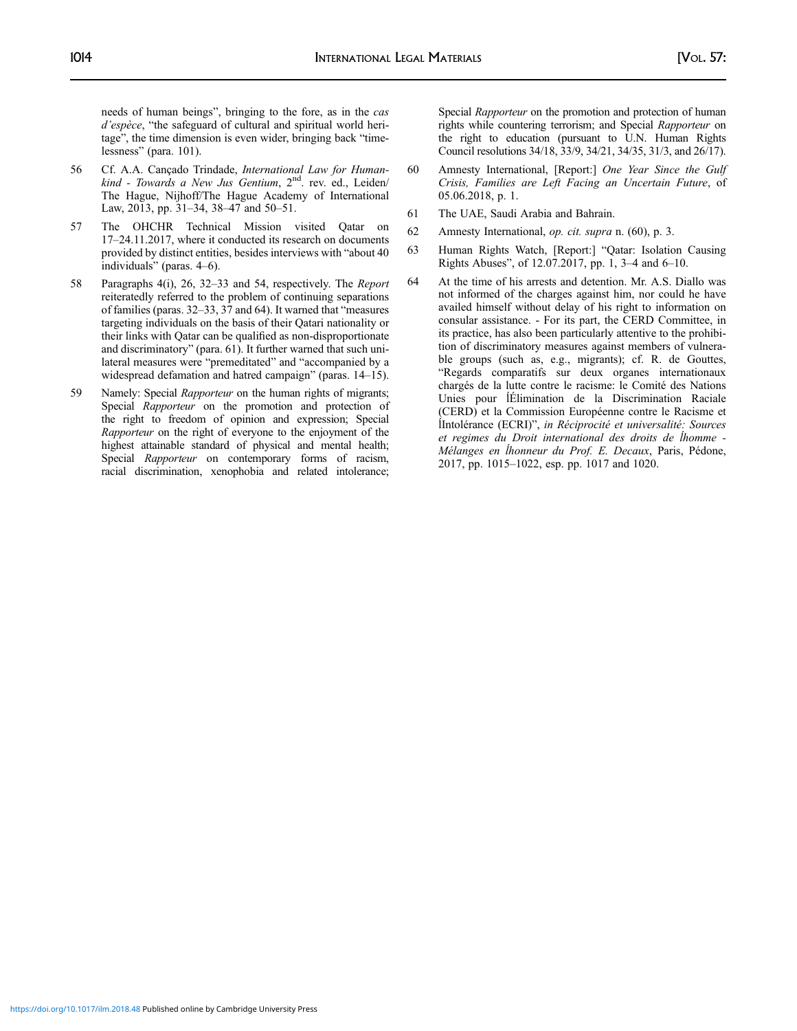needs of human beings", bringing to the fore, as in the *cas d'espèce*, "the safeguard of cultural and spiritual world heritage", the time dimension is even wider, bringing back "timelessness" (para. 101).

56 Cf. A.A. Cançado Trindade, *International Law for Humankind - Towards a New Jus Gentium*, 2nd. rev. ed., Leiden/The Hague, Nijhoff/The Hague Academy of International Law, 2013, pp. 31–34, 38–47 and 50–51.

57 The OHCHR Technical Mission visited Qatar on 17–24.11.2017, where it conducted its research on documents provided by distinct entities, besides interviews with "about 40 individuals" (paras. 4–6).

58 Paragraphs 4(i), 26, 32–33 and 54, respectively. The *Report* reiteratedly referred to the problem of continuing separations of families (paras. 32–33, 37 and 64). It warned that "measures targeting individuals on the basis of their Qatari nationality or their links with Qatar can be qualified as non-disproportionate and discriminatory" (para. 61). It further warned that such unilateral measures were "premeditated" and "accompanied by a widespread defamation and hatred campaign" (paras. 14–15).

59 Namely: Special *Rapporteur* on the human rights of migrants; Special *Rapporteur* on the promotion and protection of the right to freedom of opinion and expression; Special *Rapporteur* on the right of everyone to the enjoyment of the highest attainable standard of physical and mental health; Special *Rapporteur* on contemporary forms of racism, racial discrimination, xenophobia and related intolerance; Special *Rapporteur* on the promotion and protection of human rights while countering terrorism; and Special *Rapporteur* on the right to education (pursuant to U.N. Human Rights Council resolutions 34/18, 33/9, 34/21, 34/35, 31/3, and 26/17).

60 Amnesty International, [Report:] *One Year Since the Gulf Crisis, Families are Left Facing an Uncertain Future*, of 05.06.2018, p. 1.

61 The UAE, Saudi Arabia and Bahrain.

62 Amnesty International, *op. cit. supra* n. (60), p. 3.

63 Human Rights Watch, [Report:] "Qatar: Isolation Causing Rights Abuses", of 12.07.2017, pp. 1, 3–4 and 6–10.

64 At the time of his arrests and detention. Mr. A.S. Diallo was not informed of the charges against him, nor could he have availed himself without delay of his right to information on consular assistance. - For its part, the CERD Committee, in its practice, has also been particularly attentive to the prohibition of discriminatory measures against members of vulnerable groups (such as, e.g., migrants); cf. R. de Gouttes, "Regards comparatifs sur deux organes internationaux chargés de la lutte contre le racisme: le Comité des Nations Unies pour l'Élimination de la Discrimination Raciale (CERD) et la Commission Européenne contre le Racisme et l'Intolérance (ECRI)", *in Réciprocité et universalité: Sources et regimes du Droit international des droits de l'homme - Mélanges en l'honneur du Prof. E. Decaux*, Paris, Pédone, 2017, pp. 1015–1022, esp. pp. 1017 and 1020.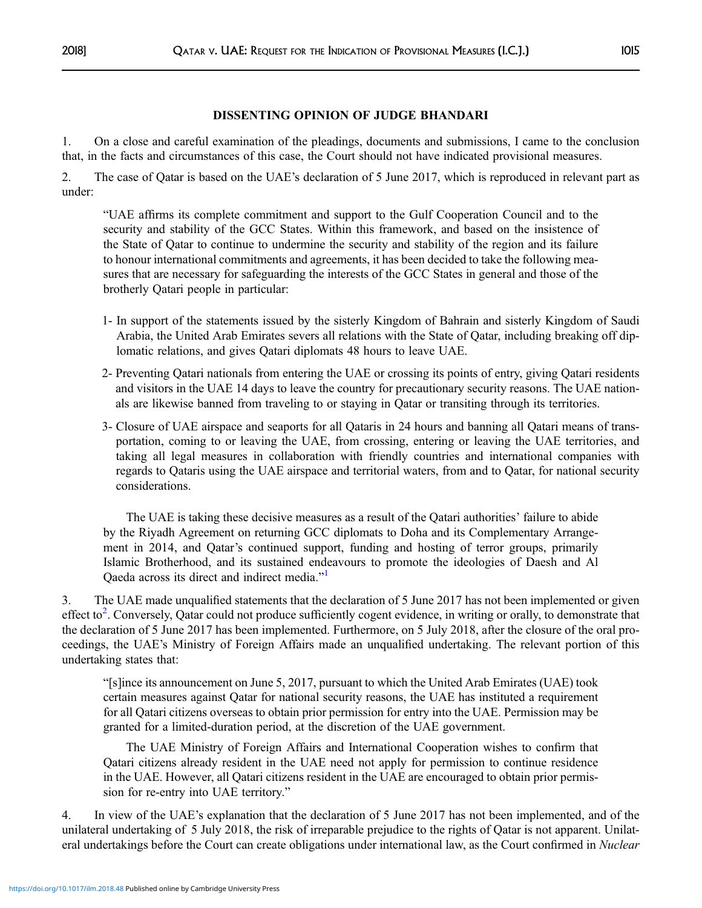## DISSENTING OPINION OF JUDGE BHANDARI

1. On a close and careful examination of the pleadings, documents and submissions, I came to the conclusion that, in the facts and circumstances of this case, the Court should not have indicated provisional measures.

2. The case of Qatar is based on the UAE's declaration of 5 June 2017, which is reproduced in relevant part as under:

> "UAE affirms its complete commitment and support to the Gulf Cooperation Council and to the security and stability of the GCC States. Within this framework, and based on the insistence of the State of Qatar to continue to undermine the security and stability of the region and its failure to honour international commitments and agreements, it has been decided to take the following measures that are necessary for safeguarding the interests of the GCC States in general and those of the brotherly Qatari people in particular:
>
> 1- In support of the statements issued by the sisterly Kingdom of Bahrain and sisterly Kingdom of Saudi Arabia, the United Arab Emirates severs all relations with the State of Qatar, including breaking off diplomatic relations, and gives Qatari diplomats 48 hours to leave UAE.
>
> 2- Preventing Qatari nationals from entering the UAE or crossing its points of entry, giving Qatari residents and visitors in the UAE 14 days to leave the country for precautionary security reasons. The UAE nationals are likewise banned from traveling to or staying in Qatar or transiting through its territories.
>
> 3- Closure of UAE airspace and seaports for all Qataris in 24 hours and banning all Qatari means of transportation, coming to or leaving the UAE, from crossing, entering or leaving the UAE territories, and taking all legal measures in collaboration with friendly countries and international companies with regards to Qataris using the UAE airspace and territorial waters, from and to Qatar, for national security considerations.
>
> The UAE is taking these decisive measures as a result of the Qatari authorities' failure to abide by the Riyadh Agreement on returning GCC diplomats to Doha and its Complementary Arrangement in 2014, and Qatar's continued support, funding and hosting of terror groups, primarily Islamic Brotherhood, and its sustained endeavours to promote the ideologies of Daesh and Al Qaeda across its direct and indirect media."[1]

3. The UAE made unqualified statements that the declaration of 5 June 2017 has not been implemented or given effect to[2]. Conversely, Qatar could not produce sufficiently cogent evidence, in writing or orally, to demonstrate that the declaration of 5 June 2017 has been implemented. Furthermore, on 5 July 2018, after the closure of the oral proceedings, the UAE's Ministry of Foreign Affairs made an unqualified undertaking. The relevant portion of this undertaking states that:

> "[s]ince its announcement on June 5, 2017, pursuant to which the United Arab Emirates (UAE) took certain measures against Qatar for national security reasons, the UAE has instituted a requirement for all Qatari citizens overseas to obtain prior permission for entry into the UAE. Permission may be granted for a limited-duration period, at the discretion of the UAE government.
>
> The UAE Ministry of Foreign Affairs and International Cooperation wishes to confirm that Qatari citizens already resident in the UAE need not apply for permission to continue residence in the UAE. However, all Qatari citizens resident in the UAE are encouraged to obtain prior permission for re-entry into UAE territory."

4. In view of the UAE's explanation that the declaration of 5 June 2017 has not been implemented, and of the unilateral undertaking of 5 July 2018, the risk of irreparable prejudice to the rights of Qatar is not apparent. Unilateral undertakings before the Court can create obligations under international law, as the Court confirmed in *Nuclear*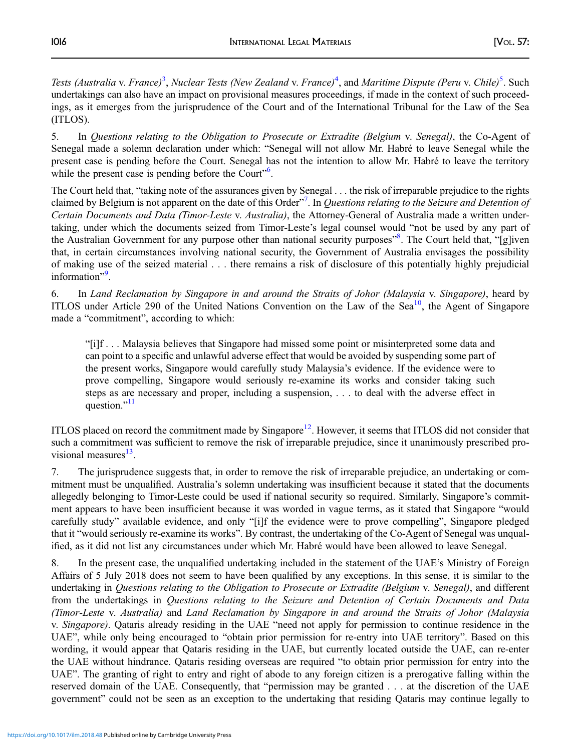*Tests (Australia* v. *France)*[3], *Nuclear Tests (New Zealand* v. *France)*[4], and *Maritime Dispute (Peru* v. *Chile)*[5]. Such undertakings can also have an impact on provisional measures proceedings, if made in the context of such proceedings, as it emerges from the jurisprudence of the Court and of the International Tribunal for the Law of the Sea (ITLOS).

5. In *Questions relating to the Obligation to Prosecute or Extradite (Belgium* v. *Senegal)*, the Co-Agent of Senegal made a solemn declaration under which: "Senegal will not allow Mr. Habré to leave Senegal while the present case is pending before the Court. Senegal has not the intention to allow Mr. Habré to leave the territory while the present case is pending before the Court"[6].

The Court held that, "taking note of the assurances given by Senegal . . . the risk of irreparable prejudice to the rights claimed by Belgium is not apparent on the date of this Order"[7]. In *Questions relating to the Seizure and Detention of Certain Documents and Data (Timor-Leste* v. *Australia)*, the Attorney-General of Australia made a written undertaking, under which the documents seized from Timor-Leste's legal counsel would "not be used by any part of the Australian Government for any purpose other than national security purposes"[8]. The Court held that, "[g]iven that, in certain circumstances involving national security, the Government of Australia envisages the possibility of making use of the seized material . . . there remains a risk of disclosure of this potentially highly prejudicial information"[9].

6. In *Land Reclamation by Singapore in and around the Straits of Johor (Malaysia* v. *Singapore)*, heard by ITLOS under Article 290 of the United Nations Convention on the Law of the Sea[10], the Agent of Singapore made a "commitment", according to which:

> "[i]f . . . Malaysia believes that Singapore had missed some point or misinterpreted some data and can point to a specific and unlawful adverse effect that would be avoided by suspending some part of the present works, Singapore would carefully study Malaysia's evidence. If the evidence were to prove compelling, Singapore would seriously re-examine its works and consider taking such steps as are necessary and proper, including a suspension, . . . to deal with the adverse effect in question."[11]

ITLOS placed on record the commitment made by Singapore[12]. However, it seems that ITLOS did not consider that such a commitment was sufficient to remove the risk of irreparable prejudice, since it unanimously prescribed provisional measures[13].

7. The jurisprudence suggests that, in order to remove the risk of irreparable prejudice, an undertaking or commitment must be unqualified. Australia's solemn undertaking was insufficient because it stated that the documents allegedly belonging to Timor-Leste could be used if national security so required. Similarly, Singapore's commitment appears to have been insufficient because it was worded in vague terms, as it stated that Singapore "would carefully study" available evidence, and only "[i]f the evidence were to prove compelling", Singapore pledged that it "would seriously re-examine its works". By contrast, the undertaking of the Co-Agent of Senegal was unqualified, as it did not list any circumstances under which Mr. Habré would have been allowed to leave Senegal.

8. In the present case, the unqualified undertaking included in the statement of the UAE's Ministry of Foreign Affairs of 5 July 2018 does not seem to have been qualified by any exceptions. In this sense, it is similar to the undertaking in *Questions relating to the Obligation to Prosecute or Extradite (Belgium* v. *Senegal)*, and different from the undertakings in *Questions relating to the Seizure and Detention of Certain Documents and Data (Timor-Leste* v. *Australia)* and *Land Reclamation by Singapore in and around the Straits of Johor (Malaysia* v. *Singapore)*. Qataris already residing in the UAE "need not apply for permission to continue residence in the UAE", while only being encouraged to "obtain prior permission for re-entry into UAE territory". Based on this wording, it would appear that Qataris residing in the UAE, but currently located outside the UAE, can re-enter the UAE without hindrance. Qataris residing overseas are required "to obtain prior permission for entry into the UAE". The granting of right to entry and right of abode to any foreign citizen is a prerogative falling within the reserved domain of the UAE. Consequently, that "permission may be granted . . . at the discretion of the UAE government" could not be seen as an exception to the undertaking that residing Qataris may continue legally to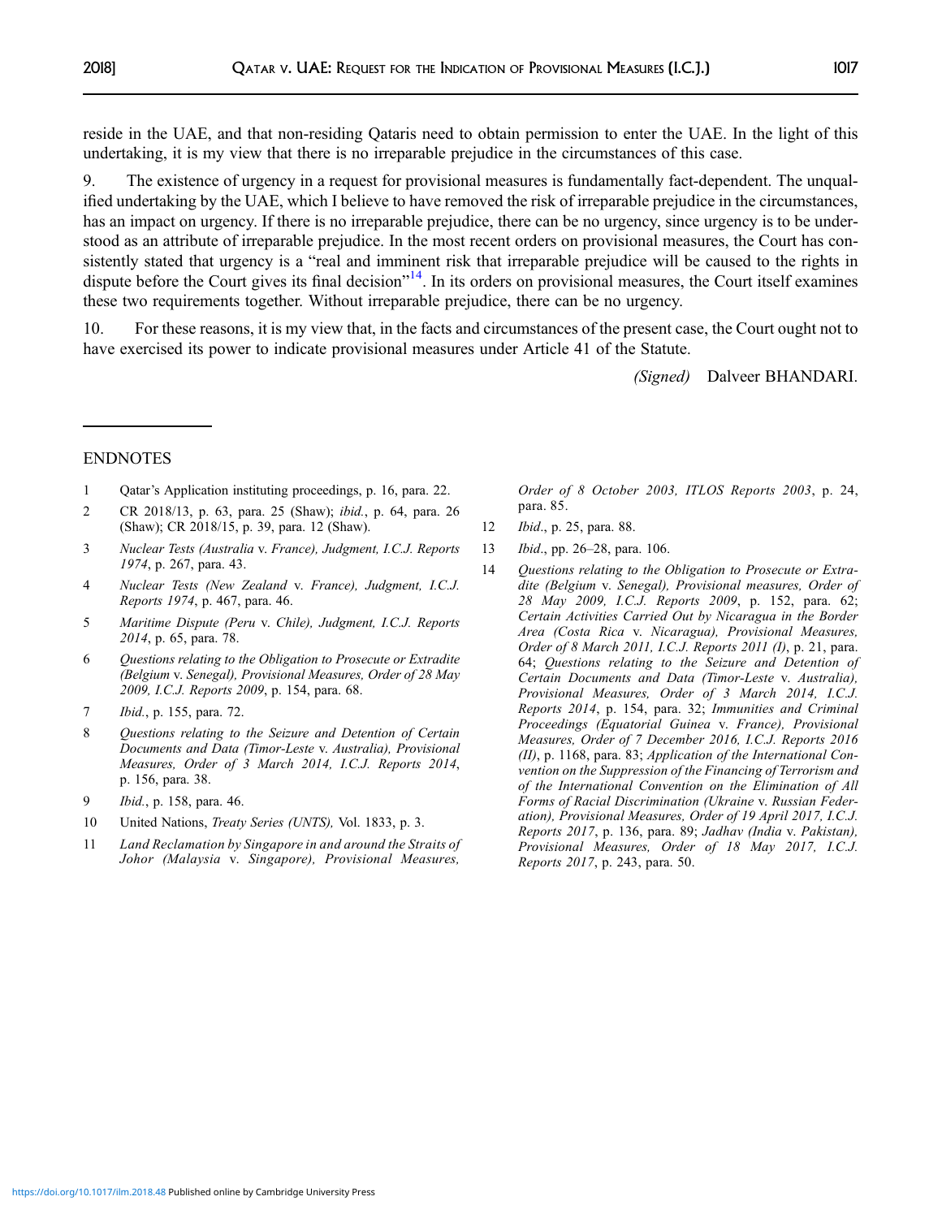reside in the UAE, and that non-residing Qataris need to obtain permission to enter the UAE. In the light of this undertaking, it is my view that there is no irreparable prejudice in the circumstances of this case.

9. The existence of urgency in a request for provisional measures is fundamentally fact-dependent. The unqualified undertaking by the UAE, which I believe to have removed the risk of irreparable prejudice in the circumstances, has an impact on urgency. If there is no irreparable prejudice, there can be no urgency, since urgency is to be understood as an attribute of irreparable prejudice. In the most recent orders on provisional measures, the Court has consistently stated that urgency is a "real and imminent risk that irreparable prejudice will be caused to the rights in dispute before the Court gives its final decision"[14]. In its orders on provisional measures, the Court itself examines these two requirements together. Without irreparable prejudice, there can be no urgency.

10. For these reasons, it is my view that, in the facts and circumstances of the present case, the Court ought not to have exercised its power to indicate provisional measures under Article 41 of the Statute.

*(Signed)* Dalveer BHANDARI.

ENDNOTES

1 Qatar's Application instituting proceedings, p. 16, para. 22.

2 CR 2018/13, p. 63, para. 25 (Shaw); *ibid.*, p. 64, para. 26 (Shaw); CR 2018/15, p. 39, para. 12 (Shaw).

3 *Nuclear Tests (Australia* v. *France), Judgment, I.C.J. Reports 1974*, p. 267, para. 43.

4 *Nuclear Tests (New Zealand* v. *France), Judgment, I.C.J. Reports 1974*, p. 467, para. 46.

5 *Maritime Dispute (Peru* v. *Chile), Judgment, I.C.J. Reports 2014*, p. 65, para. 78.

6 *Questions relating to the Obligation to Prosecute or Extradite (Belgium* v. *Senegal), Provisional Measures, Order of 28 May 2009, I.C.J. Reports 2009*, p. 154, para. 68.

7 *Ibid.*, p. 155, para. 72.

8 *Questions relating to the Seizure and Detention of Certain Documents and Data (Timor-Leste* v. *Australia), Provisional Measures, Order of 3 March 2014, I.C.J. Reports 2014*, p. 156, para. 38.

9 *Ibid.*, p. 158, para. 46.

10 United Nations, *Treaty Series (UNTS),* Vol. 1833, p. 3.

11 *Land Reclamation by Singapore in and around the Straits of Johor (Malaysia* v. *Singapore), Provisional Measures, Order of 8 October 2003, ITLOS Reports 2003*, p. 24, para. 85.

12 *Ibid*., p. 25, para. 88.

13 *Ibid*., pp. 26–28, para. 106.

14 *Questions relating to the Obligation to Prosecute or Extradite (Belgium* v. *Senegal), Provisional measures, Order of 28 May 2009, I.C.J. Reports 2009*, p. 152, para. 62; *Certain Activities Carried Out by Nicaragua in the Border Area (Costa Rica* v. *Nicaragua), Provisional Measures, Order of 8 March 2011, I.C.J. Reports 2011 (I)*, p. 21, para. 64; *Questions relating to the Seizure and Detention of Certain Documents and Data (Timor-Leste* v. *Australia), Provisional Measures, Order of 3 March 2014, I.C.J. Reports 2014*, p. 154, para. 32; *Immunities and Criminal Proceedings (Equatorial Guinea* v. *France), Provisional Measures, Order of 7 December 2016, I.C.J. Reports 2016 (II)*, p. 1168, para. 83; *Application of the International Convention on the Suppression of the Financing of Terrorism and of the International Convention on the Elimination of All Forms of Racial Discrimination (Ukraine* v. *Russian Federation), Provisional Measures, Order of 19 April 2017, I.C.J. Reports 2017*, p. 136, para. 89; *Jadhav (India* v. *Pakistan), Provisional Measures, Order of 18 May 2017, I.C.J. Reports 2017*, p. 243, para. 50.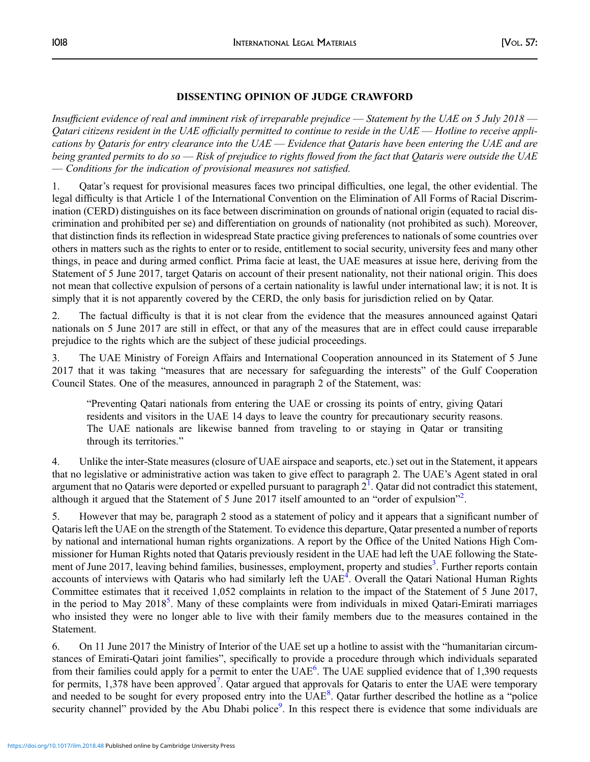## DISSENTING OPINION OF JUDGE CRAWFORD

*Insufficient evidence of real and imminent risk of irreparable prejudice — Statement by the UAE on 5 July 2018 — Qatari citizens resident in the UAE officially permitted to continue to reside in the UAE — Hotline to receive applications by Qataris for entry clearance into the UAE — Evidence that Qataris have been entering the UAE and are being granted permits to do so — Risk of prejudice to rights flowed from the fact that Qataris were outside the UAE — Conditions for the indication of provisional measures not satisfied.*

1. Qatar's request for provisional measures faces two principal difficulties, one legal, the other evidential. The legal difficulty is that Article 1 of the International Convention on the Elimination of All Forms of Racial Discrimination (CERD) distinguishes on its face between discrimination on grounds of national origin (equated to racial discrimination and prohibited per se) and differentiation on grounds of nationality (not prohibited as such). Moreover, that distinction finds its reflection in widespread State practice giving preferences to nationals of some countries over others in matters such as the rights to enter or to reside, entitlement to social security, university fees and many other things, in peace and during armed conflict. Prima facie at least, the UAE measures at issue here, deriving from the Statement of 5 June 2017, target Qataris on account of their present nationality, not their national origin. This does not mean that collective expulsion of persons of a certain nationality is lawful under international law; it is not. It is simply that it is not apparently covered by the CERD, the only basis for jurisdiction relied on by Qatar.

2. The factual difficulty is that it is not clear from the evidence that the measures announced against Qatari nationals on 5 June 2017 are still in effect, or that any of the measures that are in effect could cause irreparable prejudice to the rights which are the subject of these judicial proceedings.

3. The UAE Ministry of Foreign Affairs and International Cooperation announced in its Statement of 5 June 2017 that it was taking "measures that are necessary for safeguarding the interests" of the Gulf Cooperation Council States. One of the measures, announced in paragraph 2 of the Statement, was:

> "Preventing Qatari nationals from entering the UAE or crossing its points of entry, giving Qatari residents and visitors in the UAE 14 days to leave the country for precautionary security reasons. The UAE nationals are likewise banned from traveling to or staying in Qatar or transiting through its territories."

4. Unlike the inter-State measures (closure of UAE airspace and seaports, etc.) set out in the Statement, it appears that no legislative or administrative action was taken to give effect to paragraph 2[1]. The UAE's Agent stated in oral argument that no Qataris were deported or expelled pursuant to paragraph 2[1]. Qatar did not contradict this statement, although it argued that the Statement of 5 June 2017 itself amounted to an "order of expulsion"[2].

5. However that may be, paragraph 2 stood as a statement of policy and it appears that a significant number of Qataris left the UAE on the strength of the Statement. To evidence this departure, Qatar presented a number of reports by national and international human rights organizations. A report by the Office of the United Nations High Commissioner for Human Rights noted that Qataris previously resident in the UAE had left the UAE following the Statement of June 2017, leaving behind families, businesses, employment, property and studies[3]. Further reports contain accounts of interviews with Qataris who had similarly left the UAE[4]. Overall the Qatari National Human Rights Committee estimates that it received 1,052 complaints in relation to the impact of the Statement of 5 June 2017, in the period to May 2018[5]. Many of these complaints were from individuals in mixed Qatari-Emirati marriages who insisted they were no longer able to live with their family members due to the measures contained in the Statement.

6. On 11 June 2017 the Ministry of Interior of the UAE set up a hotline to assist with the "humanitarian circumstances of Emirati-Qatari joint families", specifically to provide a procedure through which individuals separated from their families could apply for a permit to enter the UAE[6]. The UAE supplied evidence that of 1,390 requests for permits, 1,378 have been approved[7]. Qatar argued that approvals for Qataris to enter the UAE were temporary and needed to be sought for every proposed entry into the UAE[8]. Qatar further described the hotline as a "police security channel" provided by the Abu Dhabi police[9]. In this respect there is evidence that some individuals are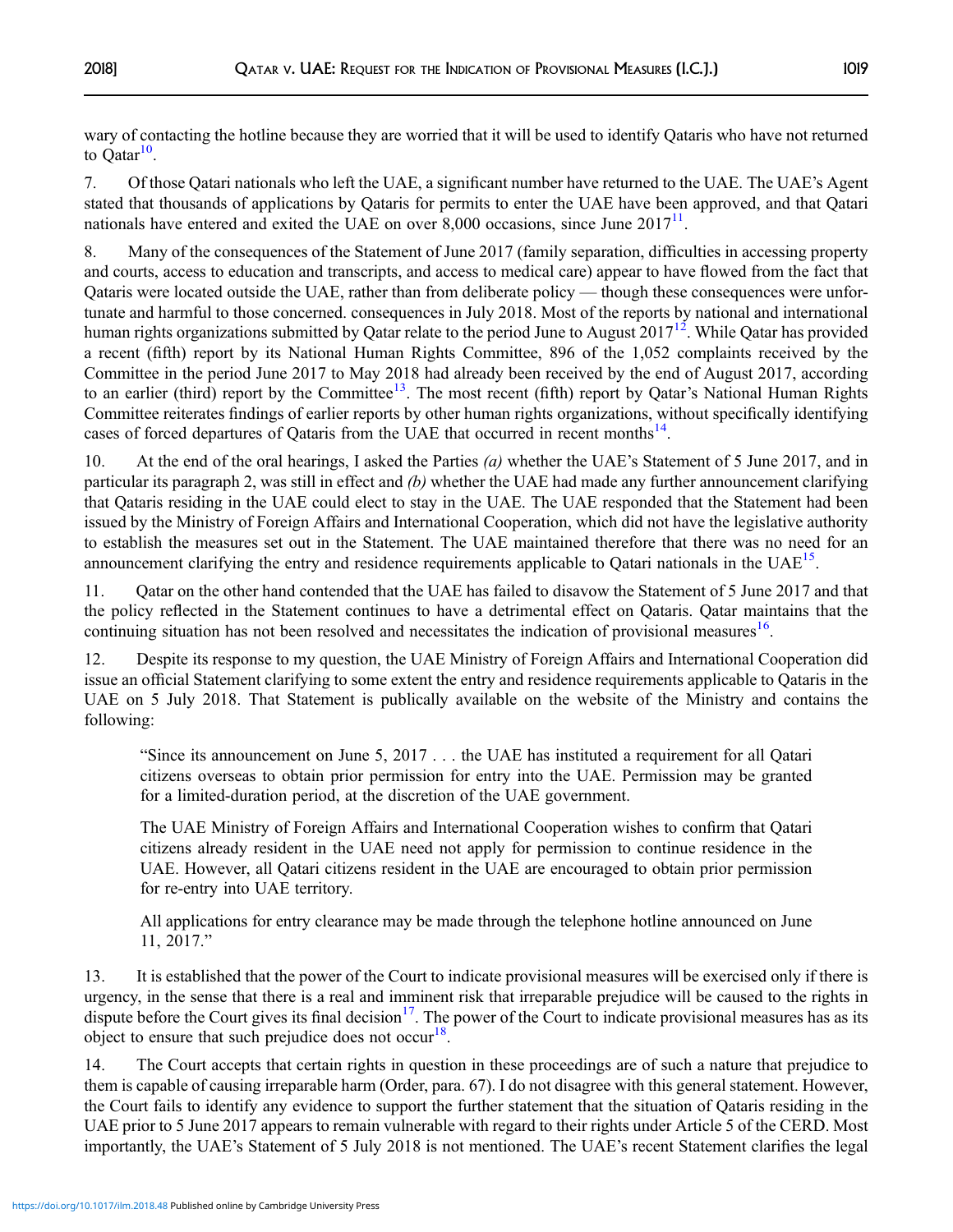wary of contacting the hotline because they are worried that it will be used to identify Qataris who have not returned to Qatar[10].

7. Of those Qatari nationals who left the UAE, a significant number have returned to the UAE. The UAE's Agent stated that thousands of applications by Qataris for permits to enter the UAE have been approved, and that Qatari nationals have entered and exited the UAE on over 8,000 occasions, since June 2017[11].

8. Many of the consequences of the Statement of June 2017 (family separation, difficulties in accessing property and courts, access to education and transcripts, and access to medical care) appear to have flowed from the fact that Qataris were located outside the UAE, rather than from deliberate policy — though these consequences were unfortunate and harmful to those concerned. consequences in July 2018. Most of the reports by national and international human rights organizations submitted by Qatar relate to the period June to August 2017[12]. While Qatar has provided a recent (fifth) report by its National Human Rights Committee, 896 of the 1,052 complaints received by the Committee in the period June 2017 to May 2018 had already been received by the end of August 2017, according to an earlier (third) report by the Committee[13]. The most recent (fifth) report by Qatar's National Human Rights Committee reiterates findings of earlier reports by other human rights organizations, without specifically identifying cases of forced departures of Qataris from the UAE that occurred in recent months[14].

10. At the end of the oral hearings, I asked the Parties *(a)* whether the UAE's Statement of 5 June 2017, and in particular its paragraph 2, was still in effect and *(b)* whether the UAE had made any further announcement clarifying that Qataris residing in the UAE could elect to stay in the UAE. The UAE responded that the Statement had been issued by the Ministry of Foreign Affairs and International Cooperation, which did not have the legislative authority to establish the measures set out in the Statement. The UAE maintained therefore that there was no need for an announcement clarifying the entry and residence requirements applicable to Qatari nationals in the UAE[15].

11. Qatar on the other hand contended that the UAE has failed to disavow the Statement of 5 June 2017 and that the policy reflected in the Statement continues to have a detrimental effect on Qataris. Qatar maintains that the continuing situation has not been resolved and necessitates the indication of provisional measures[16].

12. Despite its response to my question, the UAE Ministry of Foreign Affairs and International Cooperation did issue an official Statement clarifying to some extent the entry and residence requirements applicable to Qataris in the UAE on 5 July 2018. That Statement is publically available on the website of the Ministry and contains the following:

> "Since its announcement on June 5, 2017 . . . the UAE has instituted a requirement for all Qatari citizens overseas to obtain prior permission for entry into the UAE. Permission may be granted for a limited-duration period, at the discretion of the UAE government.
>
> The UAE Ministry of Foreign Affairs and International Cooperation wishes to confirm that Qatari citizens already resident in the UAE need not apply for permission to continue residence in the UAE. However, all Qatari citizens resident in the UAE are encouraged to obtain prior permission for re-entry into UAE territory.
>
> All applications for entry clearance may be made through the telephone hotline announced on June 11, 2017."

13. It is established that the power of the Court to indicate provisional measures will be exercised only if there is urgency, in the sense that there is a real and imminent risk that irreparable prejudice will be caused to the rights in dispute before the Court gives its final decision[17]. The power of the Court to indicate provisional measures has as its object to ensure that such prejudice does not occur[18].

14. The Court accepts that certain rights in question in these proceedings are of such a nature that prejudice to them is capable of causing irreparable harm (Order, para. 67). I do not disagree with this general statement. However, the Court fails to identify any evidence to support the further statement that the situation of Qataris residing in the UAE prior to 5 June 2017 appears to remain vulnerable with regard to their rights under Article 5 of the CERD. Most importantly, the UAE's Statement of 5 July 2018 is not mentioned. The UAE's recent Statement clarifies the legal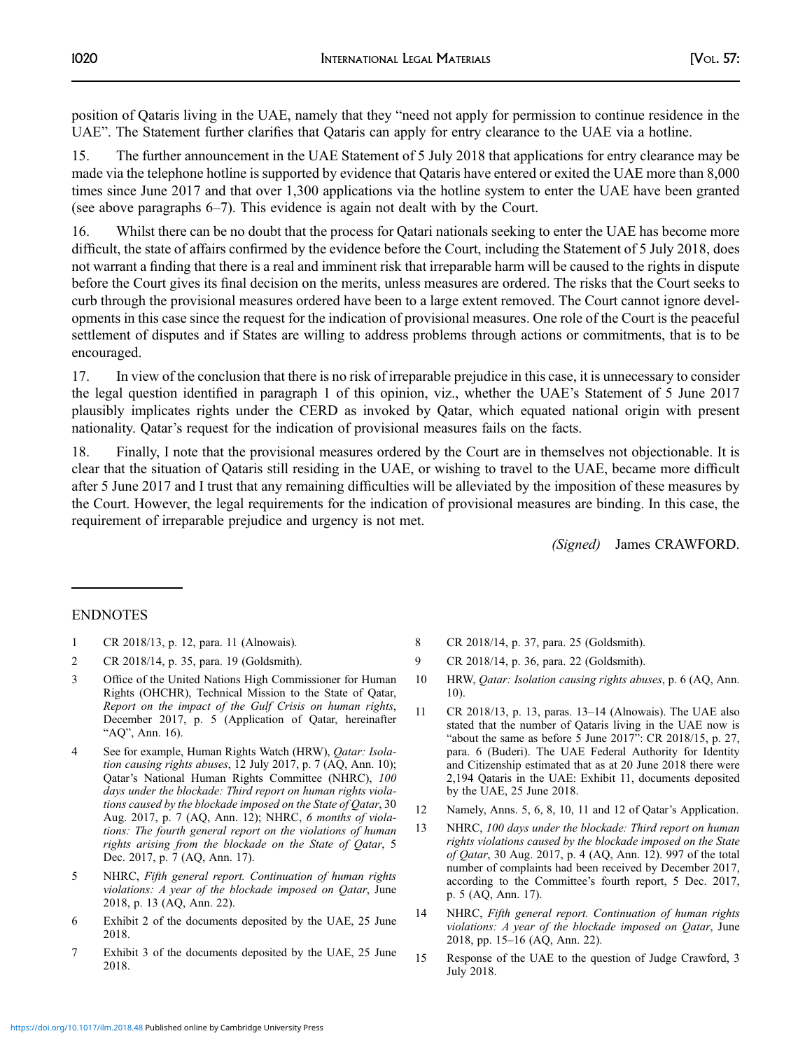position of Qataris living in the UAE, namely that they "need not apply for permission to continue residence in the UAE". The Statement further clarifies that Qataris can apply for entry clearance to the UAE via a hotline.

15. The further announcement in the UAE Statement of 5 July 2018 that applications for entry clearance may be made via the telephone hotline is supported by evidence that Qataris have entered or exited the UAE more than 8,000 times since June 2017 and that over 1,300 applications via the hotline system to enter the UAE have been granted (see above paragraphs 6–7). This evidence is again not dealt with by the Court.

16. Whilst there can be no doubt that the process for Qatari nationals seeking to enter the UAE has become more difficult, the state of affairs confirmed by the evidence before the Court, including the Statement of 5 July 2018, does not warrant a finding that there is a real and imminent risk that irreparable harm will be caused to the rights in dispute before the Court gives its final decision on the merits, unless measures are ordered. The risks that the Court seeks to curb through the provisional measures ordered have been to a large extent removed. The Court cannot ignore developments in this case since the request for the indication of provisional measures. One role of the Court is the peaceful settlement of disputes and if States are willing to address problems through actions or commitments, that is to be encouraged.

17. In view of the conclusion that there is no risk of irreparable prejudice in this case, it is unnecessary to consider the legal question identified in paragraph 1 of this opinion, viz., whether the UAE's Statement of 5 June 2017 plausibly implicates rights under the CERD as invoked by Qatar, which equated national origin with present nationality. Qatar's request for the indication of provisional measures fails on the facts.

18. Finally, I note that the provisional measures ordered by the Court are in themselves not objectionable. It is clear that the situation of Qataris still residing in the UAE, or wishing to travel to the UAE, became more difficult after 5 June 2017 and I trust that any remaining difficulties will be alleviated by the imposition of these measures by the Court. However, the legal requirements for the indication of provisional measures are binding. In this case, the requirement of irreparable prejudice and urgency is not met.

*(Signed)* James CRAWFORD.

## ENDNOTES

1 CR 2018/13, p. 12, para. 11 (Alnowais).

2 CR 2018/14, p. 35, para. 19 (Goldsmith).

3 Office of the United Nations High Commissioner for Human Rights (OHCHR), Technical Mission to the State of Qatar, *Report on the impact of the Gulf Crisis on human rights*, December 2017, p. 5 (Application of Qatar, hereinafter "AQ", Ann. 16).

4 See for example, Human Rights Watch (HRW), *Qatar: Isolation causing rights abuses*, 12 July 2017, p. 7 (AQ, Ann. 10); Qatar's National Human Rights Committee (NHRC), *100 days under the blockade: Third report on human rights violations caused by the blockade imposed on the State of Qatar*, 30 Aug. 2017, p. 7 (AQ, Ann. 12); NHRC, *6 months of violations: The fourth general report on the violations of human rights arising from the blockade on the State of Qatar*, 5 Dec. 2017, p. 7 (AQ, Ann. 17).

5 NHRC, *Fifth general report. Continuation of human rights violations: A year of the blockade imposed on Qatar*, June 2018, p. 13 (AQ, Ann. 22).

6 Exhibit 2 of the documents deposited by the UAE, 25 June 2018.

7 Exhibit 3 of the documents deposited by the UAE, 25 June 2018.

8 CR 2018/14, p. 37, para. 25 (Goldsmith).

9 CR 2018/14, p. 36, para. 22 (Goldsmith).

10 HRW, *Qatar: Isolation causing rights abuses*, p. 6 (AQ, Ann. 10).

11 CR 2018/13, p. 13, paras. 13–14 (Alnowais). The UAE also stated that the number of Qataris living in the UAE now is "about the same as before 5 June 2017": CR 2018/15, p. 27, para. 6 (Buderi). The UAE Federal Authority for Identity and Citizenship estimated that as at 20 June 2018 there were 2,194 Qataris in the UAE: Exhibit 11, documents deposited by the UAE, 25 June 2018.

12 Namely, Anns. 5, 6, 8, 10, 11 and 12 of Qatar's Application.

13 NHRC, *100 days under the blockade: Third report on human rights violations caused by the blockade imposed on the State of Qatar*, 30 Aug. 2017, p. 4 (AQ, Ann. 12). 997 of the total number of complaints had been received by December 2017, according to the Committee's fourth report, 5 Dec. 2017, p. 5 (AQ, Ann. 17).

14 NHRC, *Fifth general report. Continuation of human rights violations: A year of the blockade imposed on Qatar*, June 2018, pp. 15–16 (AQ, Ann. 22).

15 Response of the UAE to the question of Judge Crawford, 3 July 2018.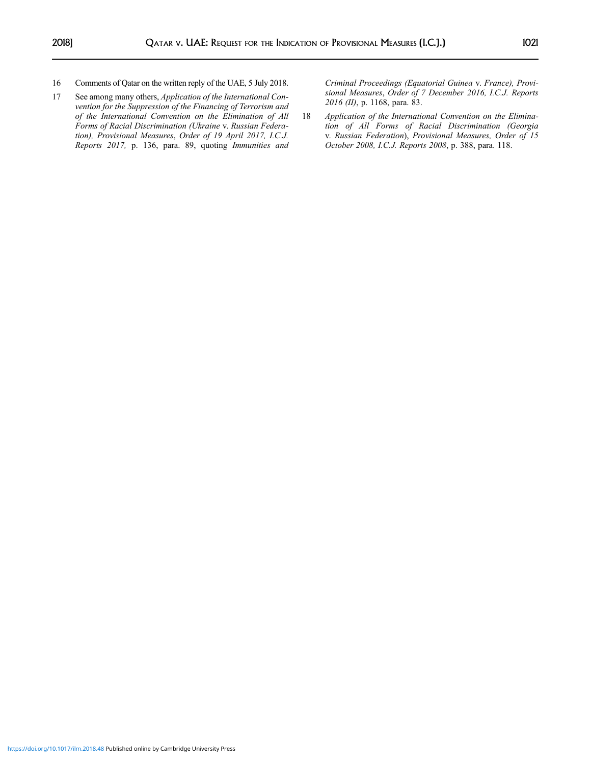16 Comments of Qatar on the written reply of the UAE, 5 July 2018.

17 See among many others, *Application of the International Convention for the Suppression of the Financing of Terrorism and of the International Convention on the Elimination of All Forms of Racial Discrimination (Ukraine* v. *Russian Federation), Provisional Measures*, *Order of 19 April 2017, I.C.J. Reports 2017,* p. 136, para. 89, quoting *Immunities and Criminal Proceedings (Equatorial Guinea* v. *France), Provisional Measures*, *Order of 7 December 2016, I.C.J. Reports 2016 (II)*, p. 1168, para. 83.

18 *Application of the International Convention on the Elimination of All Forms of Racial Discrimination (Georgia* v. *Russian Federation*), *Provisional Measures, Order of 15 October 2008, I.C.J. Reports 2008*, p. 388, para. 118.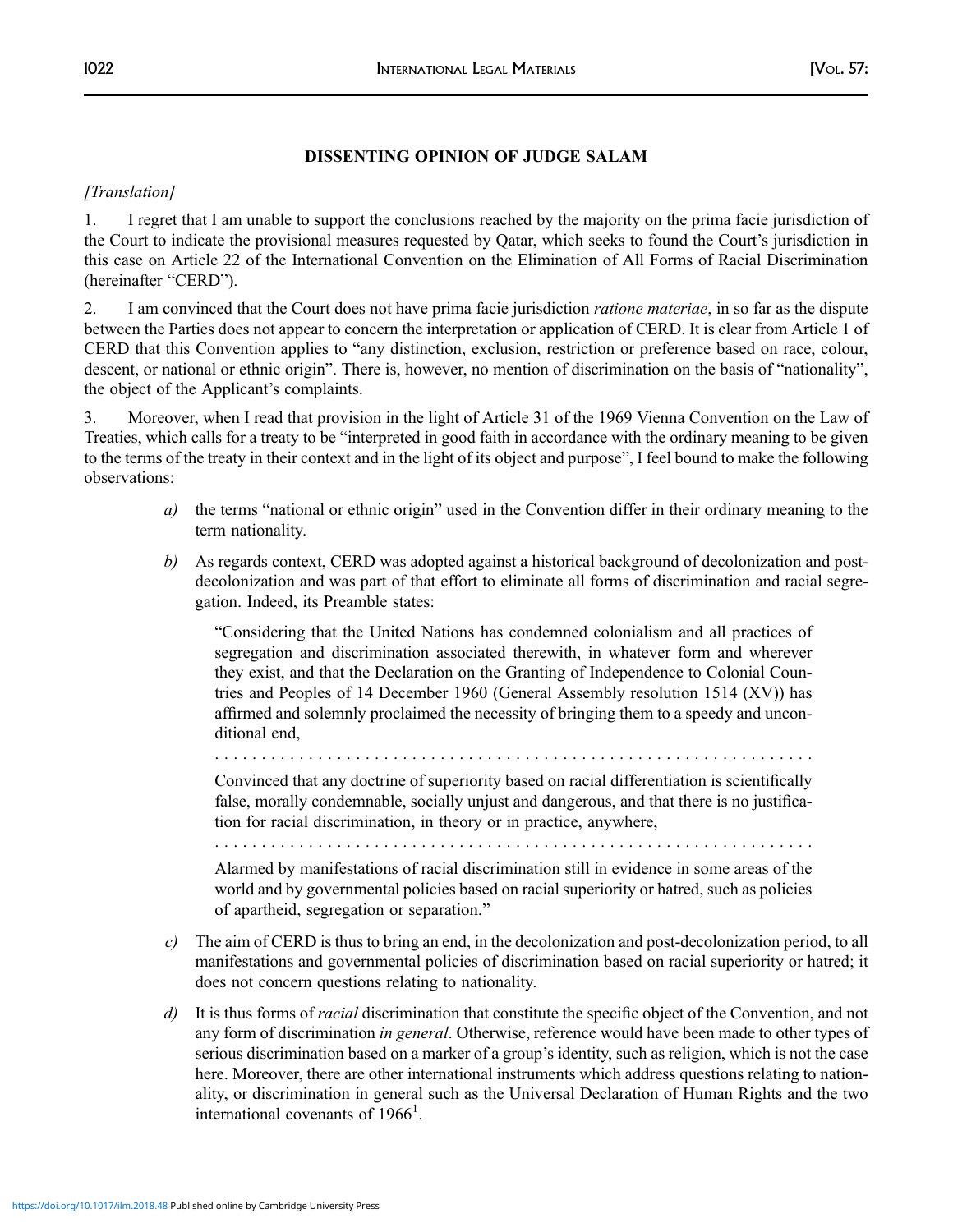## DISSENTING OPINION OF JUDGE SALAM

*[Translation]*

1. I regret that I am unable to support the conclusions reached by the majority on the prima facie jurisdiction of the Court to indicate the provisional measures requested by Qatar, which seeks to found the Court's jurisdiction in this case on Article 22 of the International Convention on the Elimination of All Forms of Racial Discrimination (hereinafter "CERD").

2. I am convinced that the Court does not have prima facie jurisdiction *ratione materiae*, in so far as the dispute between the Parties does not appear to concern the interpretation or application of CERD. It is clear from Article 1 of CERD that this Convention applies to "any distinction, exclusion, restriction or preference based on race, colour, descent, or national or ethnic origin". There is, however, no mention of discrimination on the basis of "nationality", the object of the Applicant's complaints.

3. Moreover, when I read that provision in the light of Article 31 of the 1969 Vienna Convention on the Law of Treaties, which calls for a treaty to be "interpreted in good faith in accordance with the ordinary meaning to be given to the terms of the treaty in their context and in the light of its object and purpose", I feel bound to make the following observations:

*a)* the terms "national or ethnic origin" used in the Convention differ in their ordinary meaning to the term nationality.

*b)* As regards context, CERD was adopted against a historical background of decolonization and post-decolonization and was part of that effort to eliminate all forms of discrimination and racial segregation. Indeed, its Preamble states:

> "Considering that the United Nations has condemned colonialism and all practices of segregation and discrimination associated therewith, in whatever form and wherever they exist, and that the Declaration on the Granting of Independence to Colonial Countries and Peoples of 14 December 1960 (General Assembly resolution 1514 (XV)) has affirmed and solemnly proclaimed the necessity of bringing them to a speedy and unconditional end,
>
> . . . . . . . . . . . . . . . . . . . . . . . . . . . . . . . . . . . . . . . . . . . . . . . . . . . . . . . . . . . . . .
>
> Convinced that any doctrine of superiority based on racial differentiation is scientifically false, morally condemnable, socially unjust and dangerous, and that there is no justification for racial discrimination, in theory or in practice, anywhere,
>
> . . . . . . . . . . . . . . . . . . . . . . . . . . . . . . . . . . . . . . . . . . . . . . . . . . . . . . . . . . . . . .
>
> Alarmed by manifestations of racial discrimination still in evidence in some areas of the world and by governmental policies based on racial superiority or hatred, such as policies of apartheid, segregation or separation."

*c)* The aim of CERD is thus to bring an end, in the decolonization and post-decolonization period, to all manifestations and governmental policies of discrimination based on racial superiority or hatred; it does not concern questions relating to nationality.

*d)* It is thus forms of *racial* discrimination that constitute the specific object of the Convention, and not any form of discrimination *in general*. Otherwise, reference would have been made to other types of serious discrimination based on a marker of a group's identity, such as religion, which is not the case here. Moreover, there are other international instruments which address questions relating to nationality, or discrimination in general such as the Universal Declaration of Human Rights and the two international covenants of 1966[1].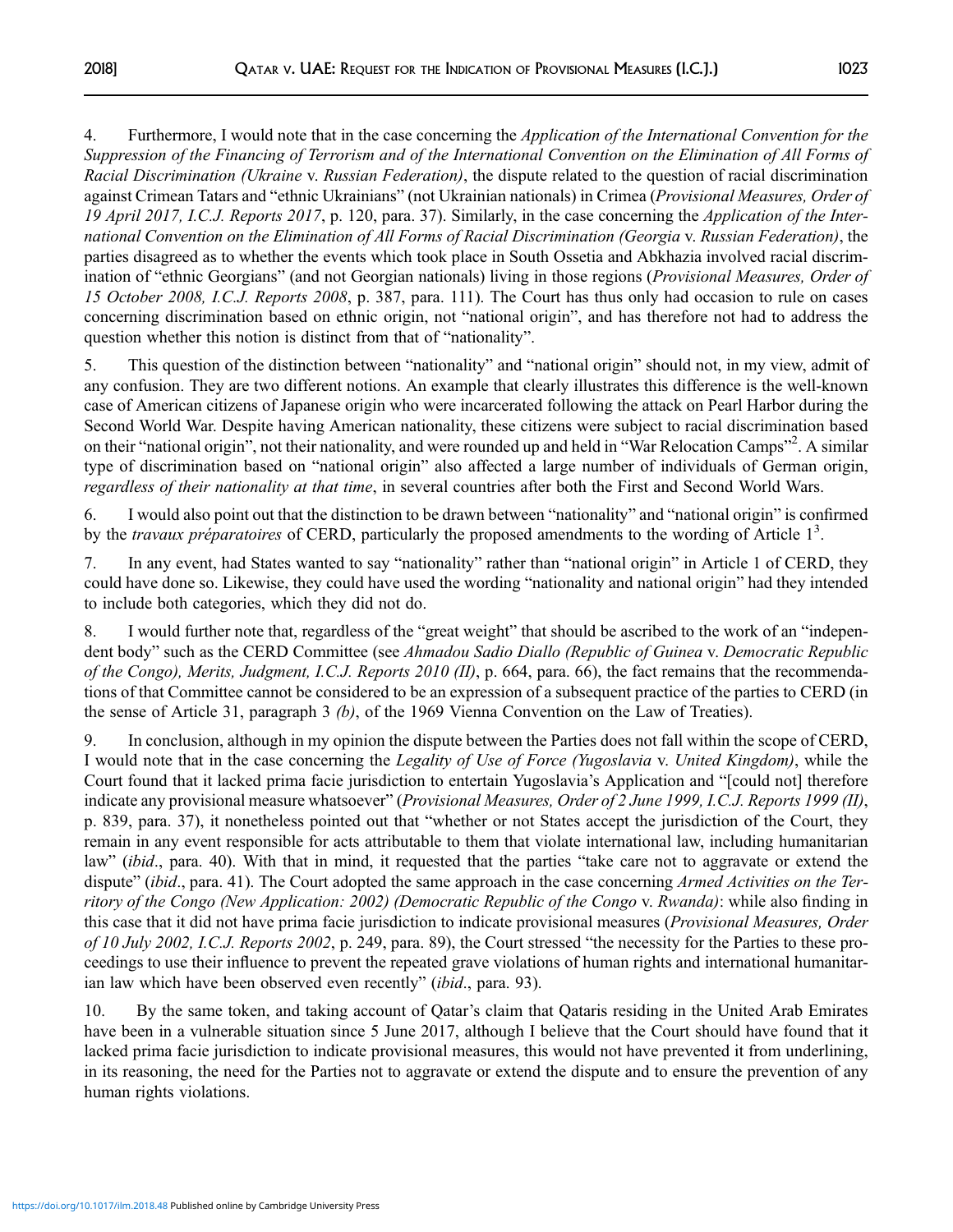4. Furthermore, I would note that in the case concerning the *Application of the International Convention for the Suppression of the Financing of Terrorism and of the International Convention on the Elimination of All Forms of Racial Discrimination (Ukraine* v. *Russian Federation)*, the dispute related to the question of racial discrimination against Crimean Tatars and "ethnic Ukrainians" (not Ukrainian nationals) in Crimea (*Provisional Measures, Order of 19 April 2017, I.C.J. Reports 2017*, p. 120, para. 37). Similarly, in the case concerning the *Application of the International Convention on the Elimination of All Forms of Racial Discrimination (Georgia* v. *Russian Federation)*, the parties disagreed as to whether the events which took place in South Ossetia and Abkhazia involved racial discrimination of "ethnic Georgians" (and not Georgian nationals) living in those regions (*Provisional Measures, Order of 15 October 2008, I.C.J. Reports 2008*, p. 387, para. 111). The Court has thus only had occasion to rule on cases concerning discrimination based on ethnic origin, not "national origin", and has therefore not had to address the question whether this notion is distinct from that of "nationality".

5. This question of the distinction between "nationality" and "national origin" should not, in my view, admit of any confusion. They are two different notions. An example that clearly illustrates this difference is the well-known case of American citizens of Japanese origin who were incarcerated following the attack on Pearl Harbor during the Second World War. Despite having American nationality, these citizens were subject to racial discrimination based on their "national origin", not their nationality, and were rounded up and held in "War Relocation Camps"[2]. A similar type of discrimination based on "national origin" also affected a large number of individuals of German origin, *regardless of their nationality at that time*, in several countries after both the First and Second World Wars.

6. I would also point out that the distinction to be drawn between "nationality" and "national origin" is confirmed by the *travaux préparatoires* of CERD, particularly the proposed amendments to the wording of Article 1[3].

7. In any event, had States wanted to say "nationality" rather than "national origin" in Article 1 of CERD, they could have done so. Likewise, they could have used the wording "nationality and national origin" had they intended to include both categories, which they did not do.

8. I would further note that, regardless of the "great weight" that should be ascribed to the work of an "independent body" such as the CERD Committee (see *Ahmadou Sadio Diallo (Republic of Guinea* v. *Democratic Republic of the Congo), Merits, Judgment, I.C.J. Reports 2010 (II)*, p. 664, para. 66), the fact remains that the recommendations of that Committee cannot be considered to be an expression of a subsequent practice of the parties to CERD (in the sense of Article 31, paragraph 3 *(b)*, of the 1969 Vienna Convention on the Law of Treaties).

9. In conclusion, although in my opinion the dispute between the Parties does not fall within the scope of CERD, I would note that in the case concerning the *Legality of Use of Force (Yugoslavia* v. *United Kingdom)*, while the Court found that it lacked prima facie jurisdiction to entertain Yugoslavia's Application and "[could not] therefore indicate any provisional measure whatsoever" (*Provisional Measures, Order of 2 June 1999, I.C.J. Reports 1999 (II)*, p. 839, para. 37), it nonetheless pointed out that "whether or not States accept the jurisdiction of the Court, they remain in any event responsible for acts attributable to them that violate international law, including humanitarian law" (*ibid*., para. 40). With that in mind, it requested that the parties "take care not to aggravate or extend the dispute" (*ibid*., para. 41). The Court adopted the same approach in the case concerning *Armed Activities on the Territory of the Congo (New Application: 2002) (Democratic Republic of the Congo* v. *Rwanda)*: while also finding in this case that it did not have prima facie jurisdiction to indicate provisional measures (*Provisional Measures, Order of 10 July 2002, I.C.J. Reports 2002*, p. 249, para. 89), the Court stressed "the necessity for the Parties to these proceedings to use their influence to prevent the repeated grave violations of human rights and international humanitarian law which have been observed even recently" (*ibid*., para. 93).

10. By the same token, and taking account of Qatar's claim that Qataris residing in the United Arab Emirates have been in a vulnerable situation since 5 June 2017, although I believe that the Court should have found that it lacked prima facie jurisdiction to indicate provisional measures, this would not have prevented it from underlining, in its reasoning, the need for the Parties not to aggravate or extend the dispute and to ensure the prevention of any human rights violations.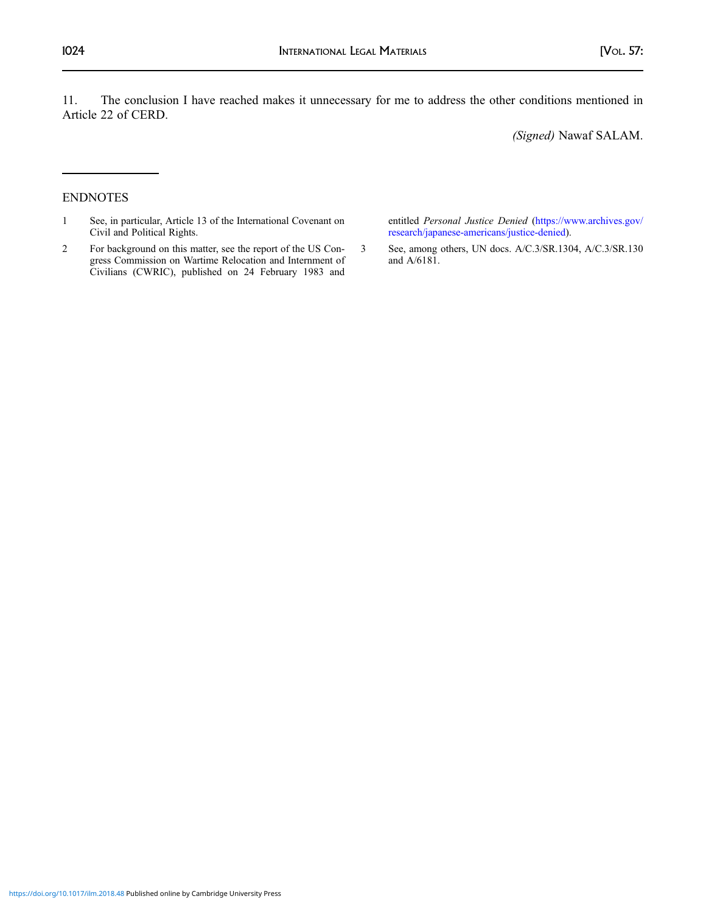11. The conclusion I have reached makes it unnecessary for me to address the other conditions mentioned in Article 22 of CERD.

*(Signed)* Nawaf SALAM.

ENDNOTES

1 See, in particular, Article 13 of the International Covenant on Civil and Political Rights.

2 For background on this matter, see the report of the US Congress Commission on Wartime Relocation and Internment of Civilians (CWRIC), published on 24 February 1983 and entitled *Personal Justice Denied* (https://www.archives.gov/research/japanese-americans/justice-denied).

3 See, among others, UN docs. A/C.3/SR.1304, A/C.3/SR.130 and A/6181.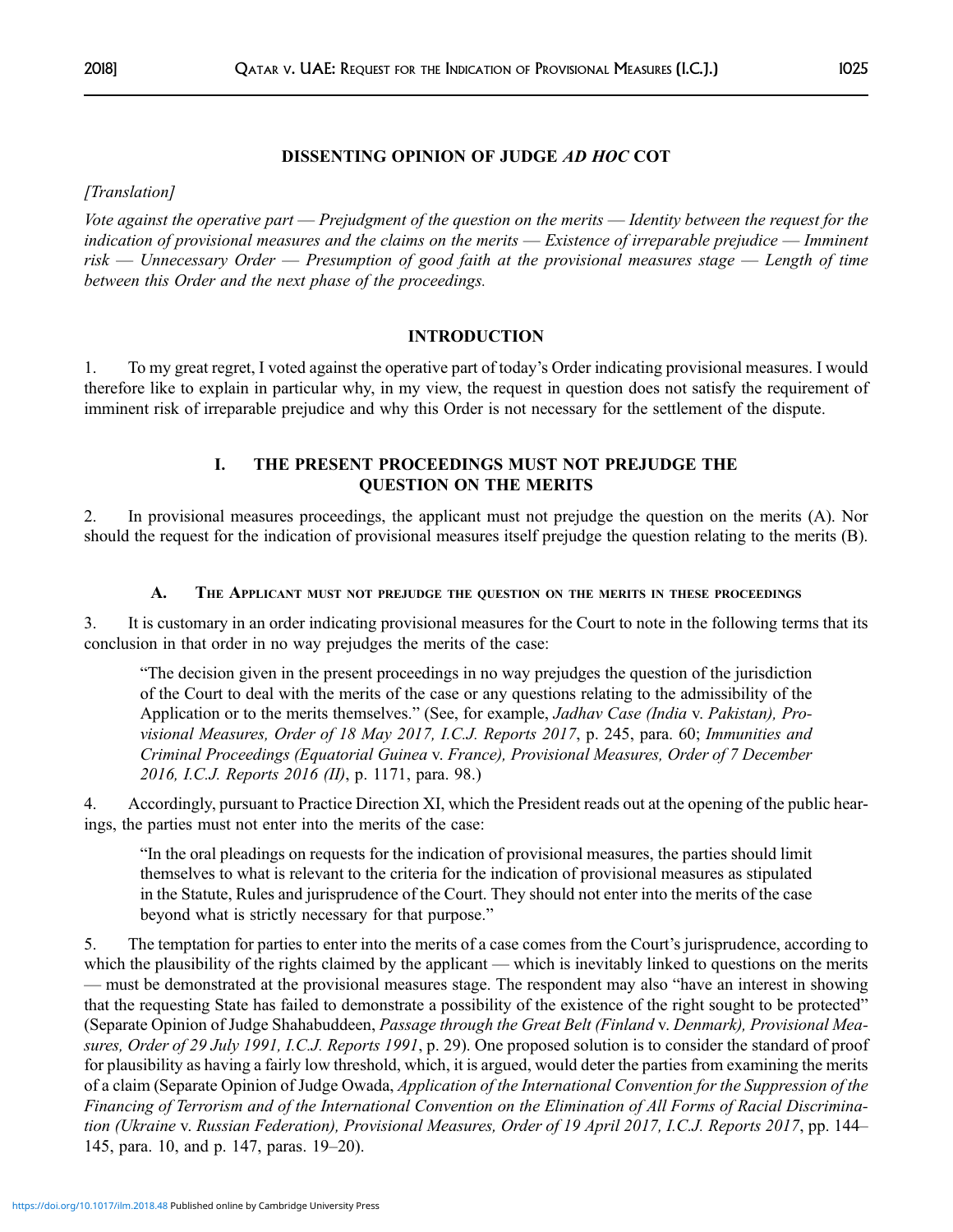## DISSENTING OPINION OF JUDGE *AD HOC* COT

*[Translation]*

*Vote against the operative part — Prejudgment of the question on the merits — Identity between the request for the indication of provisional measures and the claims on the merits — Existence of irreparable prejudice — Imminent risk — Unnecessary Order — Presumption of good faith at the provisional measures stage — Length of time between this Order and the next phase of the proceedings.*

## INTRODUCTION

1. To my great regret, I voted against the operative part of today's Order indicating provisional measures. I would therefore like to explain in particular why, in my view, the request in question does not satisfy the requirement of imminent risk of irreparable prejudice and why this Order is not necessary for the settlement of the dispute.

## I. THE PRESENT PROCEEDINGS MUST NOT PREJUDGE THE QUESTION ON THE MERITS

2. In provisional measures proceedings, the applicant must not prejudge the question on the merits (A). Nor should the request for the indication of provisional measures itself prejudge the question relating to the merits (B).

### A. The Applicant must not prejudge the question on the merits in these proceedings

3. It is customary in an order indicating provisional measures for the Court to note in the following terms that its conclusion in that order in no way prejudges the merits of the case:

> "The decision given in the present proceedings in no way prejudges the question of the jurisdiction of the Court to deal with the merits of the case or any questions relating to the admissibility of the Application or to the merits themselves." (See, for example, *Jadhav Case (India* v. *Pakistan), Provisional Measures, Order of 18 May 2017, I.C.J. Reports 2017*, p. 245, para. 60; *Immunities and Criminal Proceedings (Equatorial Guinea* v. *France), Provisional Measures, Order of 7 December 2016, I.C.J. Reports 2016 (II)*, p. 1171, para. 98.)

4. Accordingly, pursuant to Practice Direction XI, which the President reads out at the opening of the public hearings, the parties must not enter into the merits of the case:

> "In the oral pleadings on requests for the indication of provisional measures, the parties should limit themselves to what is relevant to the criteria for the indication of provisional measures as stipulated in the Statute, Rules and jurisprudence of the Court. They should not enter into the merits of the case beyond what is strictly necessary for that purpose."

5. The temptation for parties to enter into the merits of a case comes from the Court's jurisprudence, according to which the plausibility of the rights claimed by the applicant — which is inevitably linked to questions on the merits — must be demonstrated at the provisional measures stage. The respondent may also "have an interest in showing that the requesting State has failed to demonstrate a possibility of the existence of the right sought to be protected" (Separate Opinion of Judge Shahabuddeen, *Passage through the Great Belt (Finland* v. *Denmark), Provisional Measures, Order of 29 July 1991, I.C.J. Reports 1991*, p. 29). One proposed solution is to consider the standard of proof for plausibility as having a fairly low threshold, which, it is argued, would deter the parties from examining the merits of a claim (Separate Opinion of Judge Owada, *Application of the International Convention for the Suppression of the Financing of Terrorism and of the International Convention on the Elimination of All Forms of Racial Discrimination (Ukraine* v. *Russian Federation), Provisional Measures, Order of 19 April 2017, I.C.J. Reports 2017*, pp. 144–145, para. 10, and p. 147, paras. 19–20).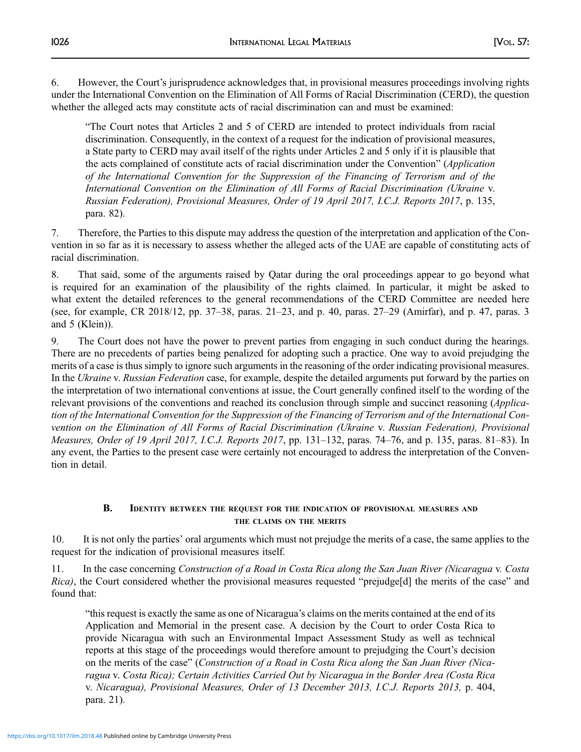6. However, the Court's jurisprudence acknowledges that, in provisional measures proceedings involving rights under the International Convention on the Elimination of All Forms of Racial Discrimination (CERD), the question whether the alleged acts may constitute acts of racial discrimination can and must be examined:

> "The Court notes that Articles 2 and 5 of CERD are intended to protect individuals from racial discrimination. Consequently, in the context of a request for the indication of provisional measures, a State party to CERD may avail itself of the rights under Articles 2 and 5 only if it is plausible that the acts complained of constitute acts of racial discrimination under the Convention" (*Application of the International Convention for the Suppression of the Financing of Terrorism and of the International Convention on the Elimination of All Forms of Racial Discrimination (Ukraine* v. *Russian Federation), Provisional Measures, Order of 19 April 2017, I.C.J. Reports 2017*, p. 135, para. 82).

7. Therefore, the Parties to this dispute may address the question of the interpretation and application of the Convention in so far as it is necessary to assess whether the alleged acts of the UAE are capable of constituting acts of racial discrimination.

8. That said, some of the arguments raised by Qatar during the oral proceedings appear to go beyond what is required for an examination of the plausibility of the rights claimed. In particular, it might be asked to what extent the detailed references to the general recommendations of the CERD Committee are needed here (see, for example, CR 2018/12, pp. 37–38, paras. 21–23, and p. 40, paras. 27–29 (Amirfar), and p. 47, paras. 3 and 5 (Klein)).

9. The Court does not have the power to prevent parties from engaging in such conduct during the hearings. There are no precedents of parties being penalized for adopting such a practice. One way to avoid prejudging the merits of a case is thus simply to ignore such arguments in the reasoning of the order indicating provisional measures. In the *Ukraine* v. *Russian Federation* case, for example, despite the detailed arguments put forward by the parties on the interpretation of two international conventions at issue, the Court generally confined itself to the wording of the relevant provisions of the conventions and reached its conclusion through simple and succinct reasoning (*Application of the International Convention for the Suppression of the Financing of Terrorism and of the International Convention on the Elimination of All Forms of Racial Discrimination (Ukraine* v. *Russian Federation), Provisional Measures, Order of 19 April 2017, I.C.J. Reports 2017*, pp. 131–132, paras. 74–76, and p. 135, paras. 81–83). In any event, the Parties to the present case were certainly not encouraged to address the interpretation of the Convention in detail.

### B. Identity between the request for the indication of provisional measures and the claims on the merits

10. It is not only the parties' oral arguments which must not prejudge the merits of a case, the same applies to the request for the indication of provisional measures itself.

11. In the case concerning *Construction of a Road in Costa Rica along the San Juan River (Nicaragua* v. *Costa Rica)*, the Court considered whether the provisional measures requested "prejudge[d] the merits of the case" and found that:

> "this request is exactly the same as one of Nicaragua's claims on the merits contained at the end of its Application and Memorial in the present case. A decision by the Court to order Costa Rica to provide Nicaragua with such an Environmental Impact Assessment Study as well as technical reports at this stage of the proceedings would therefore amount to prejudging the Court's decision on the merits of the case" (*Construction of a Road in Costa Rica along the San Juan River (Nicaragua* v. *Costa Rica); Certain Activities Carried Out by Nicaragua in the Border Area (Costa Rica* v. *Nicaragua), Provisional Measures, Order of 13 December 2013, I.C.J. Reports 2013,* p. 404, para. 21).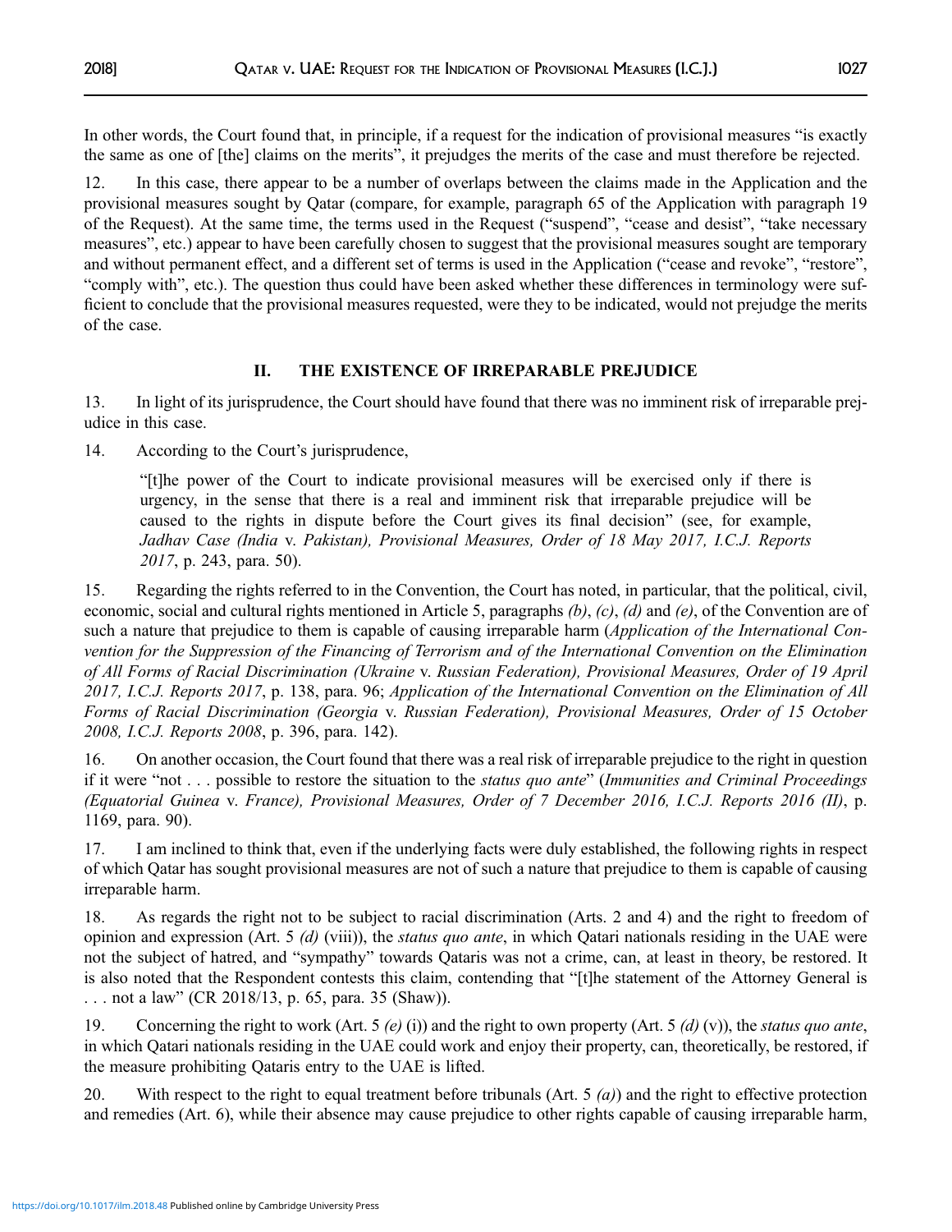In other words, the Court found that, in principle, if a request for the indication of provisional measures "is exactly the same as one of [the] claims on the merits", it prejudges the merits of the case and must therefore be rejected.

12. In this case, there appear to be a number of overlaps between the claims made in the Application and the provisional measures sought by Qatar (compare, for example, paragraph 65 of the Application with paragraph 19 of the Request). At the same time, the terms used in the Request ("suspend", "cease and desist", "take necessary measures", etc.) appear to have been carefully chosen to suggest that the provisional measures sought are temporary and without permanent effect, and a different set of terms is used in the Application ("cease and revoke", "restore", "comply with", etc.). The question thus could have been asked whether these differences in terminology were sufficient to conclude that the provisional measures requested, were they to be indicated, would not prejudge the merits of the case.

## II. THE EXISTENCE OF IRREPARABLE PREJUDICE

13. In light of its jurisprudence, the Court should have found that there was no imminent risk of irreparable prejudice in this case.

14. According to the Court's jurisprudence,

> "[t]he power of the Court to indicate provisional measures will be exercised only if there is urgency, in the sense that there is a real and imminent risk that irreparable prejudice will be caused to the rights in dispute before the Court gives its final decision" (see, for example, *Jadhav Case (India* v. *Pakistan), Provisional Measures, Order of 18 May 2017, I.C.J. Reports 2017*, p. 243, para. 50).

15. Regarding the rights referred to in the Convention, the Court has noted, in particular, that the political, civil, economic, social and cultural rights mentioned in Article 5, paragraphs *(b)*, *(c)*, *(d)* and *(e)*, of the Convention are of such a nature that prejudice to them is capable of causing irreparable harm (*Application of the International Convention for the Suppression of the Financing of Terrorism and of the International Convention on the Elimination of All Forms of Racial Discrimination (Ukraine* v. *Russian Federation), Provisional Measures, Order of 19 April 2017, I.C.J. Reports 2017*, p. 138, para. 96; *Application of the International Convention on the Elimination of All Forms of Racial Discrimination (Georgia* v. *Russian Federation), Provisional Measures, Order of 15 October 2008, I.C.J. Reports 2008*, p. 396, para. 142).

16. On another occasion, the Court found that there was a real risk of irreparable prejudice to the right in question if it were "not . . . possible to restore the situation to the *status quo ante*" (*Immunities and Criminal Proceedings (Equatorial Guinea* v. *France), Provisional Measures, Order of 7 December 2016, I.C.J. Reports 2016 (II)*, p. 1169, para. 90).

17. I am inclined to think that, even if the underlying facts were duly established, the following rights in respect of which Qatar has sought provisional measures are not of such a nature that prejudice to them is capable of causing irreparable harm.

18. As regards the right not to be subject to racial discrimination (Arts. 2 and 4) and the right to freedom of opinion and expression (Art. 5 *(d)* (viii)), the *status quo ante*, in which Qatari nationals residing in the UAE were not the subject of hatred, and "sympathy" towards Qataris was not a crime, can, at least in theory, be restored. It is also noted that the Respondent contests this claim, contending that "[t]he statement of the Attorney General is . . . not a law" (CR 2018/13, p. 65, para. 35 (Shaw)).

19. Concerning the right to work (Art. 5 *(e)* (i)) and the right to own property (Art. 5 *(d)* (v)), the *status quo ante*, in which Qatari nationals residing in the UAE could work and enjoy their property, can, theoretically, be restored, if the measure prohibiting Qataris entry to the UAE is lifted.

20. With respect to the right to equal treatment before tribunals (Art. 5 *(a)*) and the right to effective protection and remedies (Art. 6), while their absence may cause prejudice to other rights capable of causing irreparable harm,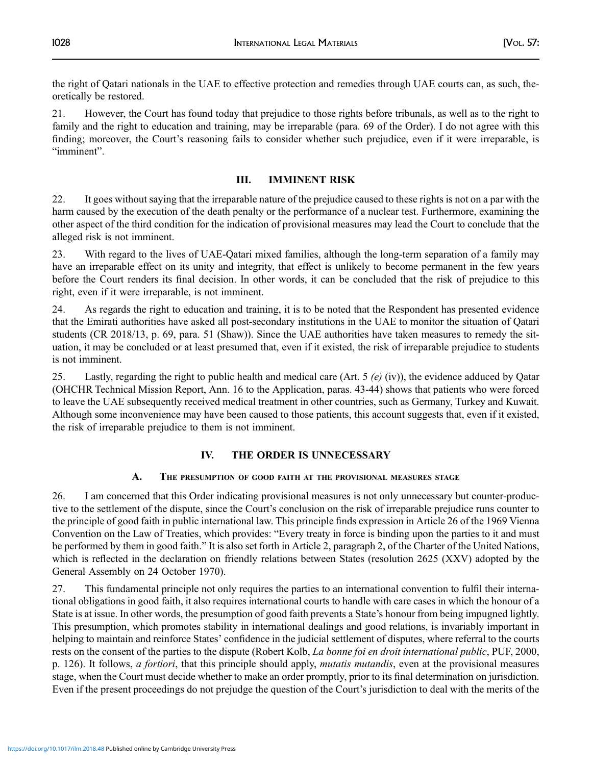the right of Qatari nationals in the UAE to effective protection and remedies through UAE courts can, as such, theoretically be restored.

21. However, the Court has found today that prejudice to those rights before tribunals, as well as to the right to family and the right to education and training, may be irreparable (para. 69 of the Order). I do not agree with this finding; moreover, the Court's reasoning fails to consider whether such prejudice, even if it were irreparable, is "imminent".

## III. IMMINENT RISK

22. It goes without saying that the irreparable nature of the prejudice caused to these rights is not on a par with the harm caused by the execution of the death penalty or the performance of a nuclear test. Furthermore, examining the other aspect of the third condition for the indication of provisional measures may lead the Court to conclude that the alleged risk is not imminent.

23. With regard to the lives of UAE-Qatari mixed families, although the long-term separation of a family may have an irreparable effect on its unity and integrity, that effect is unlikely to become permanent in the few years before the Court renders its final decision. In other words, it can be concluded that the risk of prejudice to this right, even if it were irreparable, is not imminent.

24. As regards the right to education and training, it is to be noted that the Respondent has presented evidence that the Emirati authorities have asked all post-secondary institutions in the UAE to monitor the situation of Qatari students (CR 2018/13, p. 69, para. 51 (Shaw)). Since the UAE authorities have taken measures to remedy the situation, it may be concluded or at least presumed that, even if it existed, the risk of irreparable prejudice to students is not imminent.

25. Lastly, regarding the right to public health and medical care (Art. 5 *(e)* (iv)), the evidence adduced by Qatar (OHCHR Technical Mission Report, Ann. 16 to the Application, paras. 43-44) shows that patients who were forced to leave the UAE subsequently received medical treatment in other countries, such as Germany, Turkey and Kuwait. Although some inconvenience may have been caused to those patients, this account suggests that, even if it existed, the risk of irreparable prejudice to them is not imminent.

## IV. THE ORDER IS UNNECESSARY

### A. The presumption of good faith at the provisional measures stage

26. I am concerned that this Order indicating provisional measures is not only unnecessary but counter-productive to the settlement of the dispute, since the Court's conclusion on the risk of irreparable prejudice runs counter to the principle of good faith in public international law. This principle finds expression in Article 26 of the 1969 Vienna Convention on the Law of Treaties, which provides: "Every treaty in force is binding upon the parties to it and must be performed by them in good faith." It is also set forth in Article 2, paragraph 2, of the Charter of the United Nations, which is reflected in the declaration on friendly relations between States (resolution 2625 (XXV) adopted by the General Assembly on 24 October 1970).

27. This fundamental principle not only requires the parties to an international convention to fulfil their international obligations in good faith, it also requires international courts to handle with care cases in which the honour of a State is at issue. In other words, the presumption of good faith prevents a State's honour from being impugned lightly. This presumption, which promotes stability in international dealings and good relations, is invariably important in helping to maintain and reinforce States' confidence in the judicial settlement of disputes, where referral to the courts rests on the consent of the parties to the dispute (Robert Kolb, *La bonne foi en droit international public*, PUF, 2000, p. 126). It follows, *a fortiori*, that this principle should apply, *mutatis mutandis*, even at the provisional measures stage, when the Court must decide whether to make an order promptly, prior to its final determination on jurisdiction. Even if the present proceedings do not prejudge the question of the Court's jurisdiction to deal with the merits of the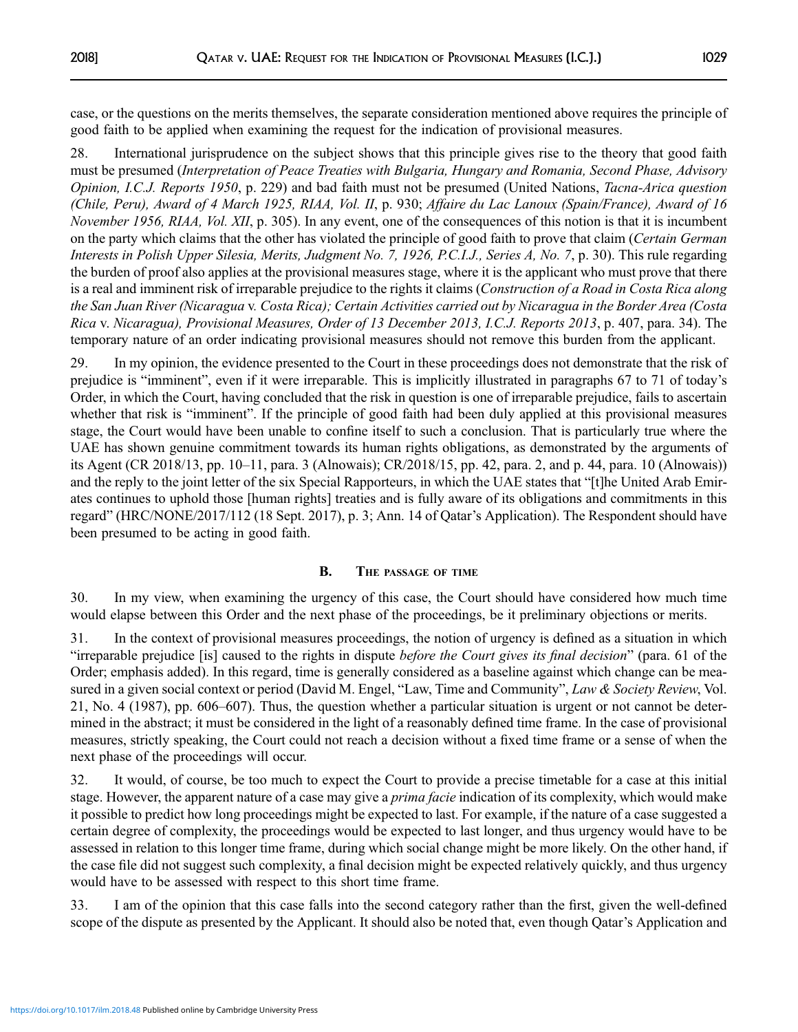case, or the questions on the merits themselves, the separate consideration mentioned above requires the principle of good faith to be applied when examining the request for the indication of provisional measures.

28. International jurisprudence on the subject shows that this principle gives rise to the theory that good faith must be presumed (*Interpretation of Peace Treaties with Bulgaria, Hungary and Romania, Second Phase, Advisory Opinion, I.C.J. Reports 1950*, p. 229) and bad faith must not be presumed (United Nations, *Tacna-Arica question (Chile, Peru), Award of 4 March 1925, RIAA, Vol. II*, p. 930; *Affaire du Lac Lanoux (Spain/France), Award of 16 November 1956, RIAA, Vol. XII*, p. 305). In any event, one of the consequences of this notion is that it is incumbent on the party which claims that the other has violated the principle of good faith to prove that claim (*Certain German Interests in Polish Upper Silesia, Merits, Judgment No. 7, 1926, P.C.I.J., Series A, No. 7*, p. 30). This rule regarding the burden of proof also applies at the provisional measures stage, where it is the applicant who must prove that there is a real and imminent risk of irreparable prejudice to the rights it claims (*Construction of a Road in Costa Rica along the San Juan River (Nicaragua* v. *Costa Rica); Certain Activities carried out by Nicaragua in the Border Area (Costa Rica* v. *Nicaragua), Provisional Measures, Order of 13 December 2013, I.C.J. Reports 2013*, p. 407, para. 34). The temporary nature of an order indicating provisional measures should not remove this burden from the applicant.

29. In my opinion, the evidence presented to the Court in these proceedings does not demonstrate that the risk of prejudice is "imminent", even if it were irreparable. This is implicitly illustrated in paragraphs 67 to 71 of today's Order, in which the Court, having concluded that the risk in question is one of irreparable prejudice, fails to ascertain whether that risk is "imminent". If the principle of good faith had been duly applied at this provisional measures stage, the Court would have been unable to confine itself to such a conclusion. That is particularly true where the UAE has shown genuine commitment towards its human rights obligations, as demonstrated by the arguments of its Agent (CR 2018/13, pp. 10–11, para. 3 (Alnowais); CR/2018/15, pp. 42, para. 2, and p. 44, para. 10 (Alnowais)) and the reply to the joint letter of the six Special Rapporteurs, in which the UAE states that "[t]he United Arab Emirates continues to uphold those [human rights] treaties and is fully aware of its obligations and commitments in this regard" (HRC/NONE/2017/112 (18 Sept. 2017), p. 3; Ann. 14 of Qatar's Application). The Respondent should have been presumed to be acting in good faith.

### B. The passage of time

30. In my view, when examining the urgency of this case, the Court should have considered how much time would elapse between this Order and the next phase of the proceedings, be it preliminary objections or merits.

31. In the context of provisional measures proceedings, the notion of urgency is defined as a situation in which "irreparable prejudice [is] caused to the rights in dispute *before the Court gives its final decision*" (para. 61 of the Order; emphasis added). In this regard, time is generally considered as a baseline against which change can be measured in a given social context or period (David M. Engel, "Law, Time and Community", *Law & Society Review*, Vol. 21, No. 4 (1987), pp. 606–607). Thus, the question whether a particular situation is urgent or not cannot be determined in the abstract; it must be considered in the light of a reasonably defined time frame. In the case of provisional measures, strictly speaking, the Court could not reach a decision without a fixed time frame or a sense of when the next phase of the proceedings will occur.

32. It would, of course, be too much to expect the Court to provide a precise timetable for a case at this initial stage. However, the apparent nature of a case may give a *prima facie* indication of its complexity, which would make it possible to predict how long proceedings might be expected to last. For example, if the nature of a case suggested a certain degree of complexity, the proceedings would be expected to last longer, and thus urgency would have to be assessed in relation to this longer time frame, during which social change might be more likely. On the other hand, if the case file did not suggest such complexity, a final decision might be expected relatively quickly, and thus urgency would have to be assessed with respect to this short time frame.

33. I am of the opinion that this case falls into the second category rather than the first, given the well-defined scope of the dispute as presented by the Applicant. It should also be noted that, even though Qatar's Application and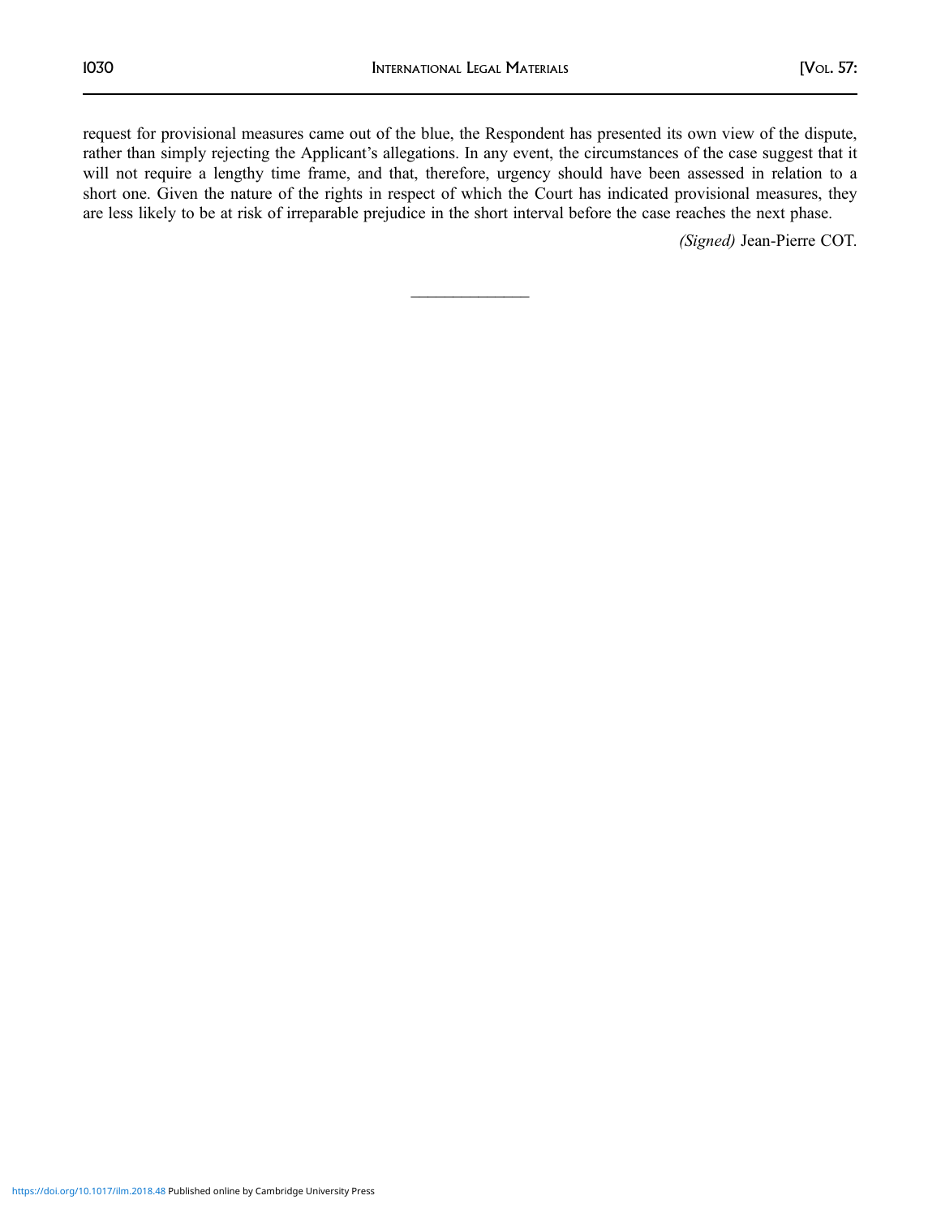request for provisional measures came out of the blue, the Respondent has presented its own view of the dispute, rather than simply rejecting the Applicant's allegations. In any event, the circumstances of the case suggest that it will not require a lengthy time frame, and that, therefore, urgency should have been assessed in relation to a short one. Given the nature of the rights in respect of which the Court has indicated provisional measures, they are less likely to be at risk of irreparable prejudice in the short interval before the case reaches the next phase.

*(Signed)* Jean-Pierre COT.